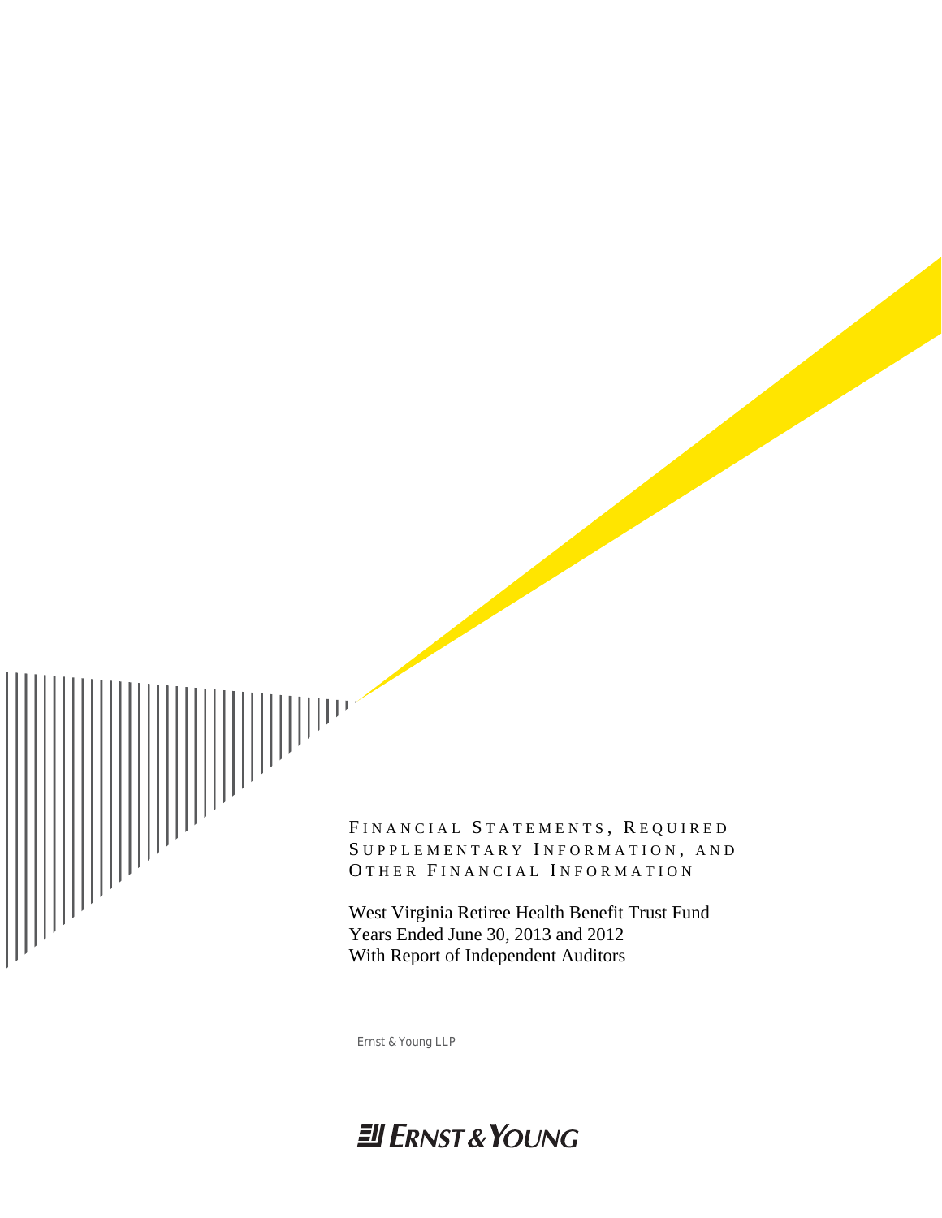# Financial Statements, Required Supplementary Information, and Other Financial Information

West Virginia Retiree Health Benefit Trust Fund
Years Ended June 30, 2013 and 2012
With Report of Independent Auditors

Ernst & Young LLP

Ernst & Young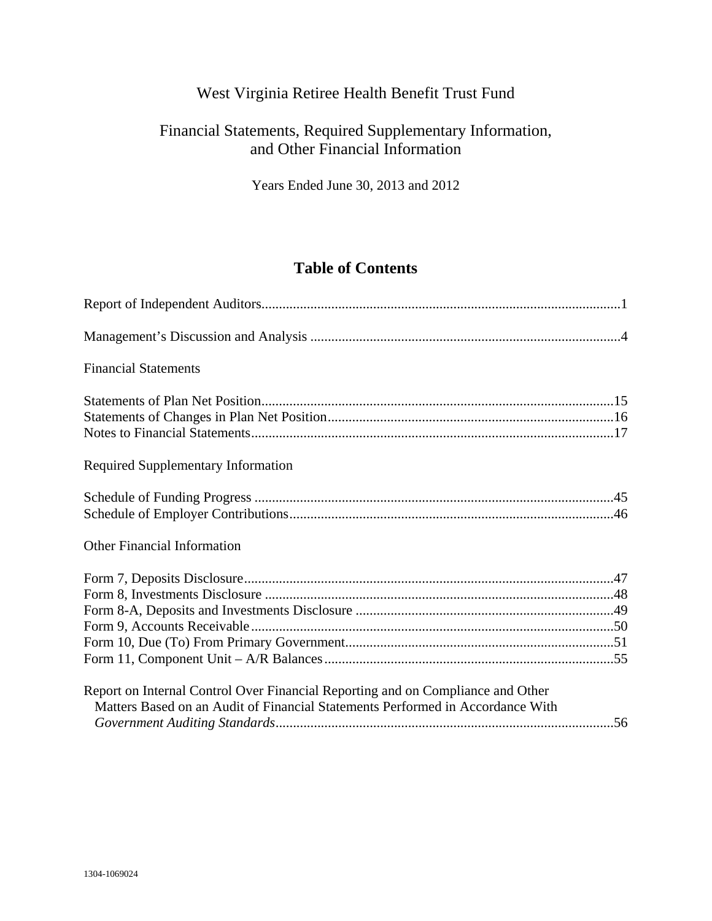# West Virginia Retiree Health Benefit Trust Fund

## Financial Statements, Required Supplementary Information, and Other Financial Information

Years Ended June 30, 2013 and 2012

## Table of Contents

Report of Independent Auditors......1

Management's Discussion and Analysis......4

Financial Statements

Statements of Plan Net Position......15
Statements of Changes in Plan Net Position......16
Notes to Financial Statements......17

Required Supplementary Information

Schedule of Funding Progress......45
Schedule of Employer Contributions......46

Other Financial Information

Form 7, Deposits Disclosure......47
Form 8, Investments Disclosure......48
Form 8-A, Deposits and Investments Disclosure......49
Form 9, Accounts Receivable......50
Form 10, Due (To) From Primary Government......51
Form 11, Component Unit – A/R Balances......55

Report on Internal Control Over Financial Reporting and on Compliance and Other Matters Based on an Audit of Financial Statements Performed in Accordance With *Government Auditing Standards*......56

1304-1069024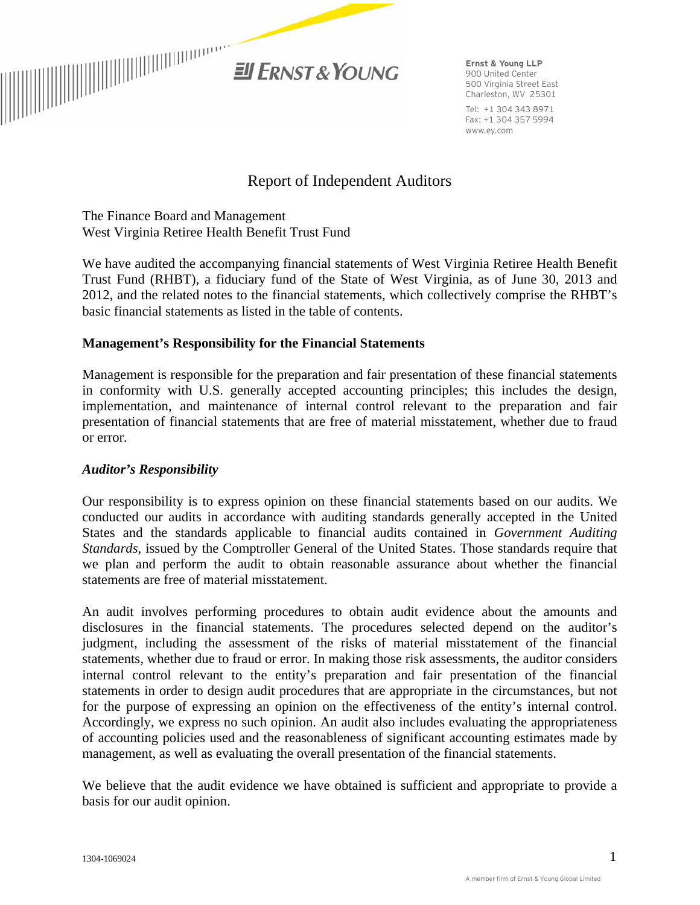Ernst & Young LLP
900 United Center
500 Virginia Street East
Charleston, WV 25301

Tel: +1 304 343 8971
Fax: +1 304 357 5994
www.ey.com

# Report of Independent Auditors

The Finance Board and Management
West Virginia Retiree Health Benefit Trust Fund

We have audited the accompanying financial statements of West Virginia Retiree Health Benefit Trust Fund (RHBT), a fiduciary fund of the State of West Virginia, as of June 30, 2013 and 2012, and the related notes to the financial statements, which collectively comprise the RHBT's basic financial statements as listed in the table of contents.

### Management's Responsibility for the Financial Statements

Management is responsible for the preparation and fair presentation of these financial statements in conformity with U.S. generally accepted accounting principles; this includes the design, implementation, and maintenance of internal control relevant to the preparation and fair presentation of financial statements that are free of material misstatement, whether due to fraud or error.

### *Auditor's Responsibility*

Our responsibility is to express opinion on these financial statements based on our audits. We conducted our audits in accordance with auditing standards generally accepted in the United States and the standards applicable to financial audits contained in *Government Auditing Standards*, issued by the Comptroller General of the United States. Those standards require that we plan and perform the audit to obtain reasonable assurance about whether the financial statements are free of material misstatement.

An audit involves performing procedures to obtain audit evidence about the amounts and disclosures in the financial statements. The procedures selected depend on the auditor's judgment, including the assessment of the risks of material misstatement of the financial statements, whether due to fraud or error. In making those risk assessments, the auditor considers internal control relevant to the entity's preparation and fair presentation of the financial statements in order to design audit procedures that are appropriate in the circumstances, but not for the purpose of expressing an opinion on the effectiveness of the entity's internal control. Accordingly, we express no such opinion. An audit also includes evaluating the appropriateness of accounting policies used and the reasonableness of significant accounting estimates made by management, as well as evaluating the overall presentation of the financial statements.

We believe that the audit evidence we have obtained is sufficient and appropriate to provide a basis for our audit opinion.

1304-1069024

A member firm of Ernst & Young Global Limited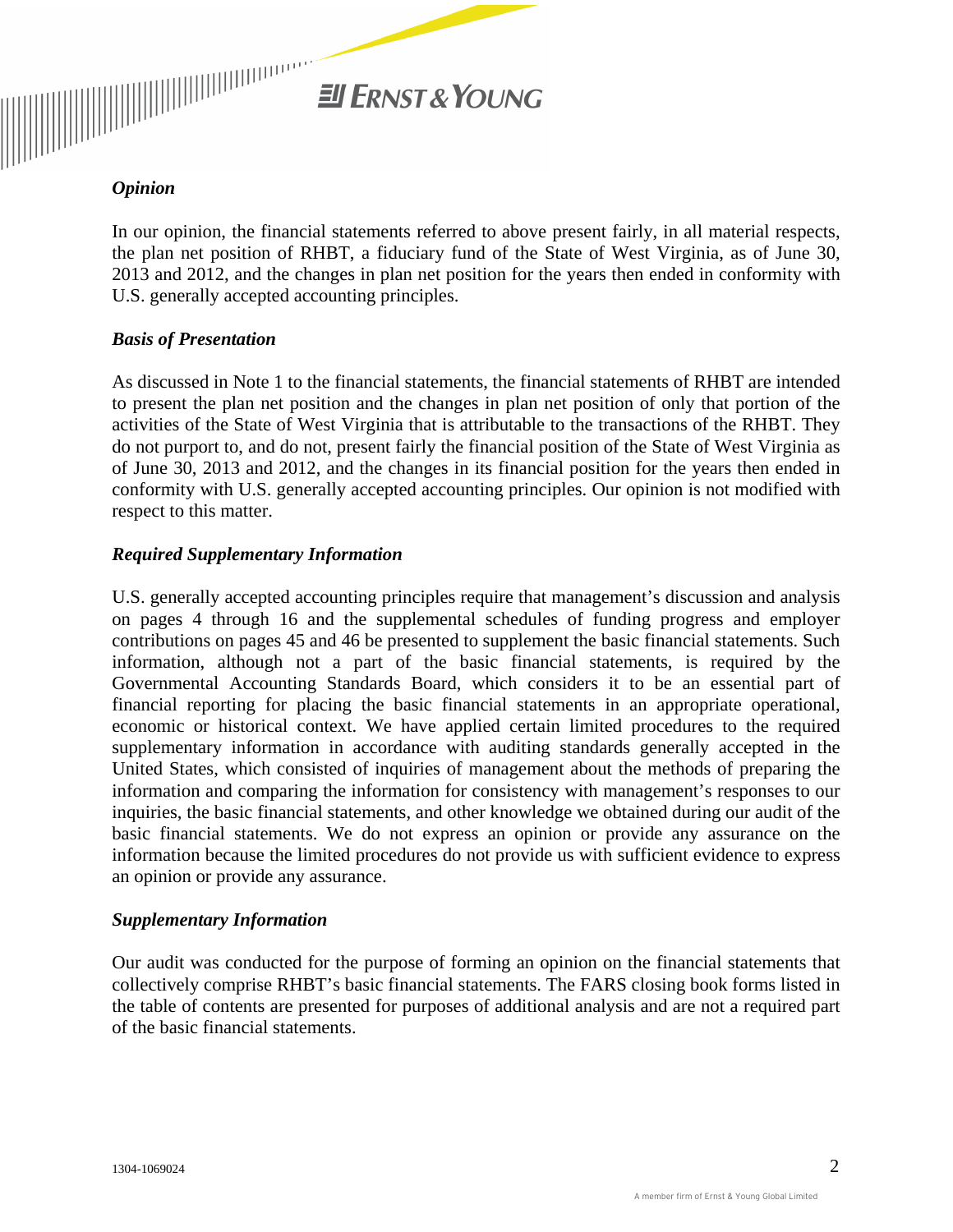### *Opinion*

In our opinion, the financial statements referred to above present fairly, in all material respects, the plan net position of RHBT, a fiduciary fund of the State of West Virginia, as of June 30, 2013 and 2012, and the changes in plan net position for the years then ended in conformity with U.S. generally accepted accounting principles.

### *Basis of Presentation*

As discussed in Note 1 to the financial statements, the financial statements of RHBT are intended to present the plan net position and the changes in plan net position of only that portion of the activities of the State of West Virginia that is attributable to the transactions of the RHBT. They do not purport to, and do not, present fairly the financial position of the State of West Virginia as of June 30, 2013 and 2012, and the changes in its financial position for the years then ended in conformity with U.S. generally accepted accounting principles. Our opinion is not modified with respect to this matter.

### *Required Supplementary Information*

U.S. generally accepted accounting principles require that management's discussion and analysis on pages 4 through 16 and the supplemental schedules of funding progress and employer contributions on pages 45 and 46 be presented to supplement the basic financial statements. Such information, although not a part of the basic financial statements, is required by the Governmental Accounting Standards Board, which considers it to be an essential part of financial reporting for placing the basic financial statements in an appropriate operational, economic or historical context. We have applied certain limited procedures to the required supplementary information in accordance with auditing standards generally accepted in the United States, which consisted of inquiries of management about the methods of preparing the information and comparing the information for consistency with management's responses to our inquiries, the basic financial statements, and other knowledge we obtained during our audit of the basic financial statements. We do not express an opinion or provide any assurance on the information because the limited procedures do not provide us with sufficient evidence to express an opinion or provide any assurance.

### *Supplementary Information*

Our audit was conducted for the purpose of forming an opinion on the financial statements that collectively comprise RHBT's basic financial statements. The FARS closing book forms listed in the table of contents are presented for purposes of additional analysis and are not a required part of the basic financial statements.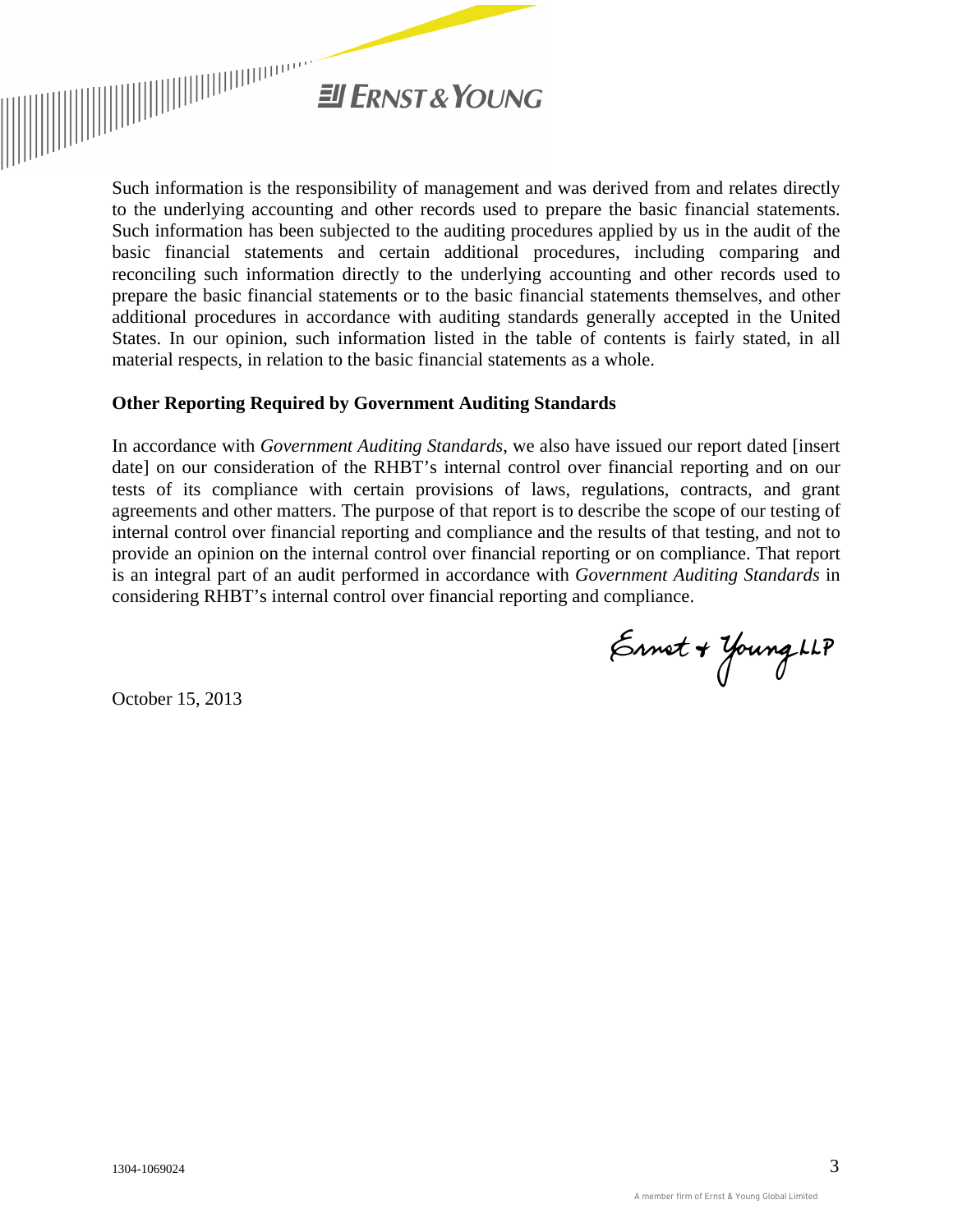Such information is the responsibility of management and was derived from and relates directly to the underlying accounting and other records used to prepare the basic financial statements. Such information has been subjected to the auditing procedures applied by us in the audit of the basic financial statements and certain additional procedures, including comparing and reconciling such information directly to the underlying accounting and other records used to prepare the basic financial statements or to the basic financial statements themselves, and other additional procedures in accordance with auditing standards generally accepted in the United States. In our opinion, such information listed in the table of contents is fairly stated, in all material respects, in relation to the basic financial statements as a whole.

**Other Reporting Required by Government Auditing Standards**

In accordance with *Government Auditing Standards*, we also have issued our report dated [insert date] on our consideration of the RHBT's internal control over financial reporting and on our tests of its compliance with certain provisions of laws, regulations, contracts, and grant agreements and other matters. The purpose of that report is to describe the scope of our testing of internal control over financial reporting and compliance and the results of that testing, and not to provide an opinion on the internal control over financial reporting or on compliance. That report is an integral part of an audit performed in accordance with *Government Auditing Standards* in considering RHBT's internal control over financial reporting and compliance.

Ernst & Young LLP

October 15, 2013

1304-1069024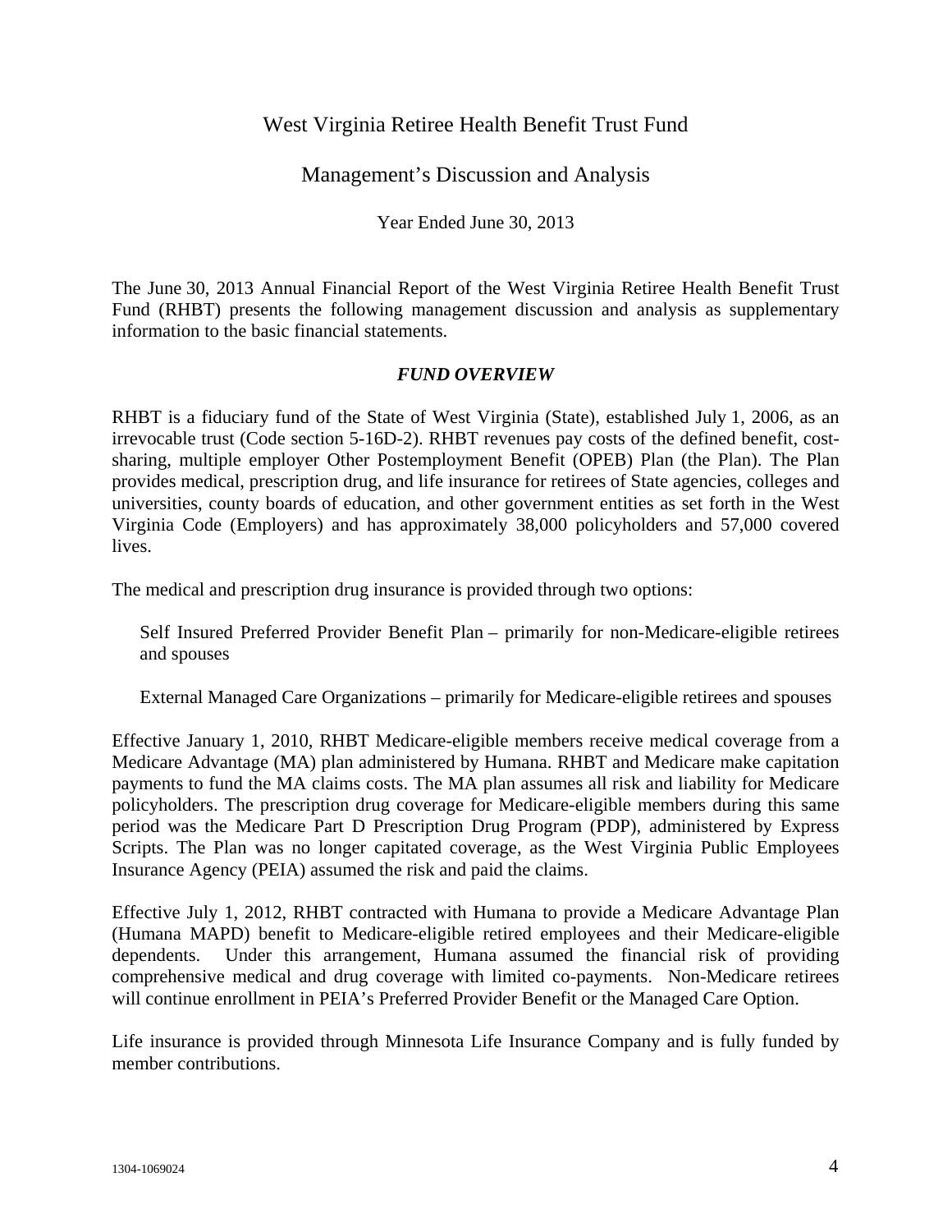# West Virginia Retiree Health Benefit Trust Fund

## Management's Discussion and Analysis

Year Ended June 30, 2013

The June 30, 2013 Annual Financial Report of the West Virginia Retiree Health Benefit Trust Fund (RHBT) presents the following management discussion and analysis as supplementary information to the basic financial statements.

### *FUND OVERVIEW*

RHBT is a fiduciary fund of the State of West Virginia (State), established July 1, 2006, as an irrevocable trust (Code section 5-16D-2). RHBT revenues pay costs of the defined benefit, cost-sharing, multiple employer Other Postemployment Benefit (OPEB) Plan (the Plan). The Plan provides medical, prescription drug, and life insurance for retirees of State agencies, colleges and universities, county boards of education, and other government entities as set forth in the West Virginia Code (Employers) and has approximately 38,000 policyholders and 57,000 covered lives.

The medical and prescription drug insurance is provided through two options:

Self Insured Preferred Provider Benefit Plan – primarily for non-Medicare-eligible retirees and spouses

External Managed Care Organizations – primarily for Medicare-eligible retirees and spouses

Effective January 1, 2010, RHBT Medicare-eligible members receive medical coverage from a Medicare Advantage (MA) plan administered by Humana. RHBT and Medicare make capitation payments to fund the MA claims costs. The MA plan assumes all risk and liability for Medicare policyholders. The prescription drug coverage for Medicare-eligible members during this same period was the Medicare Part D Prescription Drug Program (PDP), administered by Express Scripts. The Plan was no longer capitated coverage, as the West Virginia Public Employees Insurance Agency (PEIA) assumed the risk and paid the claims.

Effective July 1, 2012, RHBT contracted with Humana to provide a Medicare Advantage Plan (Humana MAPD) benefit to Medicare-eligible retired employees and their Medicare-eligible dependents. Under this arrangement, Humana assumed the financial risk of providing comprehensive medical and drug coverage with limited co-payments. Non-Medicare retirees will continue enrollment in PEIA's Preferred Provider Benefit or the Managed Care Option.

Life insurance is provided through Minnesota Life Insurance Company and is fully funded by member contributions.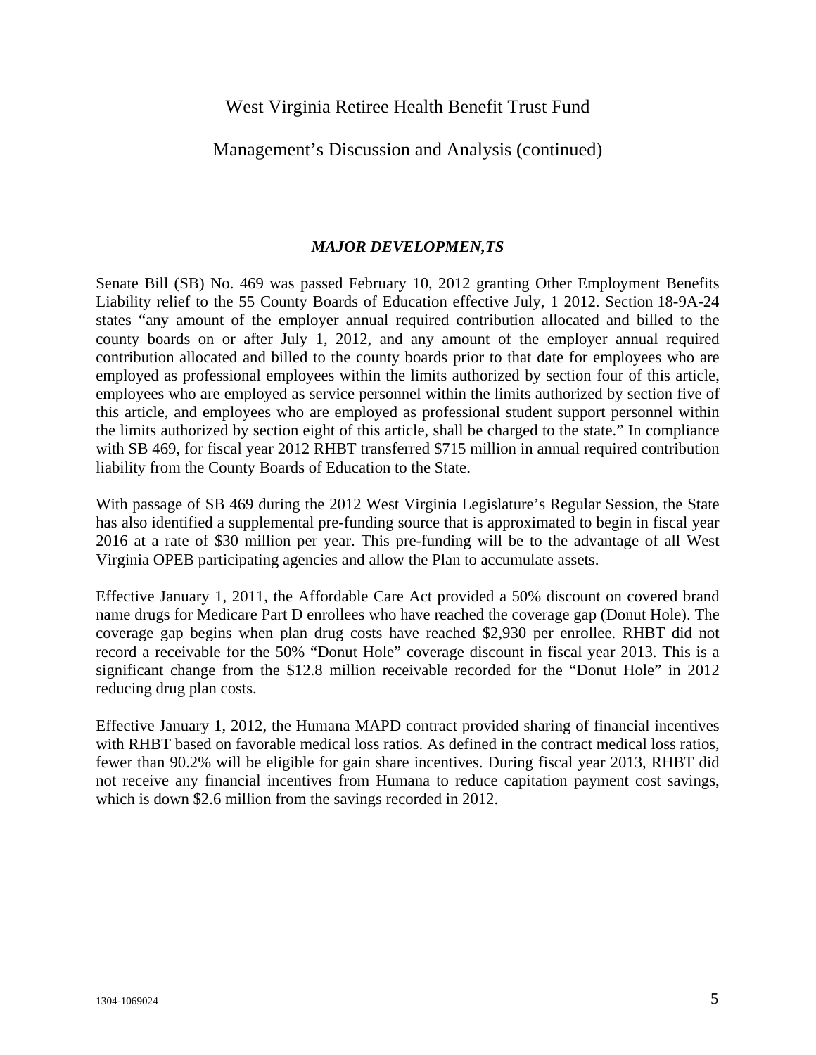West Virginia Retiree Health Benefit Trust Fund

Management's Discussion and Analysis (continued)

### ***MAJOR DEVELOPMEN,TS***

Senate Bill (SB) No. 469 was passed February 10, 2012 granting Other Employment Benefits Liability relief to the 55 County Boards of Education effective July, 1 2012. Section 18-9A-24 states "any amount of the employer annual required contribution allocated and billed to the county boards on or after July 1, 2012, and any amount of the employer annual required contribution allocated and billed to the county boards prior to that date for employees who are employed as professional employees within the limits authorized by section four of this article, employees who are employed as service personnel within the limits authorized by section five of this article, and employees who are employed as professional student support personnel within the limits authorized by section eight of this article, shall be charged to the state." In compliance with SB 469, for fiscal year 2012 RHBT transferred $715 million in annual required contribution liability from the County Boards of Education to the State.

With passage of SB 469 during the 2012 West Virginia Legislature's Regular Session, the State has also identified a supplemental pre-funding source that is approximated to begin in fiscal year 2016 at a rate of $30 million per year. This pre-funding will be to the advantage of all West Virginia OPEB participating agencies and allow the Plan to accumulate assets.

Effective January 1, 2011, the Affordable Care Act provided a 50% discount on covered brand name drugs for Medicare Part D enrollees who have reached the coverage gap (Donut Hole). The coverage gap begins when plan drug costs have reached $2,930 per enrollee. RHBT did not record a receivable for the 50% "Donut Hole" coverage discount in fiscal year 2013. This is a significant change from the $12.8 million receivable recorded for the "Donut Hole" in 2012 reducing drug plan costs.

Effective January 1, 2012, the Humana MAPD contract provided sharing of financial incentives with RHBT based on favorable medical loss ratios. As defined in the contract medical loss ratios, fewer than 90.2% will be eligible for gain share incentives. During fiscal year 2013, RHBT did not receive any financial incentives from Humana to reduce capitation payment cost savings, which is down $2.6 million from the savings recorded in 2012.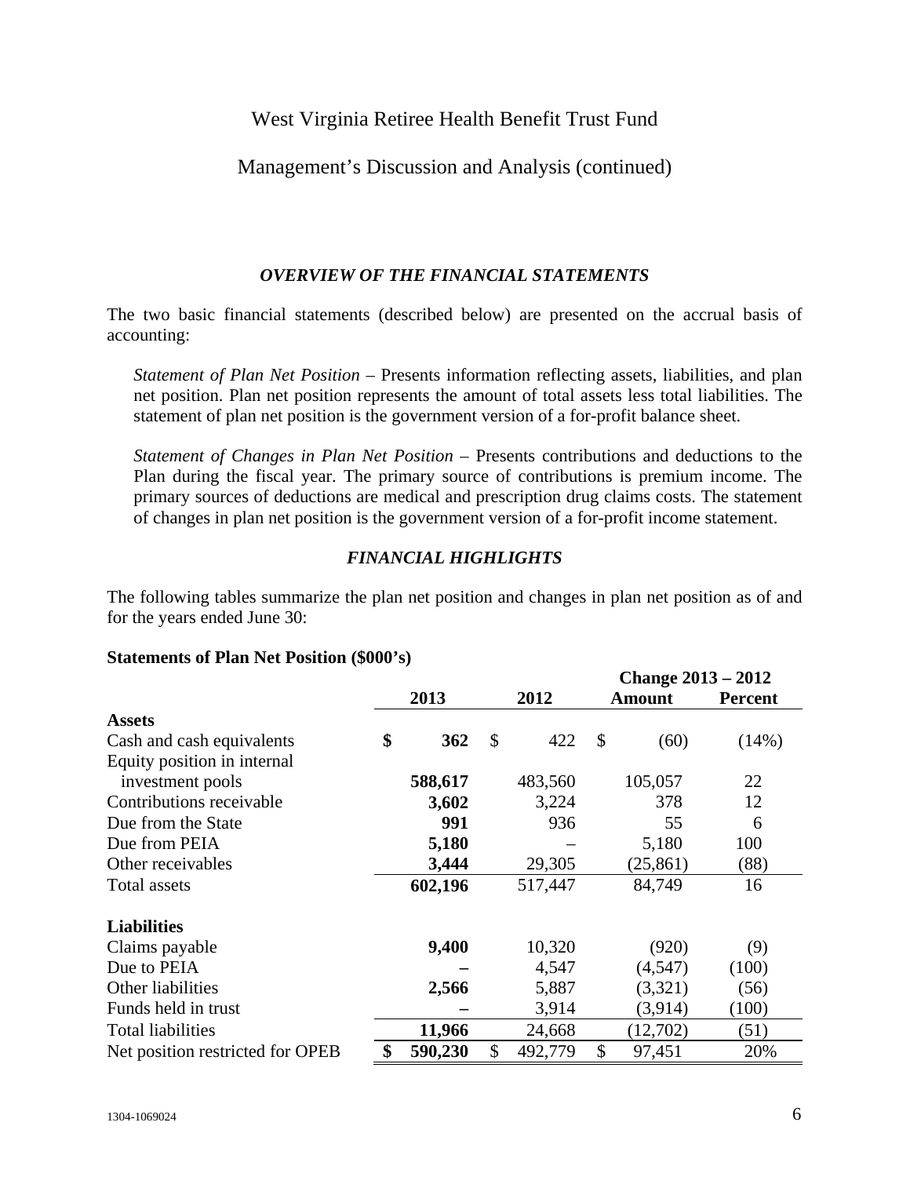# West Virginia Retiree Health Benefit Trust Fund

## Management's Discussion and Analysis (continued)

### *OVERVIEW OF THE FINANCIAL STATEMENTS*

The two basic financial statements (described below) are presented on the accrual basis of accounting:

*Statement of Plan Net Position* – Presents information reflecting assets, liabilities, and plan net position. Plan net position represents the amount of total assets less total liabilities. The statement of plan net position is the government version of a for-profit balance sheet.

*Statement of Changes in Plan Net Position* – Presents contributions and deductions to the Plan during the fiscal year. The primary source of contributions is premium income. The primary sources of deductions are medical and prescription drug claims costs. The statement of changes in plan net position is the government version of a for-profit income statement.

### *FINANCIAL HIGHLIGHTS*

The following tables summarize the plan net position and changes in plan net position as of and for the years ended June 30:

**Statements of Plan Net Position ($000's)**

| | | | Change 2013 – 2012 | |
|---|---|---|---|---|
| | **2013** | **2012** | **Amount** | **Percent** |
| **Assets** | | | | |
| Cash and cash equivalents | **$ 362** | $ 422 | $ (60) | (14%) |
| Equity position in internal investment pools | **588,617** | 483,560 | 105,057 | 22 |
| Contributions receivable | **3,602** | 3,224 | 378 | 12 |
| Due from the State | **991** | 936 | 55 | 6 |
| Due from PEIA | **5,180** | – | 5,180 | 100 |
| Other receivables | **3,444** | 29,305 | (25,861) | (88) |
| Total assets | **602,196** | 517,447 | 84,749 | 16 |
| **Liabilities** | | | | |
| Claims payable | **9,400** | 10,320 | (920) | (9) |
| Due to PEIA | **–** | 4,547 | (4,547) | (100) |
| Other liabilities | **2,566** | 5,887 | (3,321) | (56) |
| Funds held in trust | **–** | 3,914 | (3,914) | (100) |
| Total liabilities | **11,966** | 24,668 | (12,702) | (51) |
| Net position restricted for OPEB | **$ 590,230** | $ 492,779 | $ 97,451 | 20% |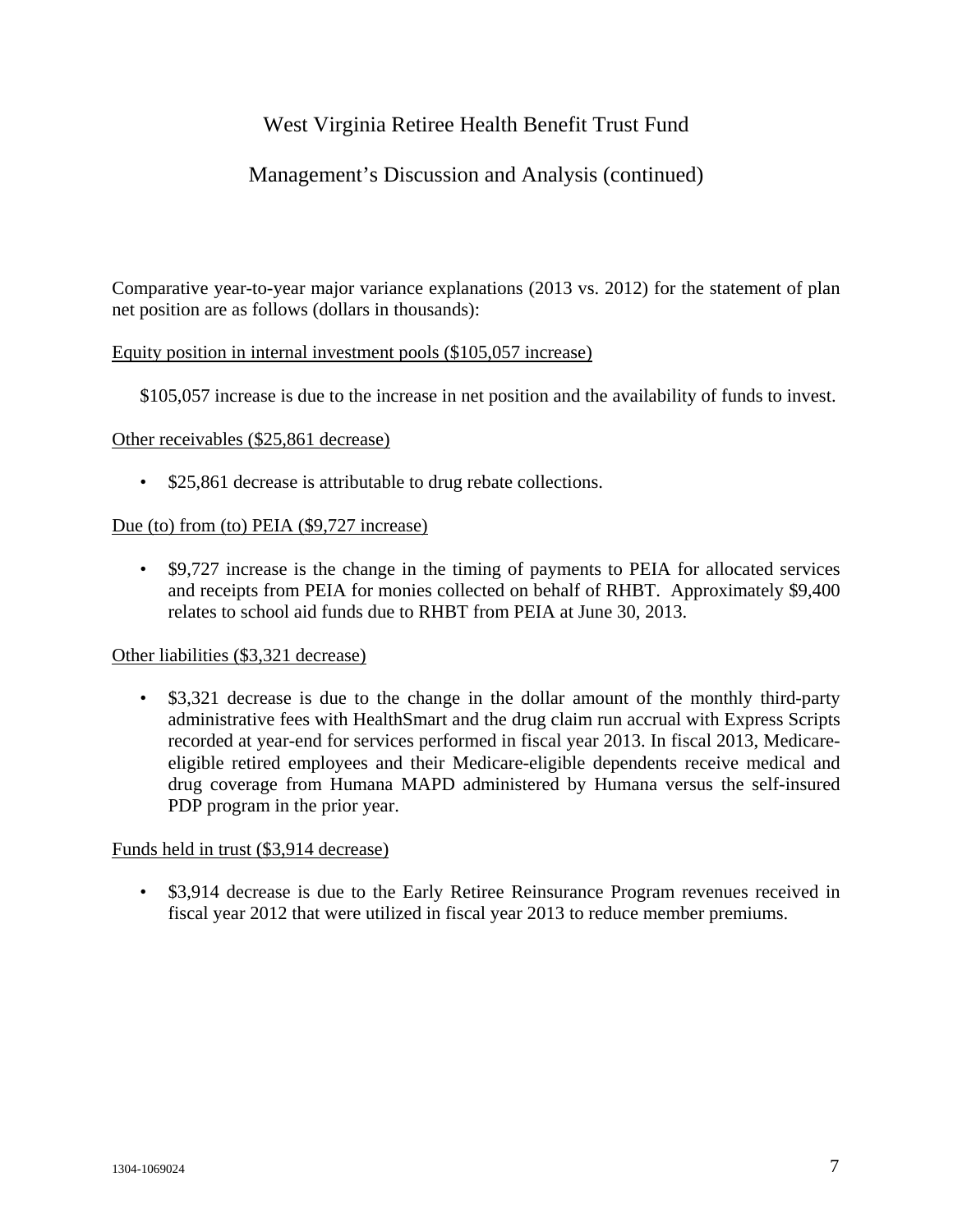# West Virginia Retiree Health Benefit Trust Fund

## Management's Discussion and Analysis (continued)

Comparative year-to-year major variance explanations (2013 vs. 2012) for the statement of plan net position are as follows (dollars in thousands):

<u>Equity position in internal investment pools ($105,057 increase)</u>

$105,057 increase is due to the increase in net position and the availability of funds to invest.

<u>Other receivables ($25,861 decrease)</u>

- $25,861 decrease is attributable to drug rebate collections.

<u>Due (to) from (to) PEIA ($9,727 increase)</u>

- $9,727 increase is the change in the timing of payments to PEIA for allocated services and receipts from PEIA for monies collected on behalf of RHBT. Approximately $9,400 relates to school aid funds due to RHBT from PEIA at June 30, 2013.

<u>Other liabilities ($3,321 decrease)</u>

- $3,321 decrease is due to the change in the dollar amount of the monthly third-party administrative fees with HealthSmart and the drug claim run accrual with Express Scripts recorded at year-end for services performed in fiscal year 2013. In fiscal 2013, Medicare-eligible retired employees and their Medicare-eligible dependents receive medical and drug coverage from Humana MAPD administered by Humana versus the self-insured PDP program in the prior year.

<u>Funds held in trust ($3,914 decrease)</u>

- $3,914 decrease is due to the Early Retiree Reinsurance Program revenues received in fiscal year 2012 that were utilized in fiscal year 2013 to reduce member premiums.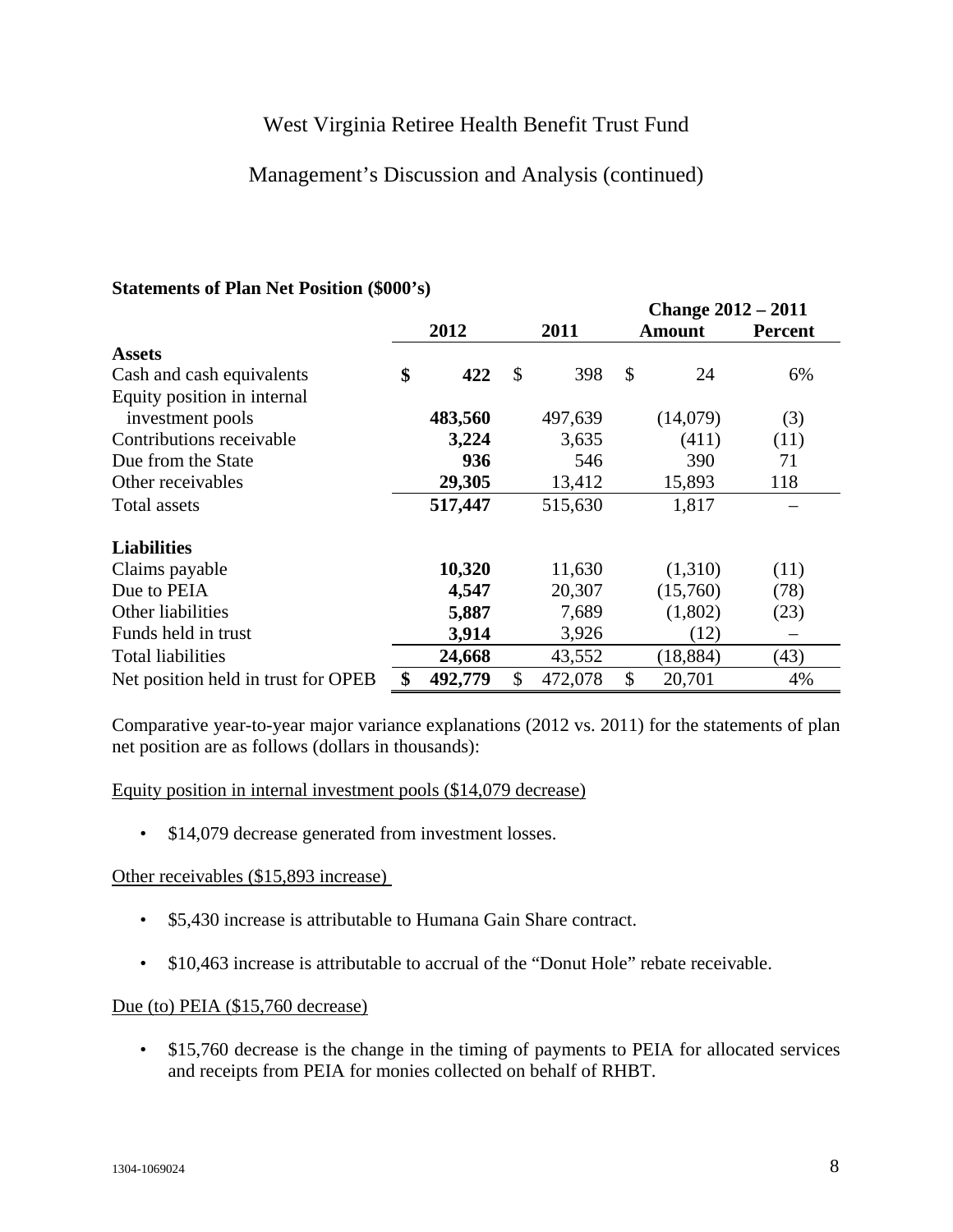West Virginia Retiree Health Benefit Trust Fund

Management's Discussion and Analysis (continued)

**Statements of Plan Net Position ($000's)**

| | 2012 | 2011 | Change 2012 – 2011 Amount | Percent |
|---|---|---|---|---|
| **Assets** | | | | |
| Cash and cash equivalents | **$ 422** | $ 398 | $ 24 | 6% |
| Equity position in internal investment pools | **483,560** | 497,639 | (14,079) | (3) |
| Contributions receivable | **3,224** | 3,635 | (411) | (11) |
| Due from the State | **936** | 546 | 390 | 71 |
| Other receivables | **29,305** | 13,412 | 15,893 | 118 |
| Total assets | **517,447** | 515,630 | 1,817 | – |
| **Liabilities** | | | | |
| Claims payable | **10,320** | 11,630 | (1,310) | (11) |
| Due to PEIA | **4,547** | 20,307 | (15,760) | (78) |
| Other liabilities | **5,887** | 7,689 | (1,802) | (23) |
| Funds held in trust | **3,914** | 3,926 | (12) | – |
| Total liabilities | **24,668** | 43,552 | (18,884) | (43) |
| Net position held in trust for OPEB | **$ 492,779** | $ 472,078 | $ 20,701 | 4% |

Comparative year-to-year major variance explanations (2012 vs. 2011) for the statements of plan net position are as follows (dollars in thousands):

Equity position in internal investment pools ($14,079 decrease)

- $14,079 decrease generated from investment losses.

Other receivables ($15,893 increase)

- $5,430 increase is attributable to Humana Gain Share contract.
- $10,463 increase is attributable to accrual of the "Donut Hole" rebate receivable.

Due (to) PEIA ($15,760 decrease)

- $15,760 decrease is the change in the timing of payments to PEIA for allocated services and receipts from PEIA for monies collected on behalf of RHBT.

1304-1069024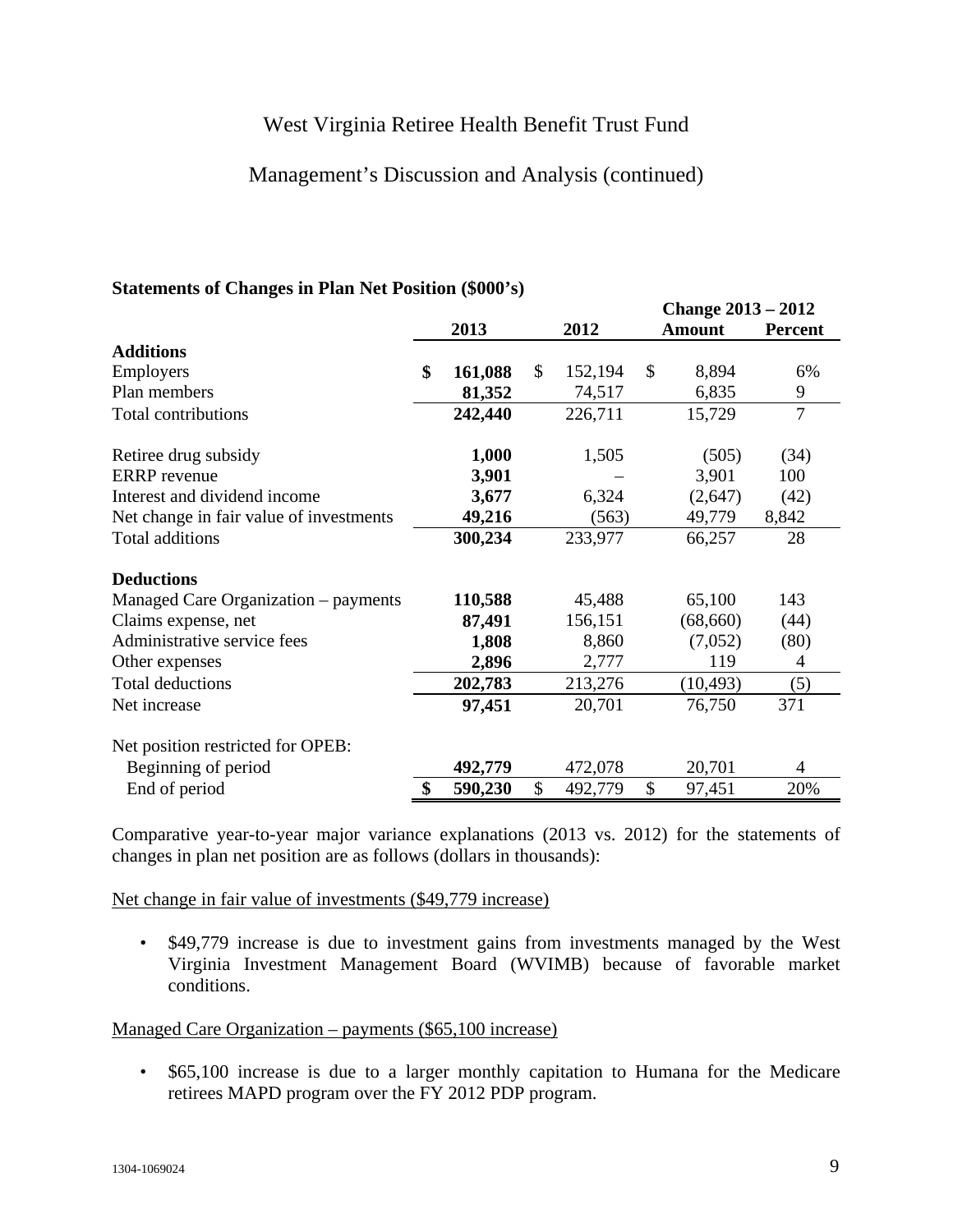# West Virginia Retiree Health Benefit Trust Fund

## Management's Discussion and Analysis (continued)

**Statements of Changes in Plan Net Position ($000's)**

| | 2013 | 2012 | Change 2013 – 2012 Amount | Percent |
|---|---|---|---|---|
| **Additions** | | | | |
| Employers | **$ 161,088** | $ 152,194 | $ 8,894 | 6% |
| Plan members | **81,352** | 74,517 | 6,835 | 9 |
| Total contributions | **242,440** | 226,711 | 15,729 | 7 |
| | | | | |
| Retiree drug subsidy | **1,000** | 1,505 | (505) | (34) |
| ERRP revenue | **3,901** | – | 3,901 | 100 |
| Interest and dividend income | **3,677** | 6,324 | (2,647) | (42) |
| Net change in fair value of investments | **49,216** | (563) | 49,779 | 8,842 |
| Total additions | **300,234** | 233,977 | 66,257 | 28 |
| | | | | |
| **Deductions** | | | | |
| Managed Care Organization – payments | **110,588** | 45,488 | 65,100 | 143 |
| Claims expense, net | **87,491** | 156,151 | (68,660) | (44) |
| Administrative service fees | **1,808** | 8,860 | (7,052) | (80) |
| Other expenses | **2,896** | 2,777 | 119 | 4 |
| Total deductions | **202,783** | 213,276 | (10,493) | (5) |
| Net increase | **97,451** | 20,701 | 76,750 | 371 |
| | | | | |
| Net position restricted for OPEB: | | | | |
| Beginning of period | **492,779** | 472,078 | 20,701 | 4 |
| End of period | **$ 590,230** | $ 492,779 | $ 97,451 | 20% |

Comparative year-to-year major variance explanations (2013 vs. 2012) for the statements of changes in plan net position are as follows (dollars in thousands):

Net change in fair value of investments ($49,779 increase)

- $49,779 increase is due to investment gains from investments managed by the West Virginia Investment Management Board (WVIMB) because of favorable market conditions.

Managed Care Organization – payments ($65,100 increase)

- $65,100 increase is due to a larger monthly capitation to Humana for the Medicare retirees MAPD program over the FY 2012 PDP program.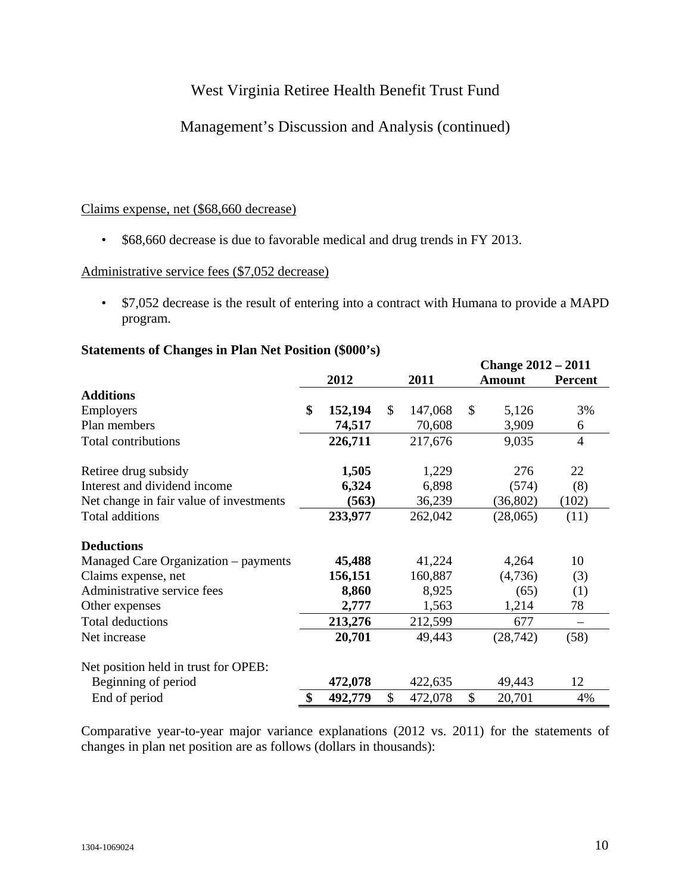Claims expense, net ($68,660 decrease)

- $68,660 decrease is due to favorable medical and drug trends in FY 2013.

Administrative service fees ($7,052 decrease)

- $7,052 decrease is the result of entering into a contract with Humana to provide a MAPD program.

**Statements of Changes in Plan Net Position ($000's)**

| | 2012 | 2011 | Change 2012 – 2011 Amount | Percent |
|---|---|---|---|---|
| **Additions** | | | | |
| Employers | **$ 152,194** | $ 147,068 | $ 5,126 | 3% |
| Plan members | **74,517** | 70,608 | 3,909 | 6 |
| Total contributions | **226,711** | 217,676 | 9,035 | 4 |
| | | | | |
| Retiree drug subsidy | **1,505** | 1,229 | 276 | 22 |
| Interest and dividend income | **6,324** | 6,898 | (574) | (8) |
| Net change in fair value of investments | **(563)** | 36,239 | (36,802) | (102) |
| Total additions | **233,977** | 262,042 | (28,065) | (11) |
| | | | | |
| **Deductions** | | | | |
| Managed Care Organization – payments | **45,488** | 41,224 | 4,264 | 10 |
| Claims expense, net | **156,151** | 160,887 | (4,736) | (3) |
| Administrative service fees | **8,860** | 8,925 | (65) | (1) |
| Other expenses | **2,777** | 1,563 | 1,214 | 78 |
| Total deductions | **213,276** | 212,599 | 677 | – |
| Net increase | **20,701** | 49,443 | (28,742) | (58) |
| | | | | |
| Net position held in trust for OPEB: | | | | |
| Beginning of period | **472,078** | 422,635 | 49,443 | 12 |
| End of period | **$ 492,779** | $ 472,078 | $ 20,701 | 4% |

Comparative year-to-year major variance explanations (2012 vs. 2011) for the statements of changes in plan net position are as follows (dollars in thousands):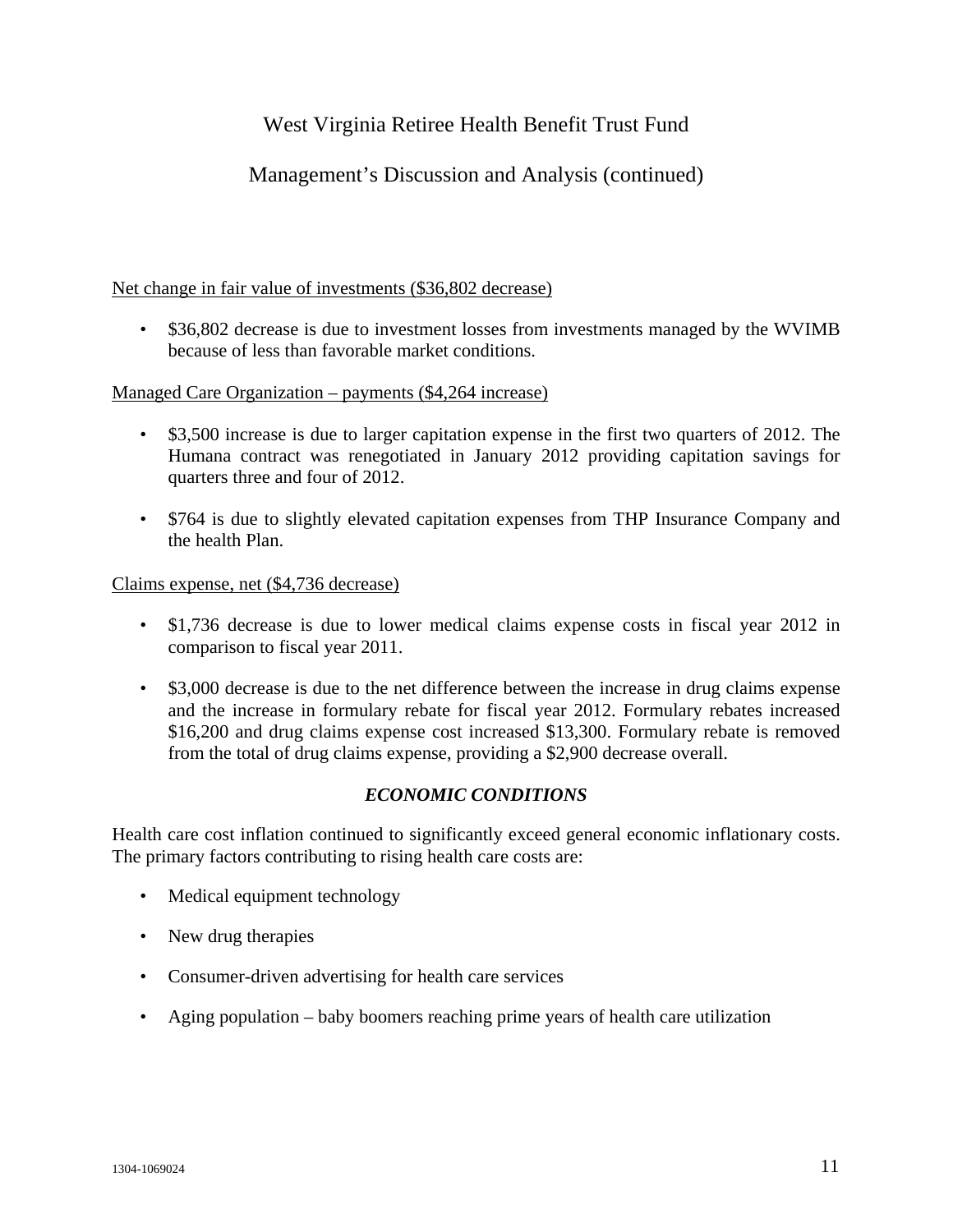Net change in fair value of investments ($36,802 decrease)

- $36,802 decrease is due to investment losses from investments managed by the WVIMB because of less than favorable market conditions.

Managed Care Organization – payments ($4,264 increase)

- $3,500 increase is due to larger capitation expense in the first two quarters of 2012. The Humana contract was renegotiated in January 2012 providing capitation savings for quarters three and four of 2012.
- $764 is due to slightly elevated capitation expenses from THP Insurance Company and the health Plan.

Claims expense, net ($4,736 decrease)

- $1,736 decrease is due to lower medical claims expense costs in fiscal year 2012 in comparison to fiscal year 2011.
- $3,000 decrease is due to the net difference between the increase in drug claims expense and the increase in formulary rebate for fiscal year 2012. Formulary rebates increased $16,200 and drug claims expense cost increased $13,300. Formulary rebate is removed from the total of drug claims expense, providing a $2,900 decrease overall.

### *ECONOMIC CONDITIONS*

Health care cost inflation continued to significantly exceed general economic inflationary costs. The primary factors contributing to rising health care costs are:

- Medical equipment technology
- New drug therapies
- Consumer-driven advertising for health care services
- Aging population – baby boomers reaching prime years of health care utilization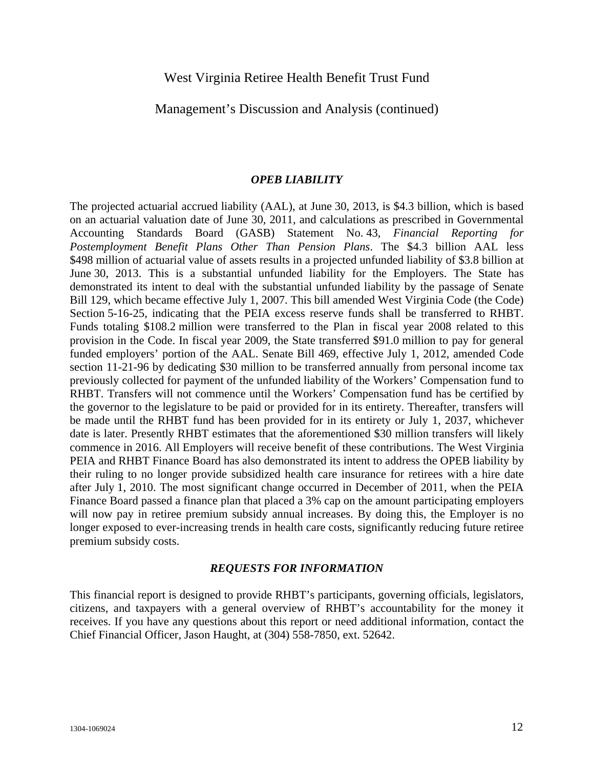West Virginia Retiree Health Benefit Trust Fund

Management's Discussion and Analysis (continued)

### *OPEB LIABILITY*

The projected actuarial accrued liability (AAL), at June 30, 2013, is $4.3 billion, which is based on an actuarial valuation date of June 30, 2011, and calculations as prescribed in Governmental Accounting Standards Board (GASB) Statement No. 43, *Financial Reporting for Postemployment Benefit Plans Other Than Pension Plans*. The $4.3 billion AAL less $498 million of actuarial value of assets results in a projected unfunded liability of $3.8 billion at June 30, 2013. This is a substantial unfunded liability for the Employers. The State has demonstrated its intent to deal with the substantial unfunded liability by the passage of Senate Bill 129, which became effective July 1, 2007. This bill amended West Virginia Code (the Code) Section 5-16-25, indicating that the PEIA excess reserve funds shall be transferred to RHBT. Funds totaling $108.2 million were transferred to the Plan in fiscal year 2008 related to this provision in the Code. In fiscal year 2009, the State transferred $91.0 million to pay for general funded employers' portion of the AAL. Senate Bill 469, effective July 1, 2012, amended Code section 11-21-96 by dedicating $30 million to be transferred annually from personal income tax previously collected for payment of the unfunded liability of the Workers' Compensation fund to RHBT. Transfers will not commence until the Workers' Compensation fund has be certified by the governor to the legislature to be paid or provided for in its entirety. Thereafter, transfers will be made until the RHBT fund has been provided for in its entirety or July 1, 2037, whichever date is later. Presently RHBT estimates that the aforementioned $30 million transfers will likely commence in 2016. All Employers will receive benefit of these contributions. The West Virginia PEIA and RHBT Finance Board has also demonstrated its intent to address the OPEB liability by their ruling to no longer provide subsidized health care insurance for retirees with a hire date after July 1, 2010. The most significant change occurred in December of 2011, when the PEIA Finance Board passed a finance plan that placed a 3% cap on the amount participating employers will now pay in retiree premium subsidy annual increases. By doing this, the Employer is no longer exposed to ever-increasing trends in health care costs, significantly reducing future retiree premium subsidy costs.

### *REQUESTS FOR INFORMATION*

This financial report is designed to provide RHBT's participants, governing officials, legislators, citizens, and taxpayers with a general overview of RHBT's accountability for the money it receives. If you have any questions about this report or need additional information, contact the Chief Financial Officer, Jason Haught, at (304) 558-7850, ext. 52642.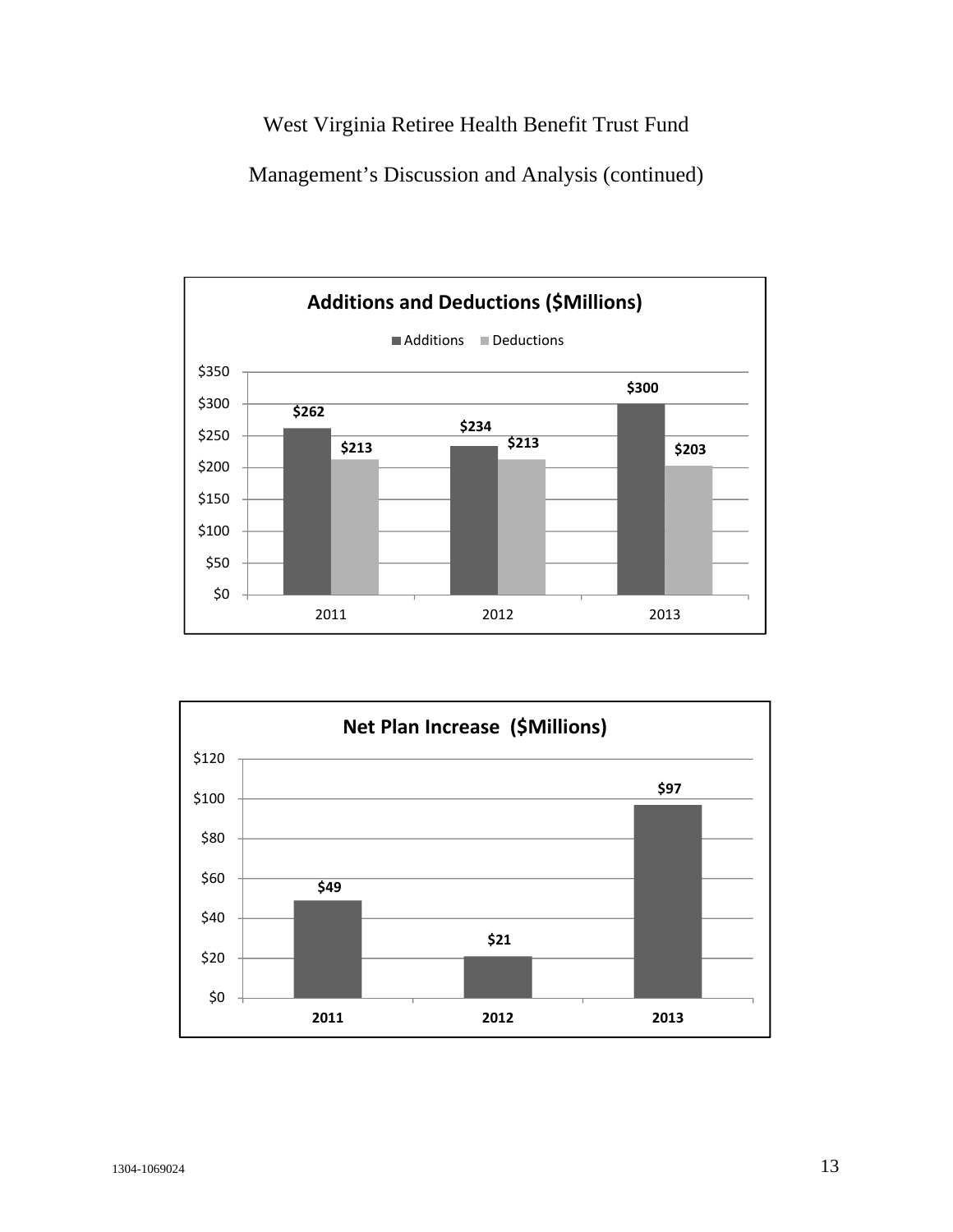West Virginia Retiree Health Benefit Trust Fund

Management's Discussion and Analysis (continued)

**Additions and Deductions ($Millions)**

| | Additions | Deductions |
|---|---|---|
| 2011 | $262 | $213 |
| 2012 | $234 | $213 |
| 2013 | $300 | $203 |

**Net Plan Increase ($Millions)**

| | Net Plan Increase |
|---|---|
| 2011 | $49 |
| 2012 | $21 |
| 2013 | $97 |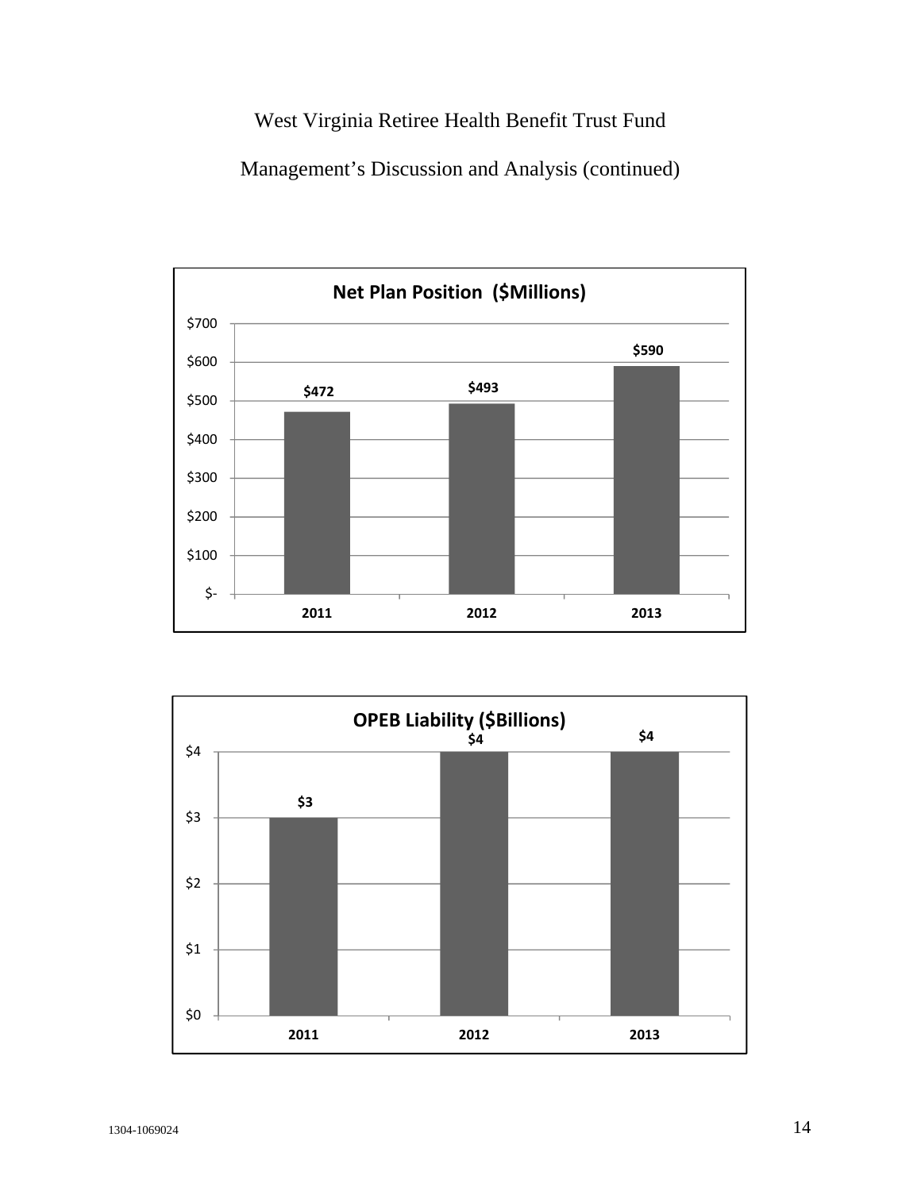West Virginia Retiree Health Benefit Trust Fund

Management's Discussion and Analysis (continued)

**Net Plan Position ($Millions)**

| Year | Net Plan Position ($Millions) |
|---|---|
| 2011 | $472 |
| 2012 | $493 |
| 2013 | $590 |

**OPEB Liability ($Billions)**

| Year | OPEB Liability ($Billions) |
|---|---|
| 2011 | $3 |
| 2012 | $4 |
| 2013 | $4 |

1304-1069024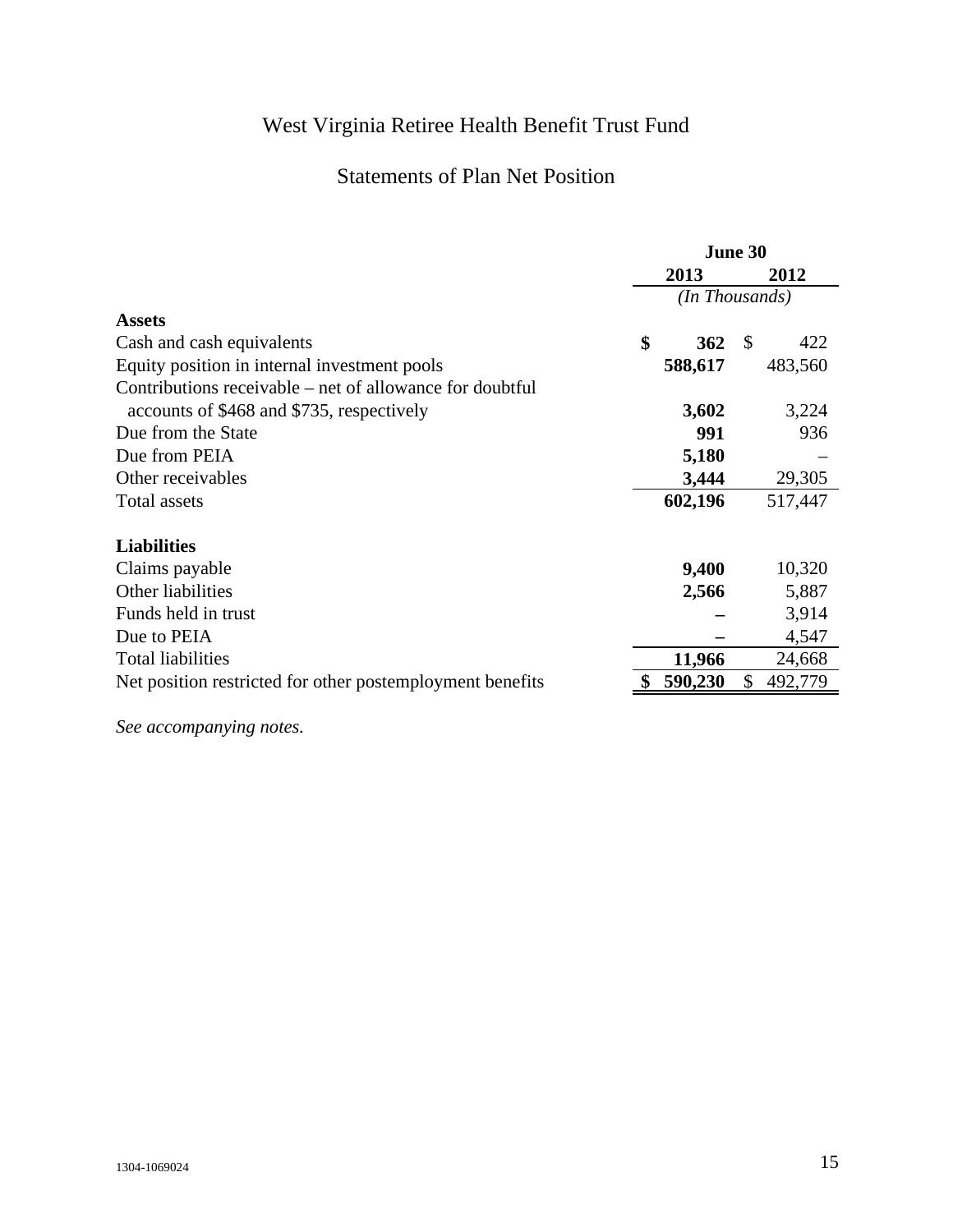# West Virginia Retiree Health Benefit Trust Fund

## Statements of Plan Net Position

| | June 30 | |
|---|---|---|
| | **2013** | **2012** |
| | *(In Thousands)* | |
| **Assets** | | |
| Cash and cash equivalents | **$ 362** | $ 422 |
| Equity position in internal investment pools | **588,617** | 483,560 |
| Contributions receivable – net of allowance for doubtful accounts of $468 and $735, respectively | **3,602** | 3,224 |
| Due from the State | **991** | 936 |
| Due from PEIA | **5,180** | – |
| Other receivables | **3,444** | 29,305 |
| Total assets | **602,196** | 517,447 |
| | | |
| **Liabilities** | | |
| Claims payable | **9,400** | 10,320 |
| Other liabilities | **2,566** | 5,887 |
| Funds held in trust | **–** | 3,914 |
| Due to PEIA | **–** | 4,547 |
| Total liabilities | **11,966** | 24,668 |
| Net position restricted for other postemployment benefits | **$ 590,230** | $ 492,779 |

*See accompanying notes.*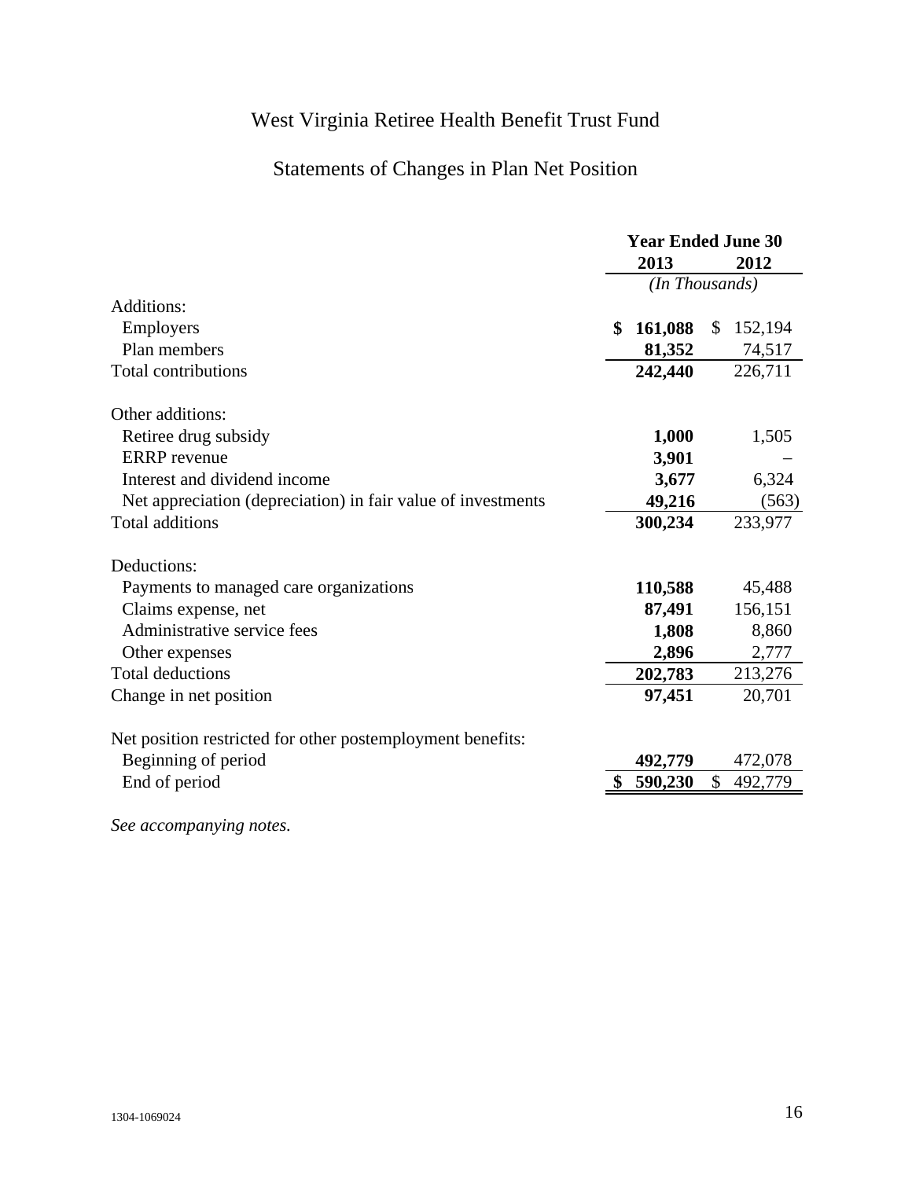# West Virginia Retiree Health Benefit Trust Fund

## Statements of Changes in Plan Net Position

| | Year Ended June 30 | |
|---|---|---|
| | **2013** | **2012** |
| | *(In Thousands)* | |
| Additions: | | |
| Employers | **$ 161,088** | $ 152,194 |
| Plan members | **81,352** | 74,517 |
| Total contributions | **242,440** | 226,711 |
| | | |
| Other additions: | | |
| Retiree drug subsidy | **1,000** | 1,505 |
| ERRP revenue | **3,901** | – |
| Interest and dividend income | **3,677** | 6,324 |
| Net appreciation (depreciation) in fair value of investments | **49,216** | (563) |
| Total additions | **300,234** | 233,977 |
| | | |
| Deductions: | | |
| Payments to managed care organizations | **110,588** | 45,488 |
| Claims expense, net | **87,491** | 156,151 |
| Administrative service fees | **1,808** | 8,860 |
| Other expenses | **2,896** | 2,777 |
| Total deductions | **202,783** | 213,276 |
| Change in net position | **97,451** | 20,701 |
| | | |
| Net position restricted for other postemployment benefits: | | |
| Beginning of period | **492,779** | 472,078 |
| End of period | **$ 590,230** | $ 492,779 |

*See accompanying notes.*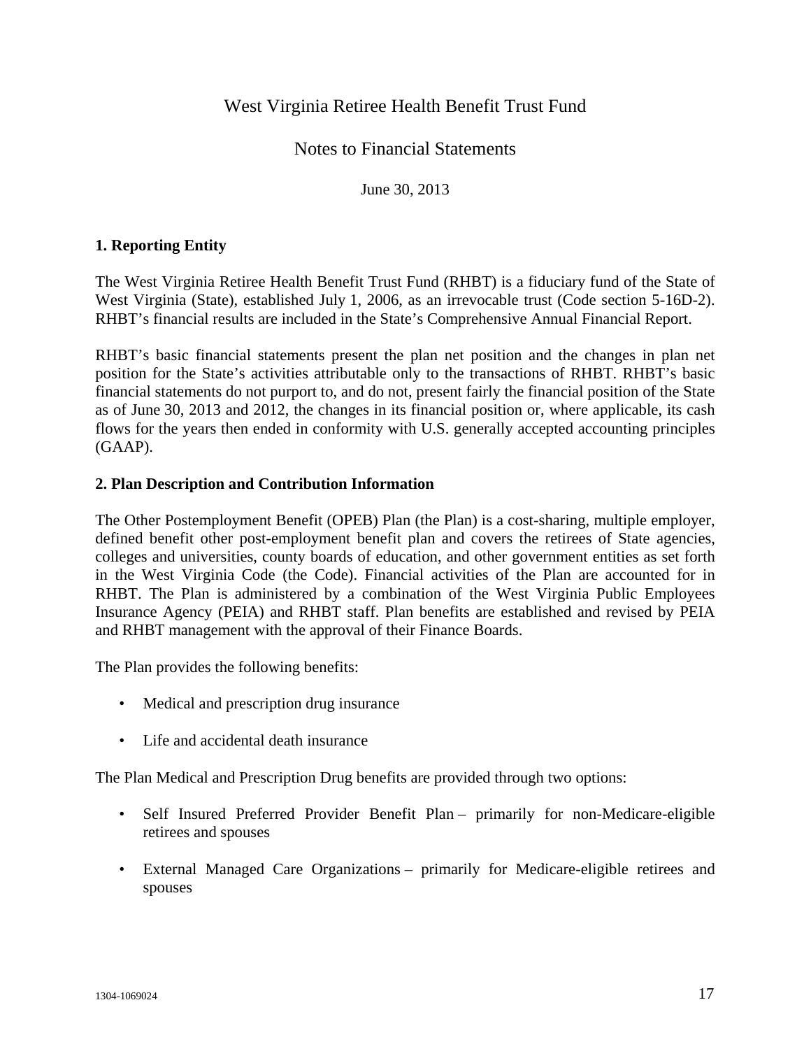# West Virginia Retiree Health Benefit Trust Fund

## Notes to Financial Statements

June 30, 2013

### 1. Reporting Entity

The West Virginia Retiree Health Benefit Trust Fund (RHBT) is a fiduciary fund of the State of West Virginia (State), established July 1, 2006, as an irrevocable trust (Code section 5-16D-2). RHBT's financial results are included in the State's Comprehensive Annual Financial Report.

RHBT's basic financial statements present the plan net position and the changes in plan net position for the State's activities attributable only to the transactions of RHBT. RHBT's basic financial statements do not purport to, and do not, present fairly the financial position of the State as of June 30, 2013 and 2012, the changes in its financial position or, where applicable, its cash flows for the years then ended in conformity with U.S. generally accepted accounting principles (GAAP).

### 2. Plan Description and Contribution Information

The Other Postemployment Benefit (OPEB) Plan (the Plan) is a cost-sharing, multiple employer, defined benefit other post-employment benefit plan and covers the retirees of State agencies, colleges and universities, county boards of education, and other government entities as set forth in the West Virginia Code (the Code). Financial activities of the Plan are accounted for in RHBT. The Plan is administered by a combination of the West Virginia Public Employees Insurance Agency (PEIA) and RHBT staff. Plan benefits are established and revised by PEIA and RHBT management with the approval of their Finance Boards.

The Plan provides the following benefits:

- Medical and prescription drug insurance
- Life and accidental death insurance

The Plan Medical and Prescription Drug benefits are provided through two options:

- Self Insured Preferred Provider Benefit Plan – primarily for non-Medicare-eligible retirees and spouses
- External Managed Care Organizations – primarily for Medicare-eligible retirees and spouses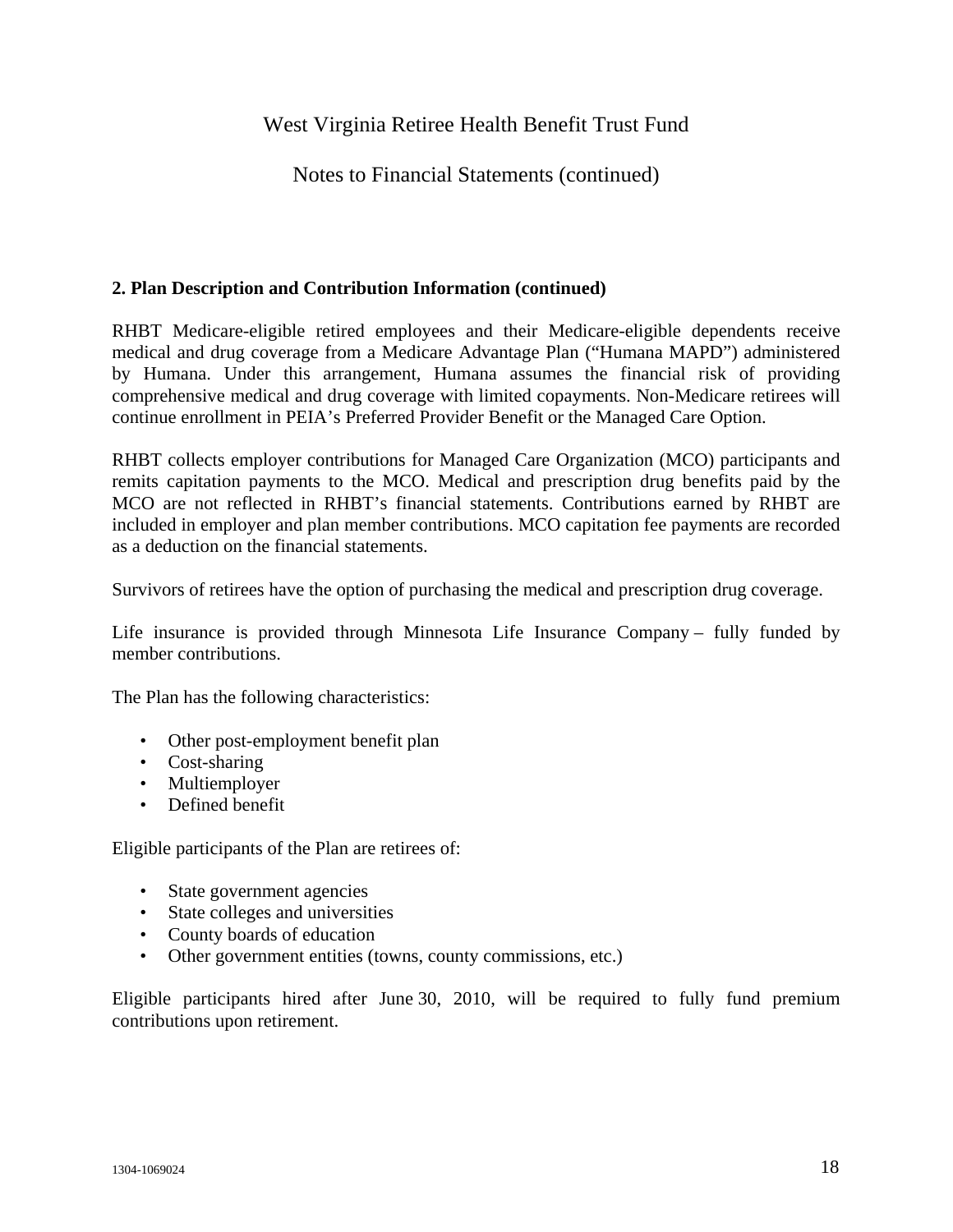# West Virginia Retiree Health Benefit Trust Fund

## Notes to Financial Statements (continued)

### 2. Plan Description and Contribution Information (continued)

RHBT Medicare-eligible retired employees and their Medicare-eligible dependents receive medical and drug coverage from a Medicare Advantage Plan ("Humana MAPD") administered by Humana. Under this arrangement, Humana assumes the financial risk of providing comprehensive medical and drug coverage with limited copayments. Non-Medicare retirees will continue enrollment in PEIA's Preferred Provider Benefit or the Managed Care Option.

RHBT collects employer contributions for Managed Care Organization (MCO) participants and remits capitation payments to the MCO. Medical and prescription drug benefits paid by the MCO are not reflected in RHBT's financial statements. Contributions earned by RHBT are included in employer and plan member contributions. MCO capitation fee payments are recorded as a deduction on the financial statements.

Survivors of retirees have the option of purchasing the medical and prescription drug coverage.

Life insurance is provided through Minnesota Life Insurance Company – fully funded by member contributions.

The Plan has the following characteristics:

- Other post-employment benefit plan
- Cost-sharing
- Multiemployer
- Defined benefit

Eligible participants of the Plan are retirees of:

- State government agencies
- State colleges and universities
- County boards of education
- Other government entities (towns, county commissions, etc.)

Eligible participants hired after June 30, 2010, will be required to fully fund premium contributions upon retirement.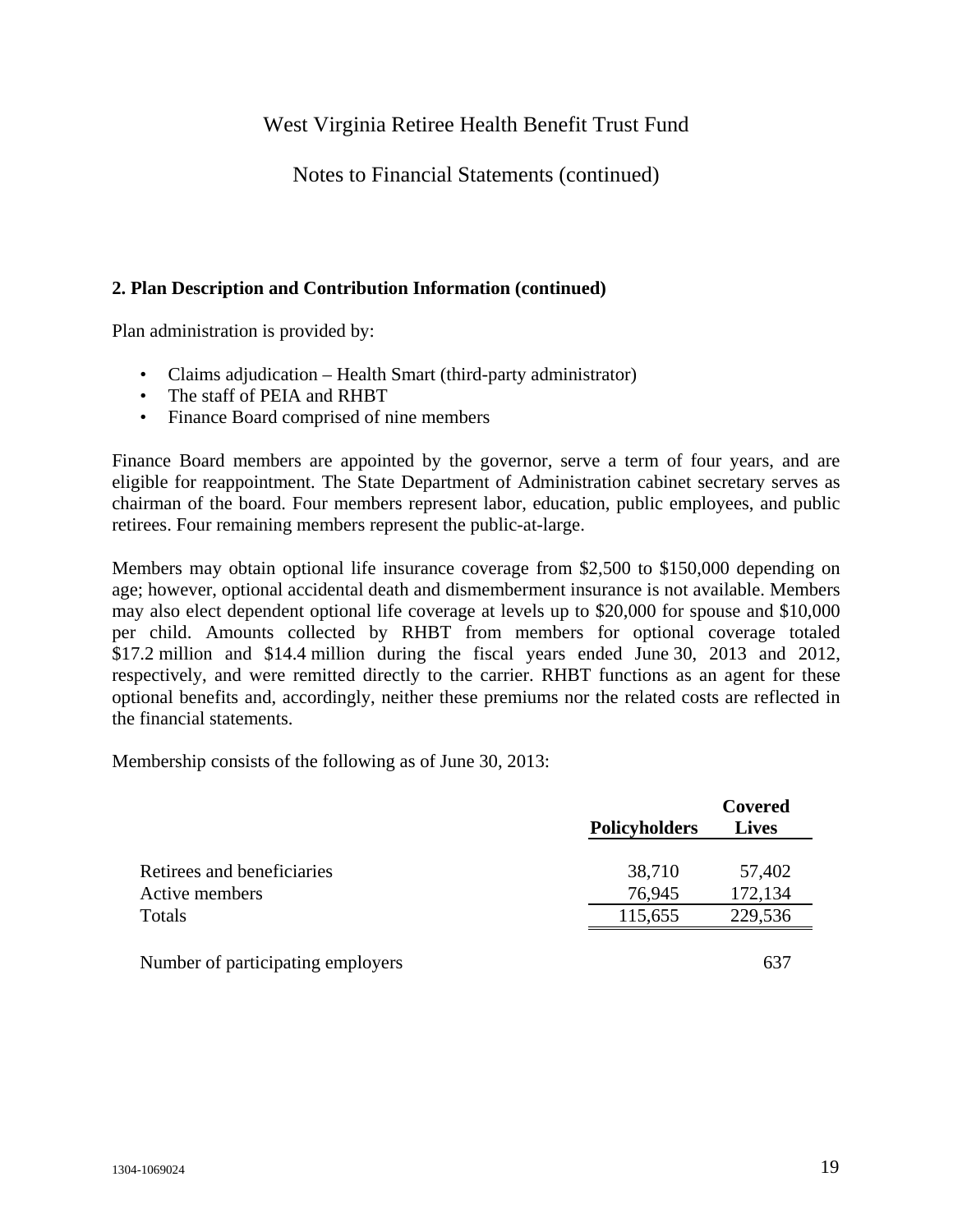## 2. Plan Description and Contribution Information (continued)

Plan administration is provided by:

- Claims adjudication – Health Smart (third-party administrator)
- The staff of PEIA and RHBT
- Finance Board comprised of nine members

Finance Board members are appointed by the governor, serve a term of four years, and are eligible for reappointment. The State Department of Administration cabinet secretary serves as chairman of the board. Four members represent labor, education, public employees, and public retirees. Four remaining members represent the public-at-large.

Members may obtain optional life insurance coverage from $2,500 to $150,000 depending on age; however, optional accidental death and dismemberment insurance is not available. Members may also elect dependent optional life coverage at levels up to $20,000 for spouse and $10,000 per child. Amounts collected by RHBT from members for optional coverage totaled $17.2 million and $14.4 million during the fiscal years ended June 30, 2013 and 2012, respectively, and were remitted directly to the carrier. RHBT functions as an agent for these optional benefits and, accordingly, neither these premiums nor the related costs are reflected in the financial statements.

Membership consists of the following as of June 30, 2013:

| | Policyholders | Covered Lives |
|---|---|---|
| Retirees and beneficiaries | 38,710 | 57,402 |
| Active members | 76,945 | 172,134 |
| Totals | 115,655 | 229,536 |
| | | |
| Number of participating employers | | 637 |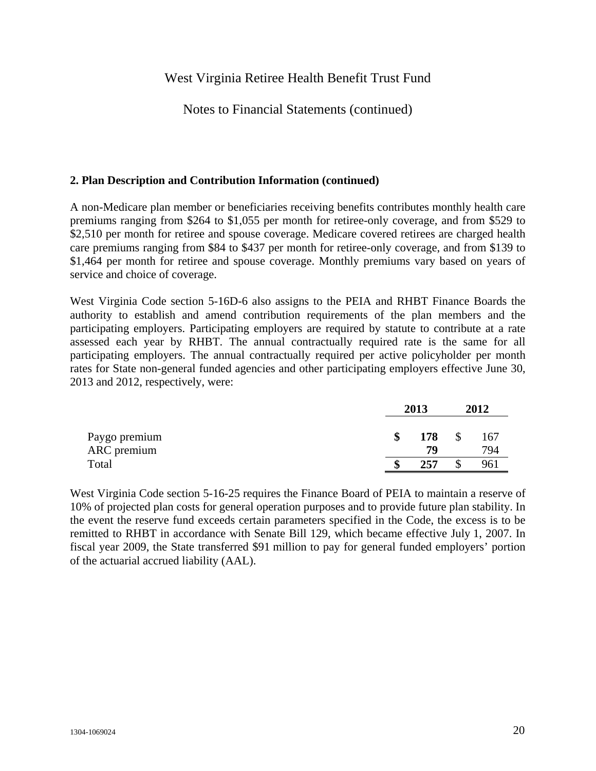## 2. Plan Description and Contribution Information (continued)

A non-Medicare plan member or beneficiaries receiving benefits contributes monthly health care premiums ranging from $264 to $1,055 per month for retiree-only coverage, and from $529 to $2,510 per month for retiree and spouse coverage. Medicare covered retirees are charged health care premiums ranging from $84 to $437 per month for retiree-only coverage, and from $139 to $1,464 per month for retiree and spouse coverage. Monthly premiums vary based on years of service and choice of coverage.

West Virginia Code section 5-16D-6 also assigns to the PEIA and RHBT Finance Boards the authority to establish and amend contribution requirements of the plan members and the participating employers. Participating employers are required by statute to contribute at a rate assessed each year by RHBT. The annual contractually required rate is the same for all participating employers. The annual contractually required per active policyholder per month rates for State non-general funded agencies and other participating employers effective June 30, 2013 and 2012, respectively, were:

| | 2013 | 2012 |
|---|---|---|
| Paygo premium | **$ 178** | $ 167 |
| ARC premium | **79** | 794 |
| Total | **$ 257** | $ 961 |

West Virginia Code section 5-16-25 requires the Finance Board of PEIA to maintain a reserve of 10% of projected plan costs for general operation purposes and to provide future plan stability. In the event the reserve fund exceeds certain parameters specified in the Code, the excess is to be remitted to RHBT in accordance with Senate Bill 129, which became effective July 1, 2007. In fiscal year 2009, the State transferred $91 million to pay for general funded employers' portion of the actuarial accrued liability (AAL).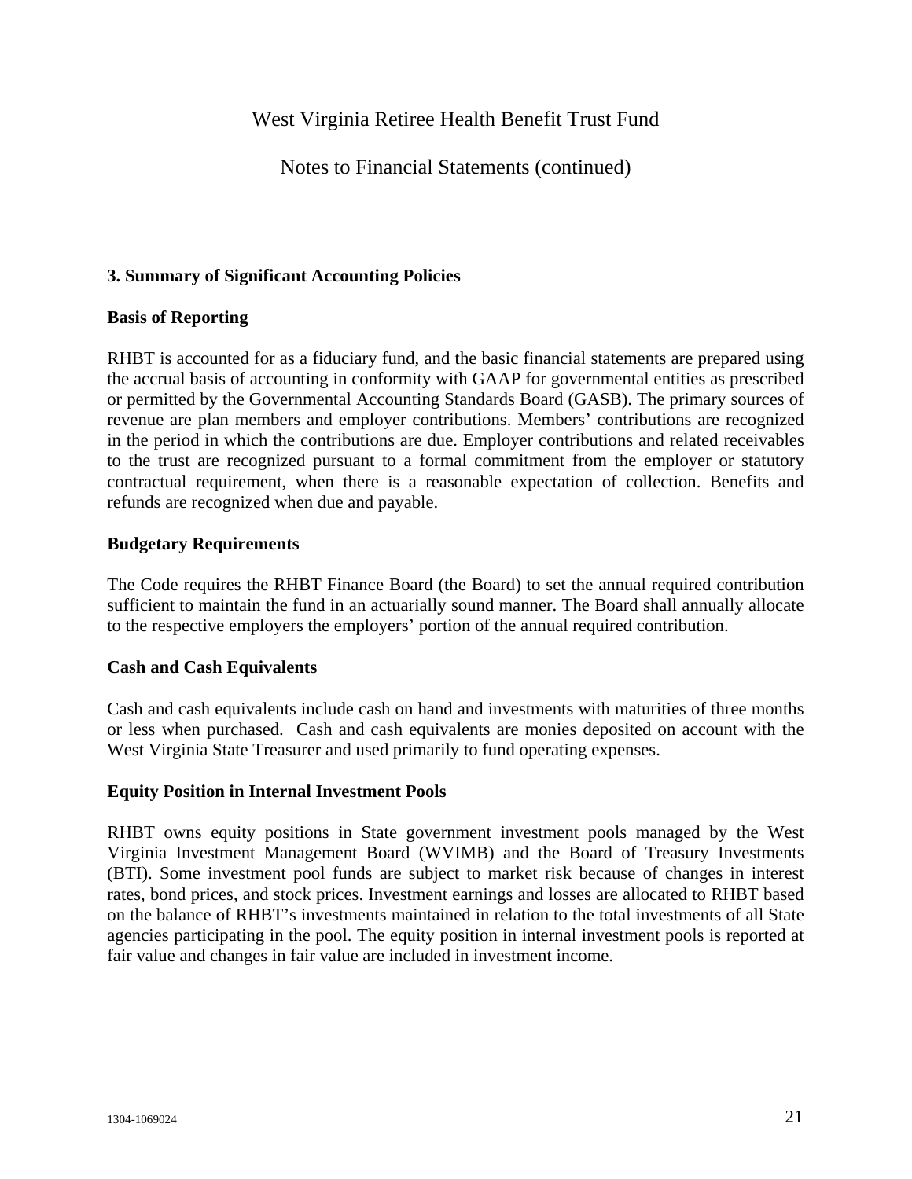### 3. Summary of Significant Accounting Policies

**Basis of Reporting**

RHBT is accounted for as a fiduciary fund, and the basic financial statements are prepared using the accrual basis of accounting in conformity with GAAP for governmental entities as prescribed or permitted by the Governmental Accounting Standards Board (GASB). The primary sources of revenue are plan members and employer contributions. Members' contributions are recognized in the period in which the contributions are due. Employer contributions and related receivables to the trust are recognized pursuant to a formal commitment from the employer or statutory contractual requirement, when there is a reasonable expectation of collection. Benefits and refunds are recognized when due and payable.

**Budgetary Requirements**

The Code requires the RHBT Finance Board (the Board) to set the annual required contribution sufficient to maintain the fund in an actuarially sound manner. The Board shall annually allocate to the respective employers the employers' portion of the annual required contribution.

**Cash and Cash Equivalents**

Cash and cash equivalents include cash on hand and investments with maturities of three months or less when purchased. Cash and cash equivalents are monies deposited on account with the West Virginia State Treasurer and used primarily to fund operating expenses.

**Equity Position in Internal Investment Pools**

RHBT owns equity positions in State government investment pools managed by the West Virginia Investment Management Board (WVIMB) and the Board of Treasury Investments (BTI). Some investment pool funds are subject to market risk because of changes in interest rates, bond prices, and stock prices. Investment earnings and losses are allocated to RHBT based on the balance of RHBT's investments maintained in relation to the total investments of all State agencies participating in the pool. The equity position in internal investment pools is reported at fair value and changes in fair value are included in investment income.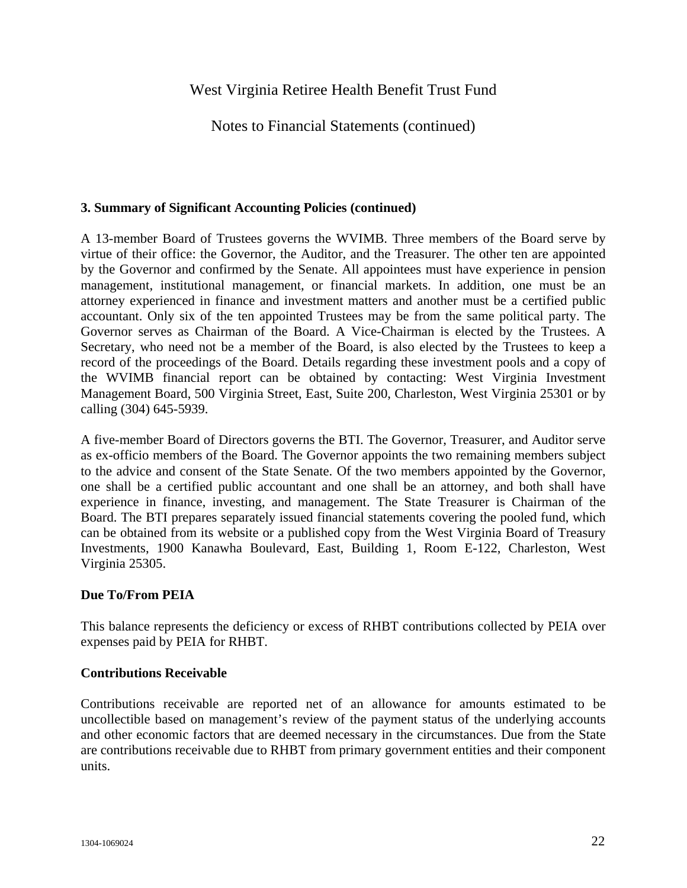### 3. Summary of Significant Accounting Policies (continued)

A 13-member Board of Trustees governs the WVIMB. Three members of the Board serve by virtue of their office: the Governor, the Auditor, and the Treasurer. The other ten are appointed by the Governor and confirmed by the Senate. All appointees must have experience in pension management, institutional management, or financial markets. In addition, one must be an attorney experienced in finance and investment matters and another must be a certified public accountant. Only six of the ten appointed Trustees may be from the same political party. The Governor serves as Chairman of the Board. A Vice-Chairman is elected by the Trustees. A Secretary, who need not be a member of the Board, is also elected by the Trustees to keep a record of the proceedings of the Board. Details regarding these investment pools and a copy of the WVIMB financial report can be obtained by contacting: West Virginia Investment Management Board, 500 Virginia Street, East, Suite 200, Charleston, West Virginia 25301 or by calling (304) 645-5939.

A five-member Board of Directors governs the BTI. The Governor, Treasurer, and Auditor serve as ex-officio members of the Board. The Governor appoints the two remaining members subject to the advice and consent of the State Senate. Of the two members appointed by the Governor, one shall be a certified public accountant and one shall be an attorney, and both shall have experience in finance, investing, and management. The State Treasurer is Chairman of the Board. The BTI prepares separately issued financial statements covering the pooled fund, which can be obtained from its website or a published copy from the West Virginia Board of Treasury Investments, 1900 Kanawha Boulevard, East, Building 1, Room E-122, Charleston, West Virginia 25305.

**Due To/From PEIA**

This balance represents the deficiency or excess of RHBT contributions collected by PEIA over expenses paid by PEIA for RHBT.

**Contributions Receivable**

Contributions receivable are reported net of an allowance for amounts estimated to be uncollectible based on management's review of the payment status of the underlying accounts and other economic factors that are deemed necessary in the circumstances. Due from the State are contributions receivable due to RHBT from primary government entities and their component units.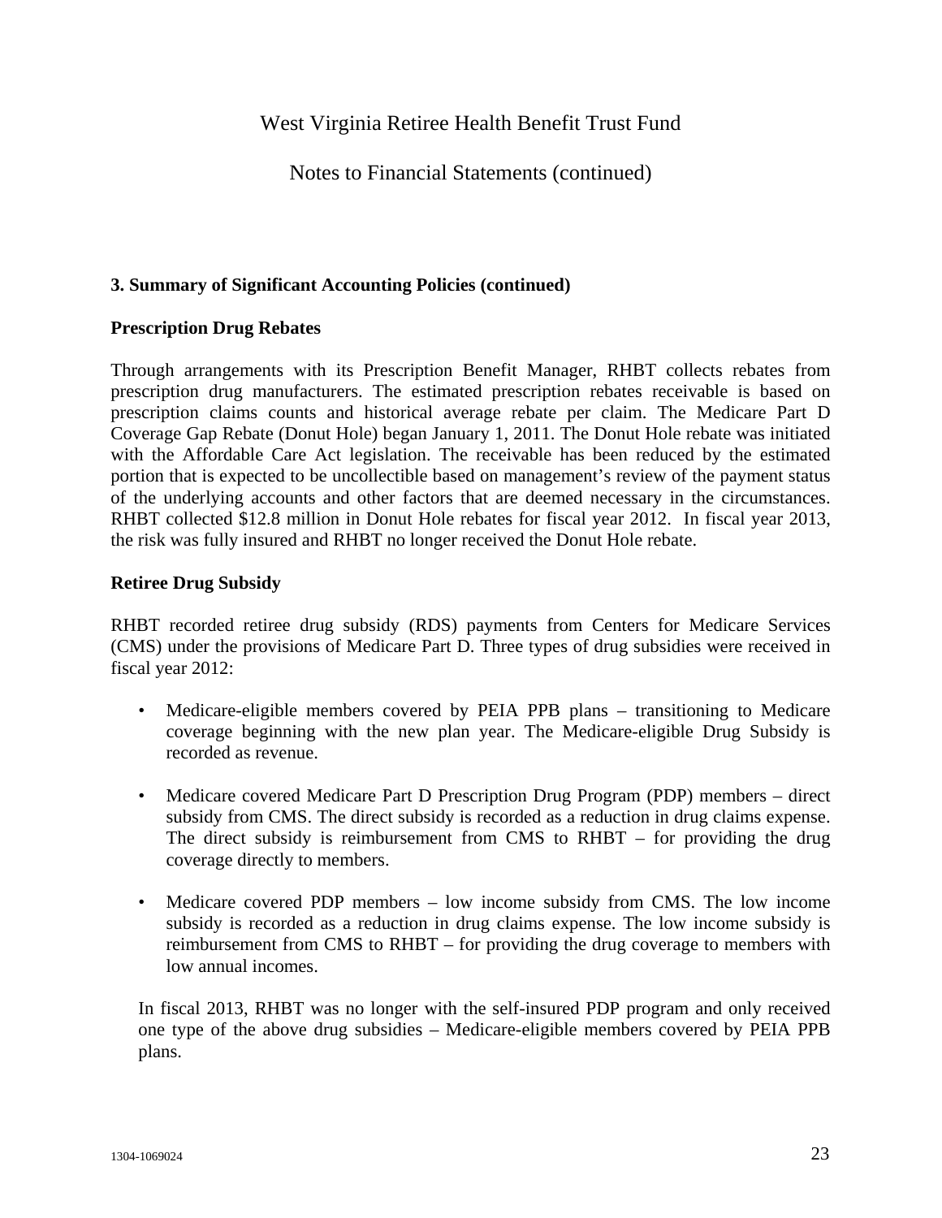### 3. Summary of Significant Accounting Policies (continued)

#### Prescription Drug Rebates

Through arrangements with its Prescription Benefit Manager, RHBT collects rebates from prescription drug manufacturers. The estimated prescription rebates receivable is based on prescription claims counts and historical average rebate per claim. The Medicare Part D Coverage Gap Rebate (Donut Hole) began January 1, 2011. The Donut Hole rebate was initiated with the Affordable Care Act legislation. The receivable has been reduced by the estimated portion that is expected to be uncollectible based on management's review of the payment status of the underlying accounts and other factors that are deemed necessary in the circumstances. RHBT collected $12.8 million in Donut Hole rebates for fiscal year 2012. In fiscal year 2013, the risk was fully insured and RHBT no longer received the Donut Hole rebate.

#### Retiree Drug Subsidy

RHBT recorded retiree drug subsidy (RDS) payments from Centers for Medicare Services (CMS) under the provisions of Medicare Part D. Three types of drug subsidies were received in fiscal year 2012:

- Medicare-eligible members covered by PEIA PPB plans – transitioning to Medicare coverage beginning with the new plan year. The Medicare-eligible Drug Subsidy is recorded as revenue.
- Medicare covered Medicare Part D Prescription Drug Program (PDP) members – direct subsidy from CMS. The direct subsidy is recorded as a reduction in drug claims expense. The direct subsidy is reimbursement from CMS to RHBT – for providing the drug coverage directly to members.
- Medicare covered PDP members – low income subsidy from CMS. The low income subsidy is recorded as a reduction in drug claims expense. The low income subsidy is reimbursement from CMS to RHBT – for providing the drug coverage to members with low annual incomes.

In fiscal 2013, RHBT was no longer with the self-insured PDP program and only received one type of the above drug subsidies – Medicare-eligible members covered by PEIA PPB plans.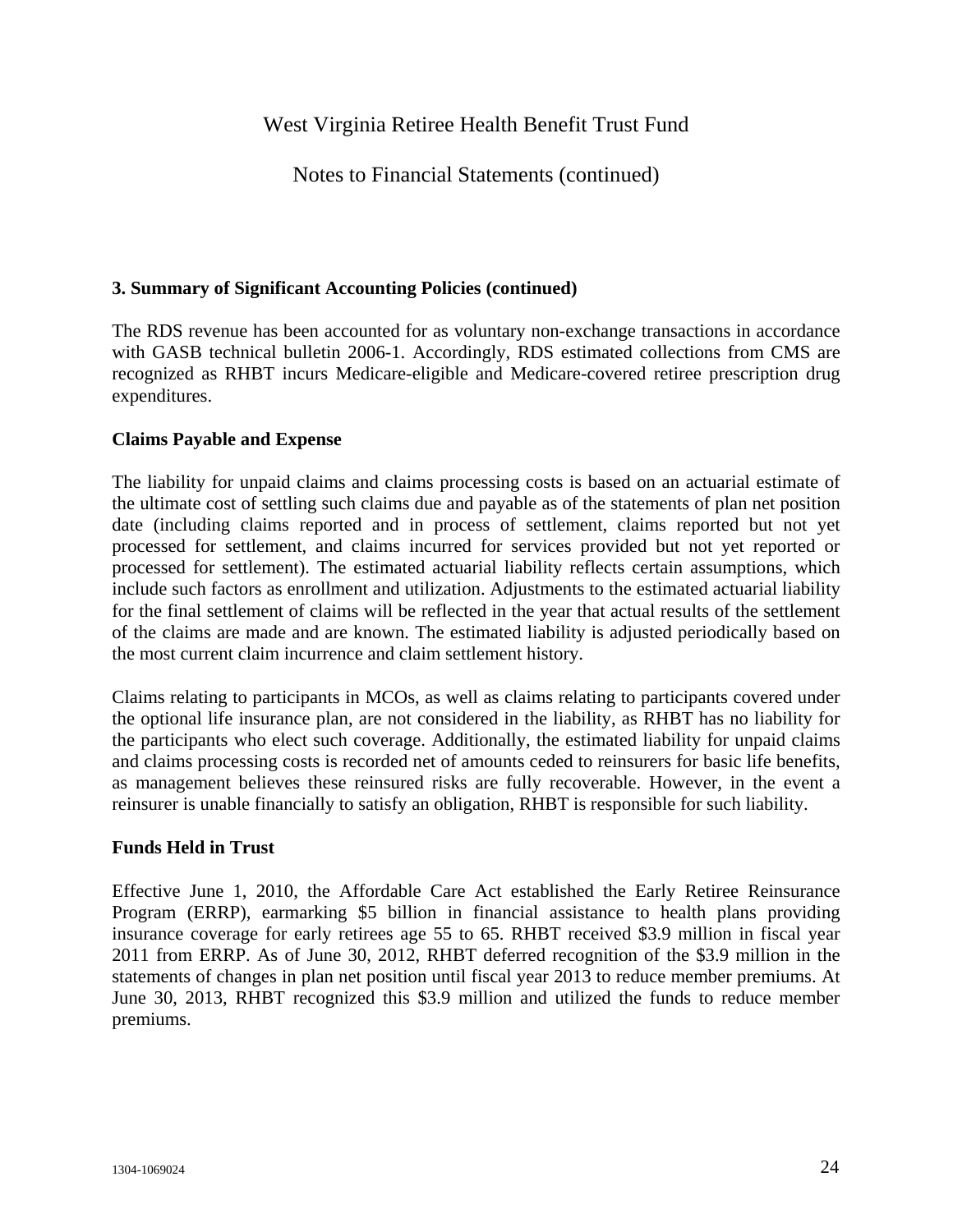## 3. Summary of Significant Accounting Policies (continued)

The RDS revenue has been accounted for as voluntary non-exchange transactions in accordance with GASB technical bulletin 2006-1. Accordingly, RDS estimated collections from CMS are recognized as RHBT incurs Medicare-eligible and Medicare-covered retiree prescription drug expenditures.

### Claims Payable and Expense

The liability for unpaid claims and claims processing costs is based on an actuarial estimate of the ultimate cost of settling such claims due and payable as of the statements of plan net position date (including claims reported and in process of settlement, claims reported but not yet processed for settlement, and claims incurred for services provided but not yet reported or processed for settlement). The estimated actuarial liability reflects certain assumptions, which include such factors as enrollment and utilization. Adjustments to the estimated actuarial liability for the final settlement of claims will be reflected in the year that actual results of the settlement of the claims are made and are known. The estimated liability is adjusted periodically based on the most current claim incurrence and claim settlement history.

Claims relating to participants in MCOs, as well as claims relating to participants covered under the optional life insurance plan, are not considered in the liability, as RHBT has no liability for the participants who elect such coverage. Additionally, the estimated liability for unpaid claims and claims processing costs is recorded net of amounts ceded to reinsurers for basic life benefits, as management believes these reinsured risks are fully recoverable. However, in the event a reinsurer is unable financially to satisfy an obligation, RHBT is responsible for such liability.

### Funds Held in Trust

Effective June 1, 2010, the Affordable Care Act established the Early Retiree Reinsurance Program (ERRP), earmarking $5 billion in financial assistance to health plans providing insurance coverage for early retirees age 55 to 65. RHBT received $3.9 million in fiscal year 2011 from ERRP. As of June 30, 2012, RHBT deferred recognition of the $3.9 million in the statements of changes in plan net position until fiscal year 2013 to reduce member premiums. At June 30, 2013, RHBT recognized this $3.9 million and utilized the funds to reduce member premiums.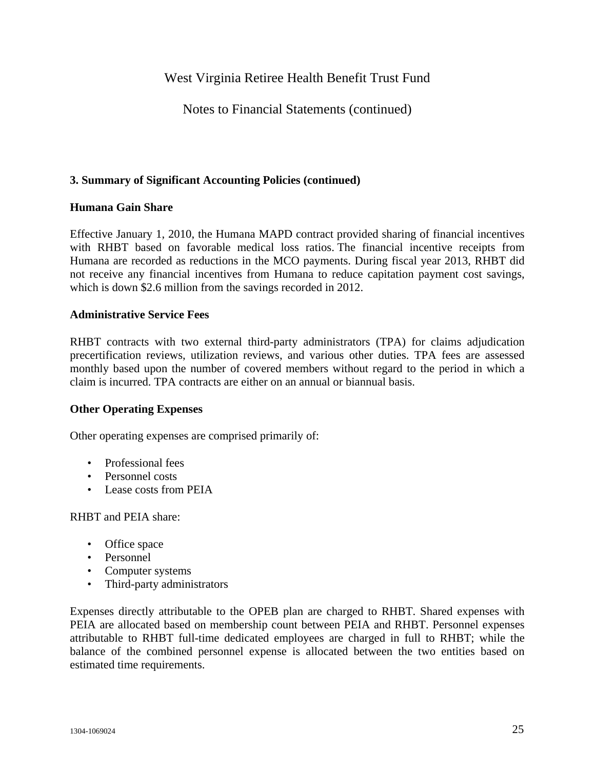# West Virginia Retiree Health Benefit Trust Fund

## Notes to Financial Statements (continued)

### 3. Summary of Significant Accounting Policies (continued)

**Humana Gain Share**

Effective January 1, 2010, the Humana MAPD contract provided sharing of financial incentives with RHBT based on favorable medical loss ratios. The financial incentive receipts from Humana are recorded as reductions in the MCO payments. During fiscal year 2013, RHBT did not receive any financial incentives from Humana to reduce capitation payment cost savings, which is down $2.6 million from the savings recorded in 2012.

**Administrative Service Fees**

RHBT contracts with two external third-party administrators (TPA) for claims adjudication precertification reviews, utilization reviews, and various other duties. TPA fees are assessed monthly based upon the number of covered members without regard to the period in which a claim is incurred. TPA contracts are either on an annual or biannual basis.

**Other Operating Expenses**

Other operating expenses are comprised primarily of:

- Professional fees
- Personnel costs
- Lease costs from PEIA

RHBT and PEIA share:

- Office space
- Personnel
- Computer systems
- Third-party administrators

Expenses directly attributable to the OPEB plan are charged to RHBT. Shared expenses with PEIA are allocated based on membership count between PEIA and RHBT. Personnel expenses attributable to RHBT full-time dedicated employees are charged in full to RHBT; while the balance of the combined personnel expense is allocated between the two entities based on estimated time requirements.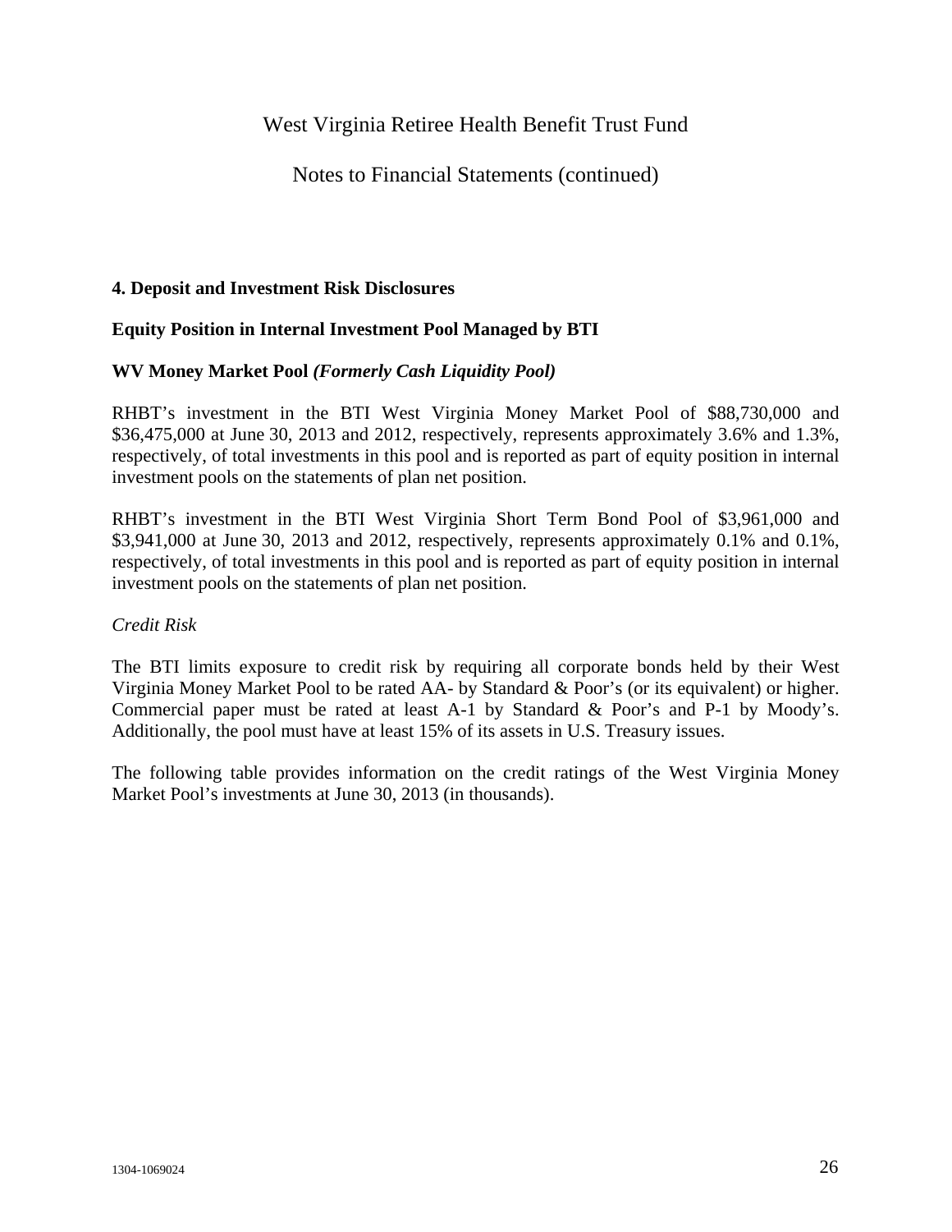## 4. Deposit and Investment Risk Disclosures

### Equity Position in Internal Investment Pool Managed by BTI

### WV Money Market Pool *(Formerly Cash Liquidity Pool)*

RHBT's investment in the BTI West Virginia Money Market Pool of $88,730,000 and $36,475,000 at June 30, 2013 and 2012, respectively, represents approximately 3.6% and 1.3%, respectively, of total investments in this pool and is reported as part of equity position in internal investment pools on the statements of plan net position.

RHBT's investment in the BTI West Virginia Short Term Bond Pool of $3,961,000 and $3,941,000 at June 30, 2013 and 2012, respectively, represents approximately 0.1% and 0.1%, respectively, of total investments in this pool and is reported as part of equity position in internal investment pools on the statements of plan net position.

*Credit Risk*

The BTI limits exposure to credit risk by requiring all corporate bonds held by their West Virginia Money Market Pool to be rated AA- by Standard & Poor's (or its equivalent) or higher. Commercial paper must be rated at least A-1 by Standard & Poor's and P-1 by Moody's. Additionally, the pool must have at least 15% of its assets in U.S. Treasury issues.

The following table provides information on the credit ratings of the West Virginia Money Market Pool's investments at June 30, 2013 (in thousands).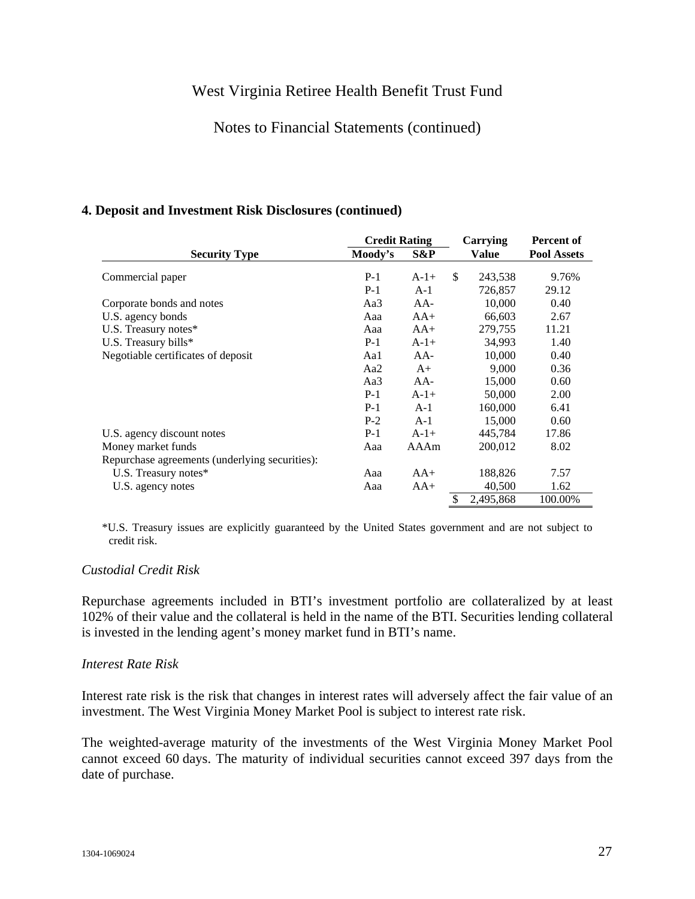## 4. Deposit and Investment Risk Disclosures (continued)

| Security Type | Credit Rating | | Carrying Value | Percent of Pool Assets |
|---|---|---|---|---|
| | Moody's | S&P | | |
| Commercial paper | P-1 | A-1+ | $ 243,538 | 9.76% |
| | P-1 | A-1 | 726,857 | 29.12 |
| Corporate bonds and notes | Aa3 | AA- | 10,000 | 0.40 |
| U.S. agency bonds | Aaa | AA+ | 66,603 | 2.67 |
| U.S. Treasury notes* | Aaa | AA+ | 279,755 | 11.21 |
| U.S. Treasury bills* | P-1 | A-1+ | 34,993 | 1.40 |
| Negotiable certificates of deposit | Aa1 | AA- | 10,000 | 0.40 |
| | Aa2 | A+ | 9,000 | 0.36 |
| | Aa3 | AA- | 15,000 | 0.60 |
| | P-1 | A-1+ | 50,000 | 2.00 |
| | P-1 | A-1 | 160,000 | 6.41 |
| | P-2 | A-1 | 15,000 | 0.60 |
| U.S. agency discount notes | P-1 | A-1+ | 445,784 | 17.86 |
| Money market funds | Aaa | AAAm | 200,012 | 8.02 |
| Repurchase agreements (underlying securities): | | | | |
| U.S. Treasury notes* | Aaa | AA+ | 188,826 | 7.57 |
| U.S. agency notes | Aaa | AA+ | 40,500 | 1.62 |
| | | | $ 2,495,868 | 100.00% |

*U.S. Treasury issues are explicitly guaranteed by the United States government and are not subject to credit risk.

*Custodial Credit Risk*

Repurchase agreements included in BTI's investment portfolio are collateralized by at least 102% of their value and the collateral is held in the name of the BTI. Securities lending collateral is invested in the lending agent's money market fund in BTI's name.

*Interest Rate Risk*

Interest rate risk is the risk that changes in interest rates will adversely affect the fair value of an investment. The West Virginia Money Market Pool is subject to interest rate risk.

The weighted-average maturity of the investments of the West Virginia Money Market Pool cannot exceed 60 days. The maturity of individual securities cannot exceed 397 days from the date of purchase.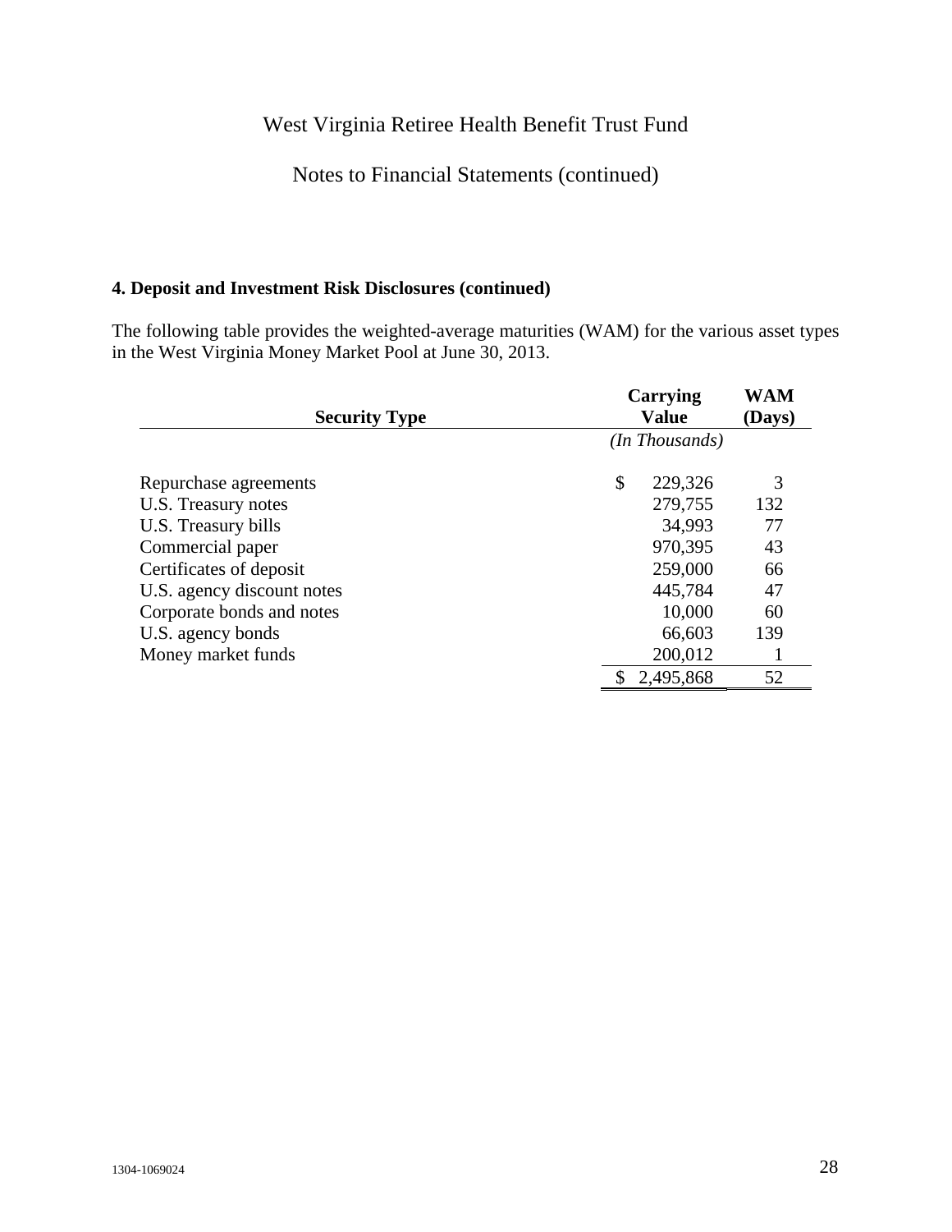West Virginia Retiree Health Benefit Trust Fund

Notes to Financial Statements (continued)

### 4. Deposit and Investment Risk Disclosures (continued)

The following table provides the weighted-average maturities (WAM) for the various asset types in the West Virginia Money Market Pool at June 30, 2013.

| Security Type | Carrying Value | WAM (Days) |
|---|---|---|
| | *(In Thousands)* | |
| Repurchase agreements | $ 229,326 | 3 |
| U.S. Treasury notes | 279,755 | 132 |
| U.S. Treasury bills | 34,993 | 77 |
| Commercial paper | 970,395 | 43 |
| Certificates of deposit | 259,000 | 66 |
| U.S. agency discount notes | 445,784 | 47 |
| Corporate bonds and notes | 10,000 | 60 |
| U.S. agency bonds | 66,603 | 139 |
| Money market funds | 200,012 | 1 |
| | $ 2,495,868 | 52 |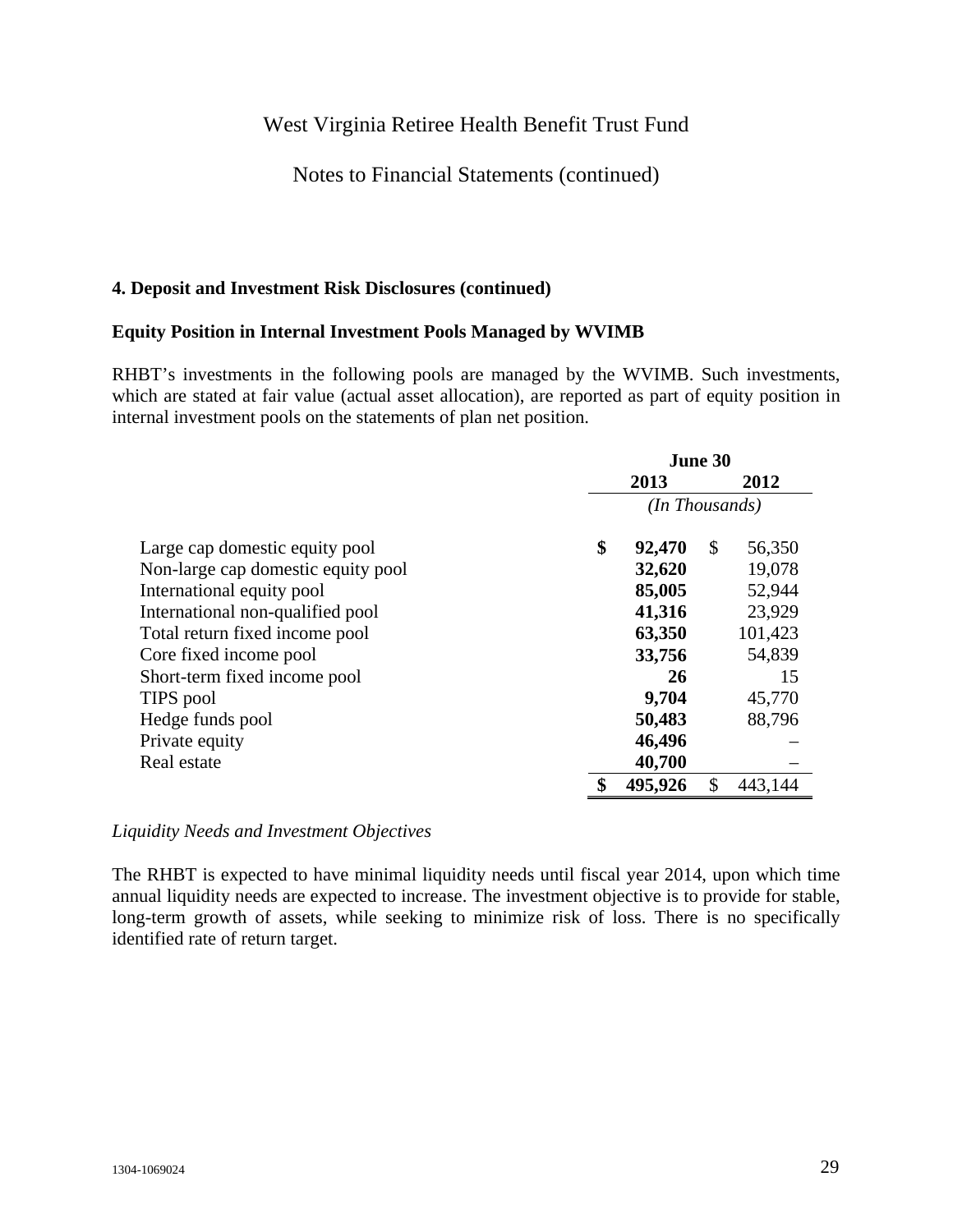West Virginia Retiree Health Benefit Trust Fund

Notes to Financial Statements (continued)

### 4. Deposit and Investment Risk Disclosures (continued)

### Equity Position in Internal Investment Pools Managed by WVIMB

RHBT's investments in the following pools are managed by the WVIMB. Such investments, which are stated at fair value (actual asset allocation), are reported as part of equity position in internal investment pools on the statements of plan net position.

| | June 30 | |
|---|---|---|
| | **2013** | **2012** |
| | *(In Thousands)* | |
| Large cap domestic equity pool | **$ 92,470** | $ 56,350 |
| Non-large cap domestic equity pool | **32,620** | 19,078 |
| International equity pool | **85,005** | 52,944 |
| International non-qualified pool | **41,316** | 23,929 |
| Total return fixed income pool | **63,350** | 101,423 |
| Core fixed income pool | **33,756** | 54,839 |
| Short-term fixed income pool | **26** | 15 |
| TIPS pool | **9,704** | 45,770 |
| Hedge funds pool | **50,483** | 88,796 |
| Private equity | **46,496** | – |
| Real estate | **40,700** | – |
| | **$ 495,926** | $ 443,144 |

*Liquidity Needs and Investment Objectives*

The RHBT is expected to have minimal liquidity needs until fiscal year 2014, upon which time annual liquidity needs are expected to increase. The investment objective is to provide for stable, long-term growth of assets, while seeking to minimize risk of loss. There is no specifically identified rate of return target.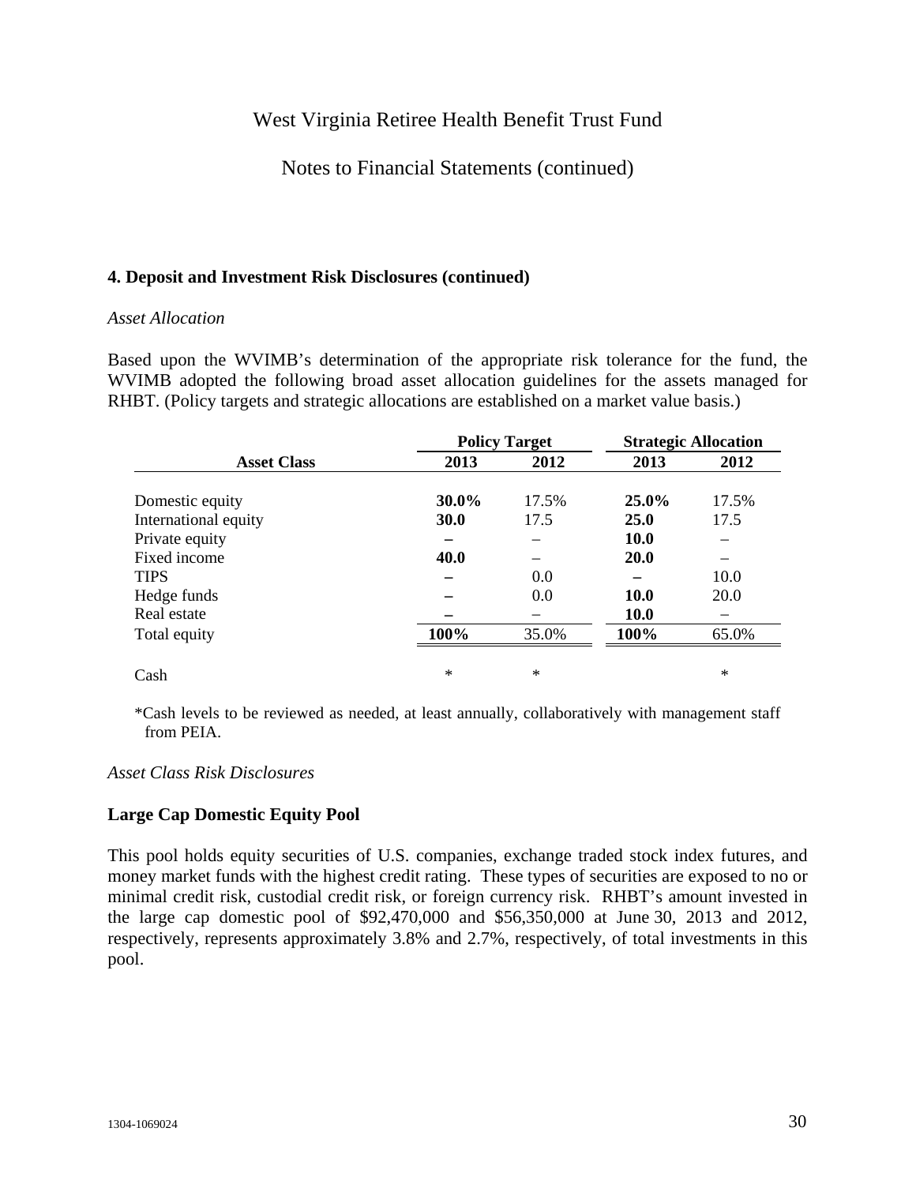# West Virginia Retiree Health Benefit Trust Fund

## Notes to Financial Statements (continued)

### 4. Deposit and Investment Risk Disclosures (continued)

*Asset Allocation*

Based upon the WVIMB's determination of the appropriate risk tolerance for the fund, the WVIMB adopted the following broad asset allocation guidelines for the assets managed for RHBT. (Policy targets and strategic allocations are established on a market value basis.)

| | Policy Target | | Strategic Allocation | |
|---|---|---|---|---|
| **Asset Class** | **2013** | **2012** | **2013** | **2012** |
| Domestic equity | **30.0%** | 17.5% | **25.0%** | 17.5% |
| International equity | **30.0** | 17.5 | **25.0** | 17.5 |
| Private equity | **–** | – | **10.0** | – |
| Fixed income | **40.0** | – | **20.0** | – |
| TIPS | **–** | 0.0 | **–** | 10.0 |
| Hedge funds | **–** | 0.0 | **10.0** | 20.0 |
| Real estate | **–** | – | **10.0** | – |
| Total equity | **100%** | 35.0% | **100%** | 65.0% |
| Cash | * | * | | * |

*Cash levels to be reviewed as needed, at least annually, collaboratively with management staff from PEIA.

*Asset Class Risk Disclosures*

**Large Cap Domestic Equity Pool**

This pool holds equity securities of U.S. companies, exchange traded stock index futures, and money market funds with the highest credit rating. These types of securities are exposed to no or minimal credit risk, custodial credit risk, or foreign currency risk. RHBT's amount invested in the large cap domestic pool of $92,470,000 and $56,350,000 at June 30, 2013 and 2012, respectively, represents approximately 3.8% and 2.7%, respectively, of total investments in this pool.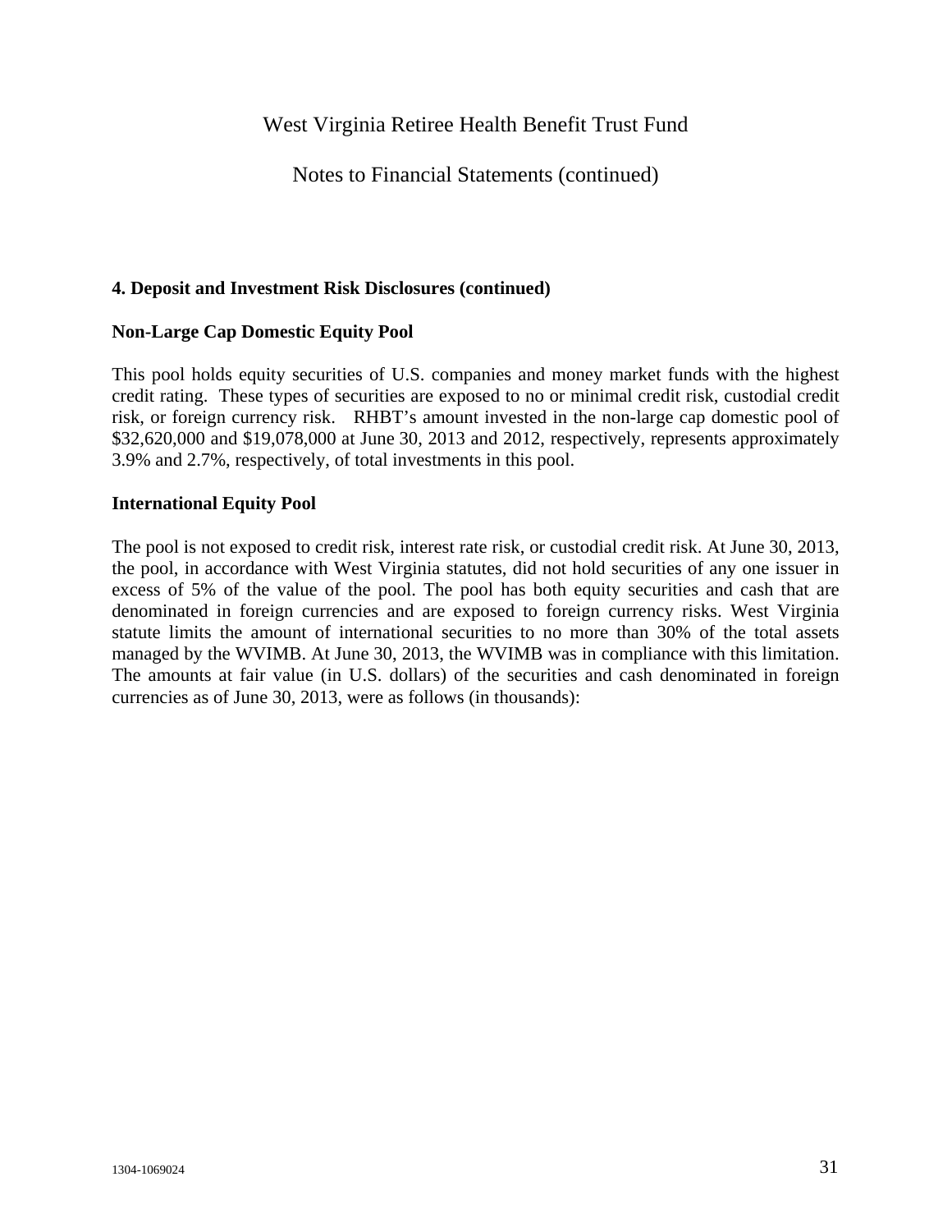## 4. Deposit and Investment Risk Disclosures (continued)

### Non-Large Cap Domestic Equity Pool

This pool holds equity securities of U.S. companies and money market funds with the highest credit rating. These types of securities are exposed to no or minimal credit risk, custodial credit risk, or foreign currency risk. RHBT's amount invested in the non-large cap domestic pool of $32,620,000 and $19,078,000 at June 30, 2013 and 2012, respectively, represents approximately 3.9% and 2.7%, respectively, of total investments in this pool.

### International Equity Pool

The pool is not exposed to credit risk, interest rate risk, or custodial credit risk. At June 30, 2013, the pool, in accordance with West Virginia statutes, did not hold securities of any one issuer in excess of 5% of the value of the pool. The pool has both equity securities and cash that are denominated in foreign currencies and are exposed to foreign currency risks. West Virginia statute limits the amount of international securities to no more than 30% of the total assets managed by the WVIMB. At June 30, 2013, the WVIMB was in compliance with this limitation. The amounts at fair value (in U.S. dollars) of the securities and cash denominated in foreign currencies as of June 30, 2013, were as follows (in thousands):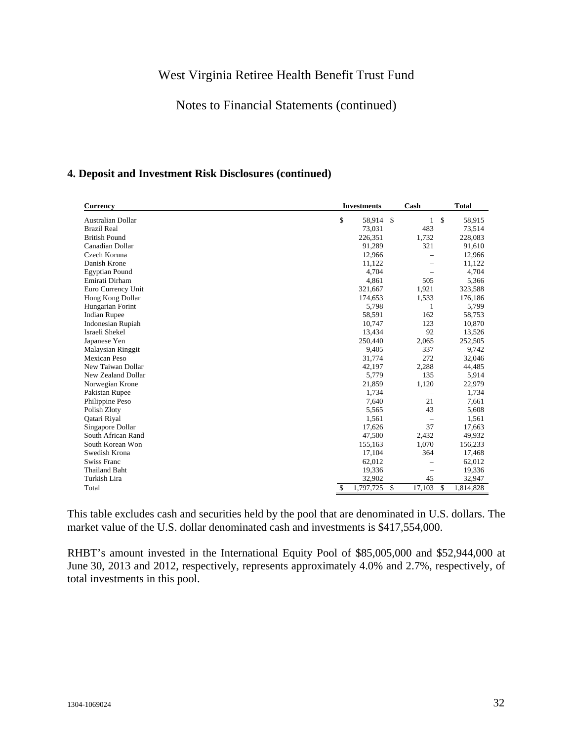# West Virginia Retiree Health Benefit Trust Fund

## Notes to Financial Statements (continued)

### 4. Deposit and Investment Risk Disclosures (continued)

| Currency | Investments | Cash | Total |
|---|---|---|---|
| Australian Dollar | $ 58,914 | $ 1 | $ 58,915 |
| Brazil Real | 73,031 | 483 | 73,514 |
| British Pound | 226,351 | 1,732 | 228,083 |
| Canadian Dollar | 91,289 | 321 | 91,610 |
| Czech Koruna | 12,966 | – | 12,966 |
| Danish Krone | 11,122 | – | 11,122 |
| Egyptian Pound | 4,704 | – | 4,704 |
| Emirati Dirham | 4,861 | 505 | 5,366 |
| Euro Currency Unit | 321,667 | 1,921 | 323,588 |
| Hong Kong Dollar | 174,653 | 1,533 | 176,186 |
| Hungarian Forint | 5,798 | 1 | 5,799 |
| Indian Rupee | 58,591 | 162 | 58,753 |
| Indonesian Rupiah | 10,747 | 123 | 10,870 |
| Israeli Shekel | 13,434 | 92 | 13,526 |
| Japanese Yen | 250,440 | 2,065 | 252,505 |
| Malaysian Ringgit | 9,405 | 337 | 9,742 |
| Mexican Peso | 31,774 | 272 | 32,046 |
| New Taiwan Dollar | 42,197 | 2,288 | 44,485 |
| New Zealand Dollar | 5,779 | 135 | 5,914 |
| Norwegian Krone | 21,859 | 1,120 | 22,979 |
| Pakistan Rupee | 1,734 | – | 1,734 |
| Philippine Peso | 7,640 | 21 | 7,661 |
| Polish Zloty | 5,565 | 43 | 5,608 |
| Qatari Riyal | 1,561 | – | 1,561 |
| Singapore Dollar | 17,626 | 37 | 17,663 |
| South African Rand | 47,500 | 2,432 | 49,932 |
| South Korean Won | 155,163 | 1,070 | 156,233 |
| Swedish Krona | 17,104 | 364 | 17,468 |
| Swiss Franc | 62,012 | – | 62,012 |
| Thailand Baht | 19,336 | – | 19,336 |
| Turkish Lira | 32,902 | 45 | 32,947 |
| Total | $ 1,797,725 | $ 17,103 | $ 1,814,828 |

This table excludes cash and securities held by the pool that are denominated in U.S. dollars. The market value of the U.S. dollar denominated cash and investments is $417,554,000.

RHBT's amount invested in the International Equity Pool of $85,005,000 and $52,944,000 at June 30, 2013 and 2012, respectively, represents approximately 4.0% and 2.7%, respectively, of total investments in this pool.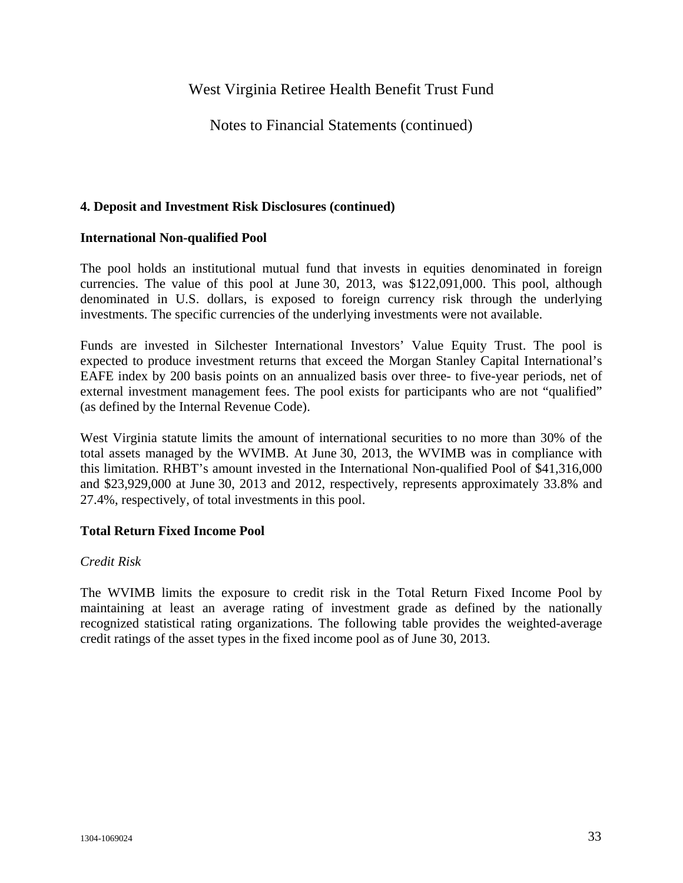## 4. Deposit and Investment Risk Disclosures (continued)

### International Non-qualified Pool

The pool holds an institutional mutual fund that invests in equities denominated in foreign currencies. The value of this pool at June 30, 2013, was $122,091,000. This pool, although denominated in U.S. dollars, is exposed to foreign currency risk through the underlying investments. The specific currencies of the underlying investments were not available.

Funds are invested in Silchester International Investors' Value Equity Trust. The pool is expected to produce investment returns that exceed the Morgan Stanley Capital International's EAFE index by 200 basis points on an annualized basis over three- to five-year periods, net of external investment management fees. The pool exists for participants who are not "qualified" (as defined by the Internal Revenue Code).

West Virginia statute limits the amount of international securities to no more than 30% of the total assets managed by the WVIMB. At June 30, 2013, the WVIMB was in compliance with this limitation. RHBT's amount invested in the International Non-qualified Pool of $41,316,000 and $23,929,000 at June 30, 2013 and 2012, respectively, represents approximately 33.8% and 27.4%, respectively, of total investments in this pool.

### Total Return Fixed Income Pool

*Credit Risk*

The WVIMB limits the exposure to credit risk in the Total Return Fixed Income Pool by maintaining at least an average rating of investment grade as defined by the nationally recognized statistical rating organizations. The following table provides the weighted-average credit ratings of the asset types in the fixed income pool as of June 30, 2013.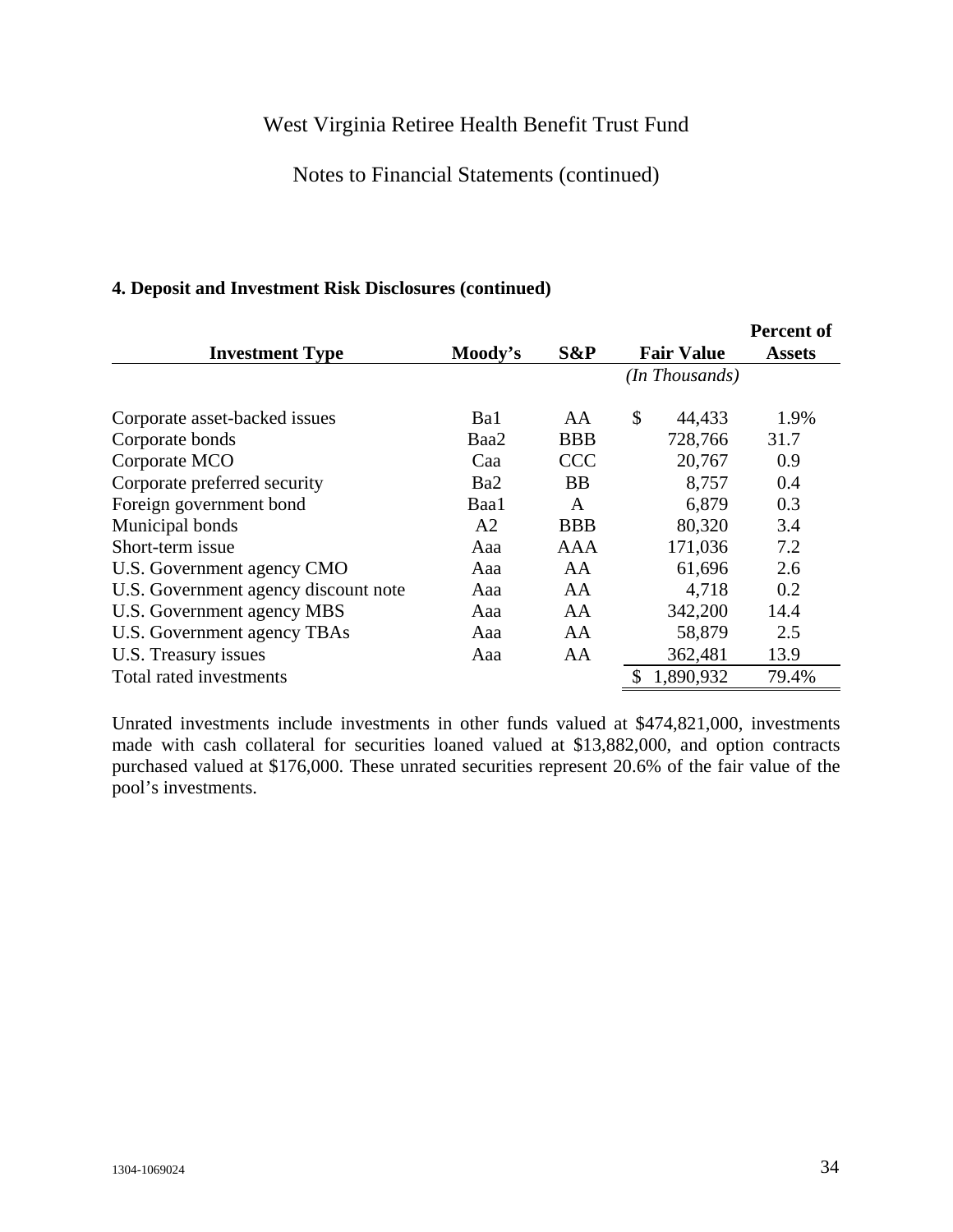## 4. Deposit and Investment Risk Disclosures (continued)

| Investment Type | Moody's | S&P | Fair Value | Percent of Assets |
|---|---|---|---|---|
| | | | *(In Thousands)* | |
| Corporate asset-backed issues | Ba1 | AA | $ 44,433 | 1.9% |
| Corporate bonds | Baa2 | BBB | 728,766 | 31.7 |
| Corporate MCO | Caa | CCC | 20,767 | 0.9 |
| Corporate preferred security | Ba2 | BB | 8,757 | 0.4 |
| Foreign government bond | Baa1 | A | 6,879 | 0.3 |
| Municipal bonds | A2 | BBB | 80,320 | 3.4 |
| Short-term issue | Aaa | AAA | 171,036 | 7.2 |
| U.S. Government agency CMO | Aaa | AA | 61,696 | 2.6 |
| U.S. Government agency discount note | Aaa | AA | 4,718 | 0.2 |
| U.S. Government agency MBS | Aaa | AA | 342,200 | 14.4 |
| U.S. Government agency TBAs | Aaa | AA | 58,879 | 2.5 |
| U.S. Treasury issues | Aaa | AA | 362,481 | 13.9 |
| Total rated investments | | | $ 1,890,932 | 79.4% |

Unrated investments include investments in other funds valued at $474,821,000, investments made with cash collateral for securities loaned valued at $13,882,000, and option contracts purchased valued at $176,000. These unrated securities represent 20.6% of the fair value of the pool's investments.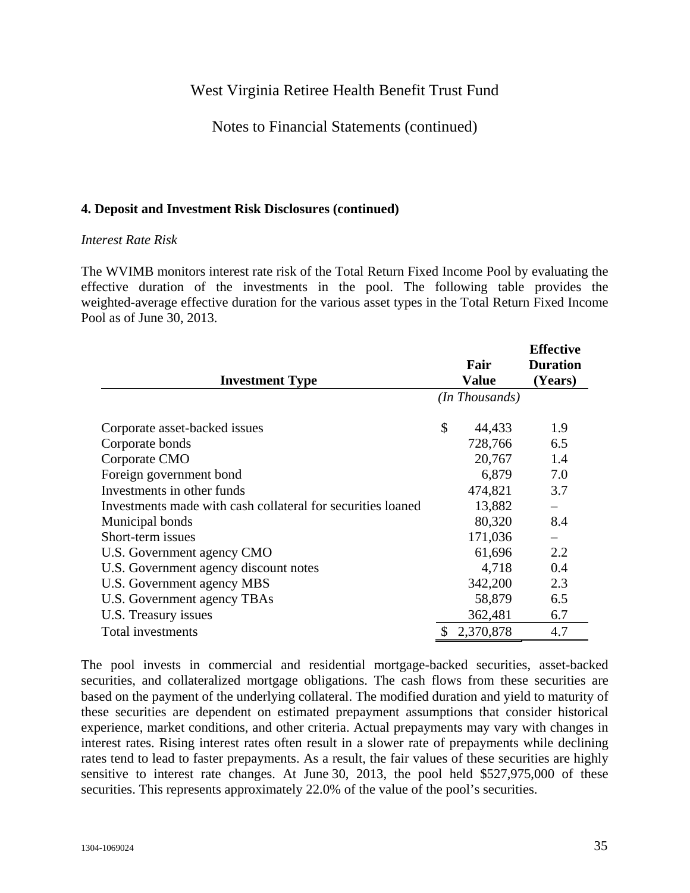West Virginia Retiree Health Benefit Trust Fund

Notes to Financial Statements (continued)

**4. Deposit and Investment Risk Disclosures (continued)**

*Interest Rate Risk*

The WVIMB monitors interest rate risk of the Total Return Fixed Income Pool by evaluating the effective duration of the investments in the pool. The following table provides the weighted-average effective duration for the various asset types in the Total Return Fixed Income Pool as of June 30, 2013.

| Investment Type | Fair Value | Effective Duration (Years) |
|---|---|---|
| | *(In Thousands)* | |
| Corporate asset-backed issues | $ 44,433 | 1.9 |
| Corporate bonds | 728,766 | 6.5 |
| Corporate CMO | 20,767 | 1.4 |
| Foreign government bond | 6,879 | 7.0 |
| Investments in other funds | 474,821 | 3.7 |
| Investments made with cash collateral for securities loaned | 13,882 | – |
| Municipal bonds | 80,320 | 8.4 |
| Short-term issues | 171,036 | – |
| U.S. Government agency CMO | 61,696 | 2.2 |
| U.S. Government agency discount notes | 4,718 | 0.4 |
| U.S. Government agency MBS | 342,200 | 2.3 |
| U.S. Government agency TBAs | 58,879 | 6.5 |
| U.S. Treasury issues | 362,481 | 6.7 |
| Total investments | $ 2,370,878 | 4.7 |

The pool invests in commercial and residential mortgage-backed securities, asset-backed securities, and collateralized mortgage obligations. The cash flows from these securities are based on the payment of the underlying collateral. The modified duration and yield to maturity of these securities are dependent on estimated prepayment assumptions that consider historical experience, market conditions, and other criteria. Actual prepayments may vary with changes in interest rates. Rising interest rates often result in a slower rate of prepayments while declining rates tend to lead to faster prepayments. As a result, the fair values of these securities are highly sensitive to interest rate changes. At June 30, 2013, the pool held $527,975,000 of these securities. This represents approximately 22.0% of the value of the pool's securities.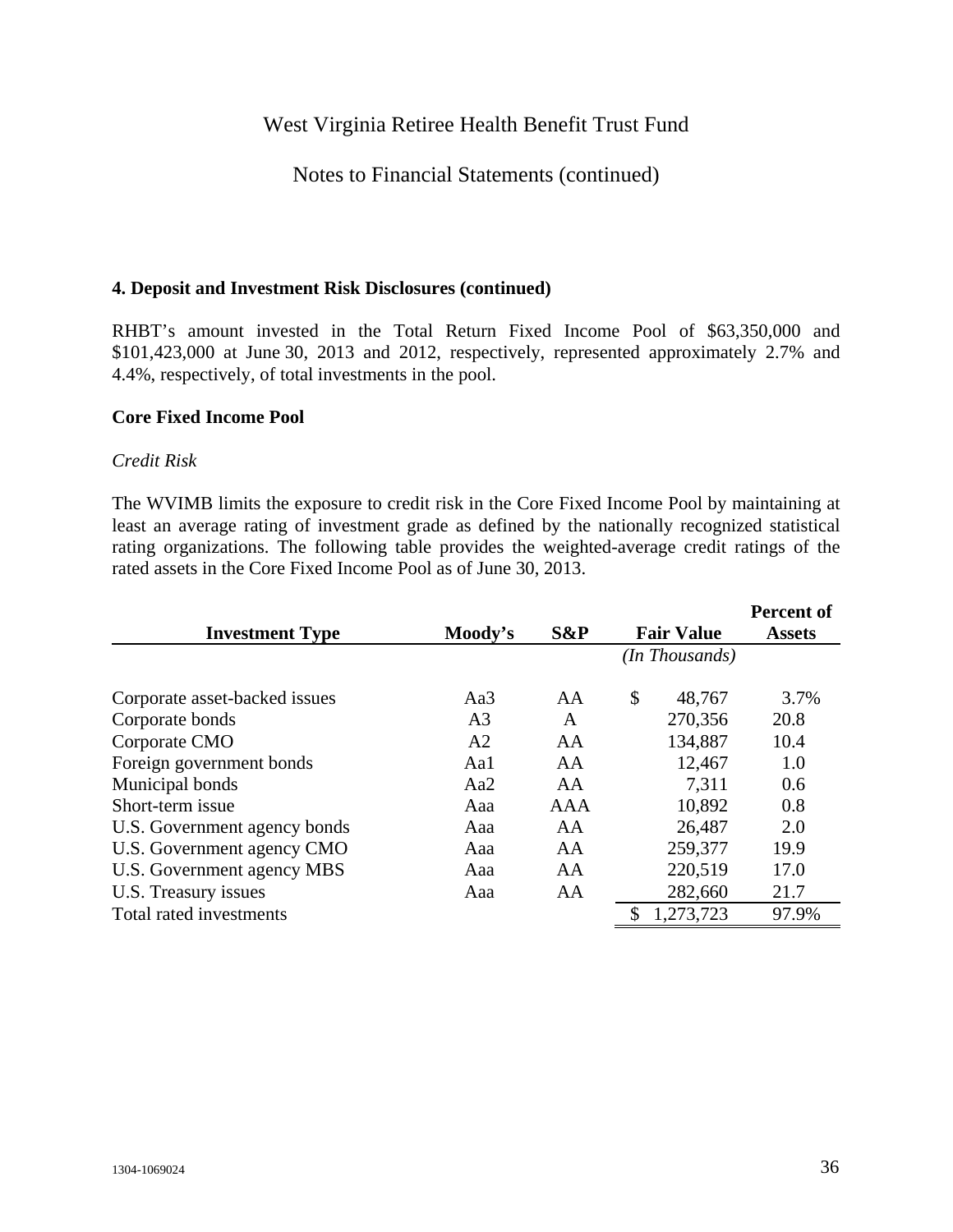West Virginia Retiree Health Benefit Trust Fund

Notes to Financial Statements (continued)

### 4. Deposit and Investment Risk Disclosures (continued)

RHBT's amount invested in the Total Return Fixed Income Pool of $63,350,000 and $101,423,000 at June 30, 2013 and 2012, respectively, represented approximately 2.7% and 4.4%, respectively, of total investments in the pool.

### Core Fixed Income Pool

*Credit Risk*

The WVIMB limits the exposure to credit risk in the Core Fixed Income Pool by maintaining at least an average rating of investment grade as defined by the nationally recognized statistical rating organizations. The following table provides the weighted-average credit ratings of the rated assets in the Core Fixed Income Pool as of June 30, 2013.

| Investment Type | Moody's | S&P | Fair Value *(In Thousands)* | Percent of Assets |
|---|---|---|---|---|
| Corporate asset-backed issues | Aa3 | AA | $ 48,767 | 3.7% |
| Corporate bonds | A3 | A | 270,356 | 20.8 |
| Corporate CMO | A2 | AA | 134,887 | 10.4 |
| Foreign government bonds | Aa1 | AA | 12,467 | 1.0 |
| Municipal bonds | Aa2 | AA | 7,311 | 0.6 |
| Short-term issue | Aaa | AAA | 10,892 | 0.8 |
| U.S. Government agency bonds | Aaa | AA | 26,487 | 2.0 |
| U.S. Government agency CMO | Aaa | AA | 259,377 | 19.9 |
| U.S. Government agency MBS | Aaa | AA | 220,519 | 17.0 |
| U.S. Treasury issues | Aaa | AA | 282,660 | 21.7 |
| Total rated investments | | | $ 1,273,723 | 97.9% |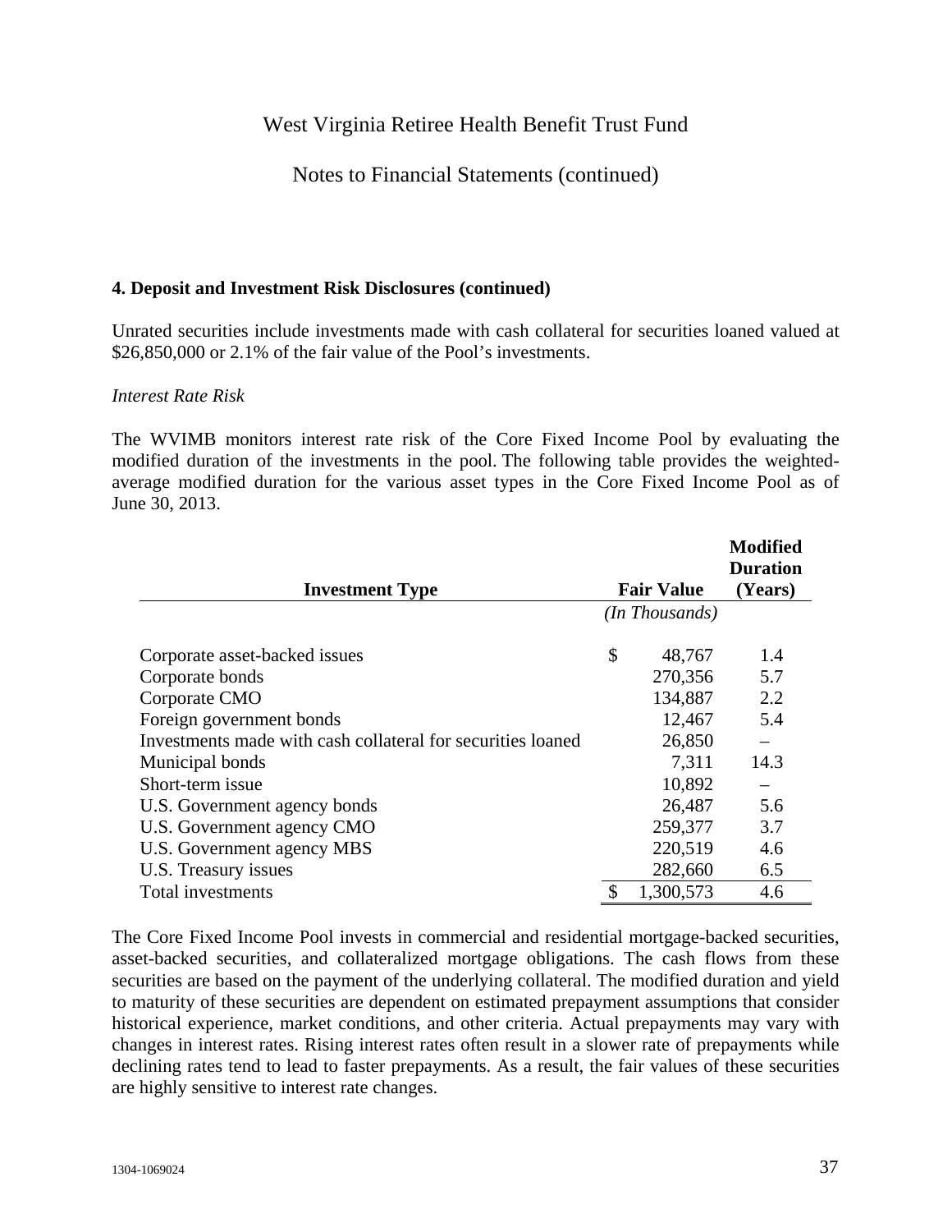# West Virginia Retiree Health Benefit Trust Fund

## Notes to Financial Statements (continued)

### 4. Deposit and Investment Risk Disclosures (continued)

Unrated securities include investments made with cash collateral for securities loaned valued at $26,850,000 or 2.1% of the fair value of the Pool's investments.

*Interest Rate Risk*

The WVIMB monitors interest rate risk of the Core Fixed Income Pool by evaluating the modified duration of the investments in the pool. The following table provides the weighted-average modified duration for the various asset types in the Core Fixed Income Pool as of June 30, 2013.

| Investment Type | Fair Value *(In Thousands)* | Modified Duration (Years) |
|---|---|---|
| Corporate asset-backed issues | $ 48,767 | 1.4 |
| Corporate bonds | 270,356 | 5.7 |
| Corporate CMO | 134,887 | 2.2 |
| Foreign government bonds | 12,467 | 5.4 |
| Investments made with cash collateral for securities loaned | 26,850 | – |
| Municipal bonds | 7,311 | 14.3 |
| Short-term issue | 10,892 | – |
| U.S. Government agency bonds | 26,487 | 5.6 |
| U.S. Government agency CMO | 259,377 | 3.7 |
| U.S. Government agency MBS | 220,519 | 4.6 |
| U.S. Treasury issues | 282,660 | 6.5 |
| Total investments | $ 1,300,573 | 4.6 |

The Core Fixed Income Pool invests in commercial and residential mortgage-backed securities, asset-backed securities, and collateralized mortgage obligations. The cash flows from these securities are based on the payment of the underlying collateral. The modified duration and yield to maturity of these securities are dependent on estimated prepayment assumptions that consider historical experience, market conditions, and other criteria. Actual prepayments may vary with changes in interest rates. Rising interest rates often result in a slower rate of prepayments while declining rates tend to lead to faster prepayments. As a result, the fair values of these securities are highly sensitive to interest rate changes.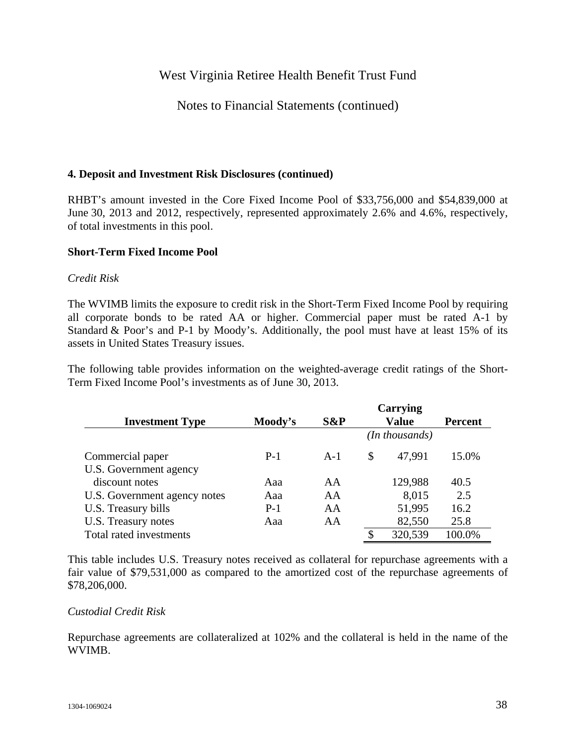West Virginia Retiree Health Benefit Trust Fund

Notes to Financial Statements (continued)

**4. Deposit and Investment Risk Disclosures (continued)**

RHBT's amount invested in the Core Fixed Income Pool of $33,756,000 and $54,839,000 at June 30, 2013 and 2012, respectively, represented approximately 2.6% and 4.6%, respectively, of total investments in this pool.

**Short-Term Fixed Income Pool**

*Credit Risk*

The WVIMB limits the exposure to credit risk in the Short-Term Fixed Income Pool by requiring all corporate bonds to be rated AA or higher. Commercial paper must be rated A-1 by Standard & Poor's and P-1 by Moody's. Additionally, the pool must have at least 15% of its assets in United States Treasury issues.

The following table provides information on the weighted-average credit ratings of the Short-Term Fixed Income Pool's investments as of June 30, 2013.

| Investment Type | Moody's | S&P | Carrying Value | Percent |
|---|---|---|---|---|
| | | | *(In thousands)* | |
| Commercial paper | P-1 | A-1 | $ 47,991 | 15.0% |
| U.S. Government agency discount notes | Aaa | AA | 129,988 | 40.5 |
| U.S. Government agency notes | Aaa | AA | 8,015 | 2.5 |
| U.S. Treasury bills | P-1 | AA | 51,995 | 16.2 |
| U.S. Treasury notes | Aaa | AA | 82,550 | 25.8 |
| Total rated investments | | | $ 320,539 | 100.0% |

This table includes U.S. Treasury notes received as collateral for repurchase agreements with a fair value of $79,531,000 as compared to the amortized cost of the repurchase agreements of $78,206,000.

*Custodial Credit Risk*

Repurchase agreements are collateralized at 102% and the collateral is held in the name of the WVIMB.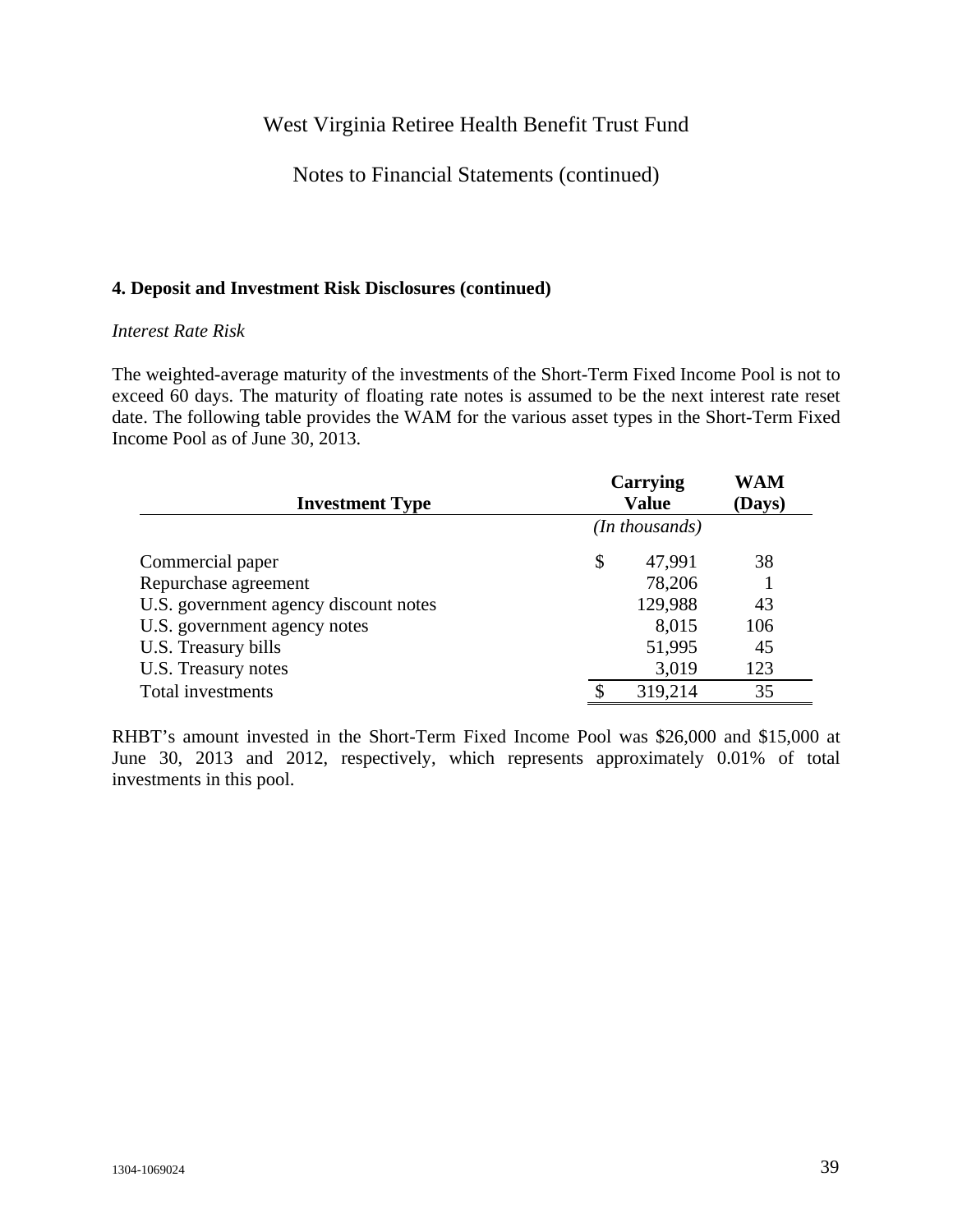West Virginia Retiree Health Benefit Trust Fund

Notes to Financial Statements (continued)

### 4. Deposit and Investment Risk Disclosures (continued)

*Interest Rate Risk*

The weighted-average maturity of the investments of the Short-Term Fixed Income Pool is not to exceed 60 days. The maturity of floating rate notes is assumed to be the next interest rate reset date. The following table provides the WAM for the various asset types in the Short-Term Fixed Income Pool as of June 30, 2013.

| Investment Type | Carrying Value | WAM (Days) |
|---|---|---|
| | *(In thousands)* | |
| Commercial paper | $ 47,991 | 38 |
| Repurchase agreement | 78,206 | 1 |
| U.S. government agency discount notes | 129,988 | 43 |
| U.S. government agency notes | 8,015 | 106 |
| U.S. Treasury bills | 51,995 | 45 |
| U.S. Treasury notes | 3,019 | 123 |
| Total investments | $ 319,214 | 35 |

RHBT's amount invested in the Short-Term Fixed Income Pool was $26,000 and $15,000 at June 30, 2013 and 2012, respectively, which represents approximately 0.01% of total investments in this pool.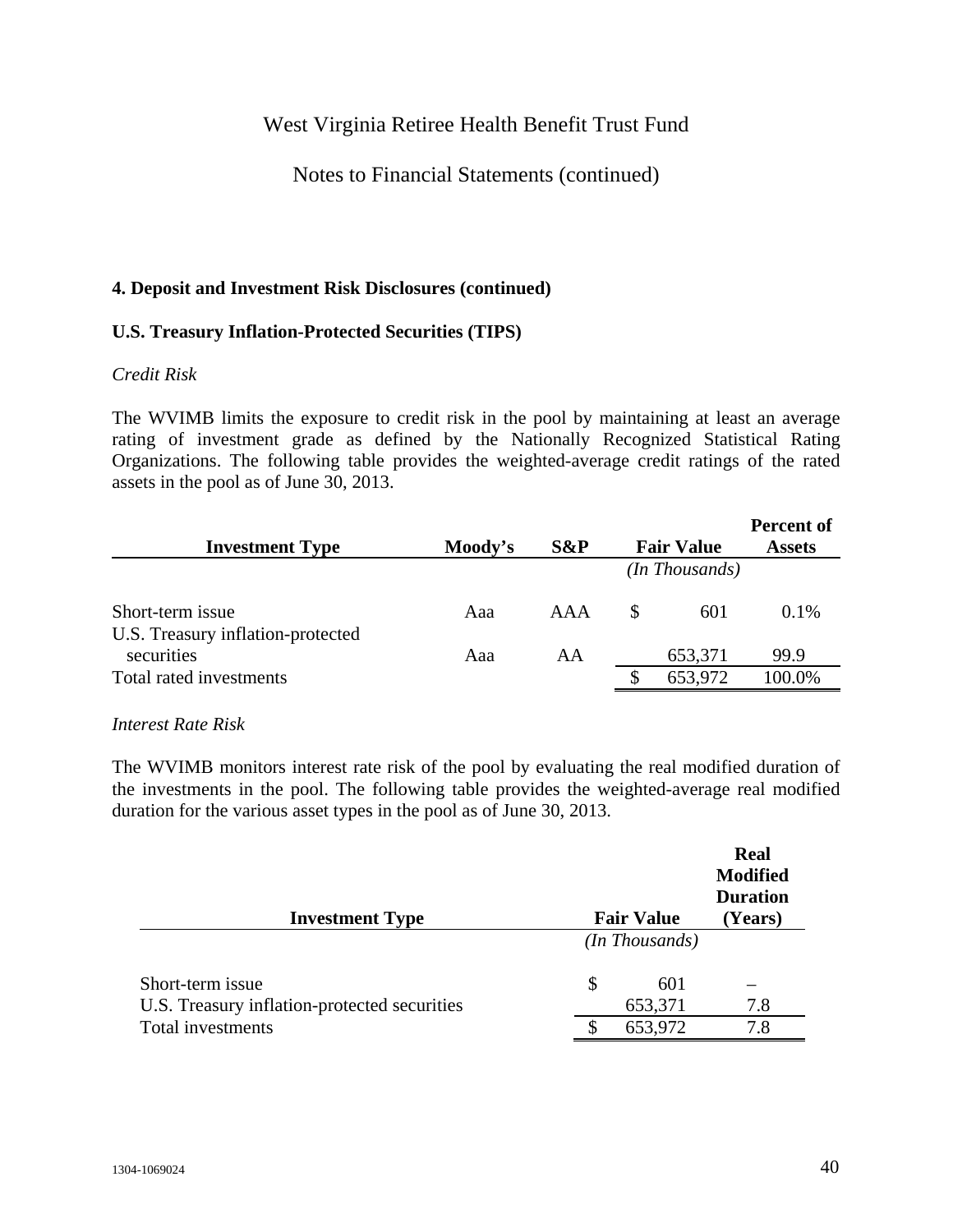# West Virginia Retiree Health Benefit Trust Fund

## Notes to Financial Statements (continued)

### 4. Deposit and Investment Risk Disclosures (continued)

### U.S. Treasury Inflation-Protected Securities (TIPS)

*Credit Risk*

The WVIMB limits the exposure to credit risk in the pool by maintaining at least an average rating of investment grade as defined by the Nationally Recognized Statistical Rating Organizations. The following table provides the weighted-average credit ratings of the rated assets in the pool as of June 30, 2013.

| Investment Type | Moody's | S&P | Fair Value | Percent of Assets |
|---|---|---|---|---|
| | | | *(In Thousands)* | |
| Short-term issue | Aaa | AAA | $ 601 | 0.1% |
| U.S. Treasury inflation-protected securities | Aaa | AA | 653,371 | 99.9 |
| Total rated investments | | | $ 653,972 | 100.0% |

*Interest Rate Risk*

The WVIMB monitors interest rate risk of the pool by evaluating the real modified duration of the investments in the pool. The following table provides the weighted-average real modified duration for the various asset types in the pool as of June 30, 2013.

| Investment Type | Fair Value | Real Modified Duration (Years) |
|---|---|---|
| | *(In Thousands)* | |
| Short-term issue | $ 601 | – |
| U.S. Treasury inflation-protected securities | 653,371 | 7.8 |
| Total investments | $ 653,972 | 7.8 |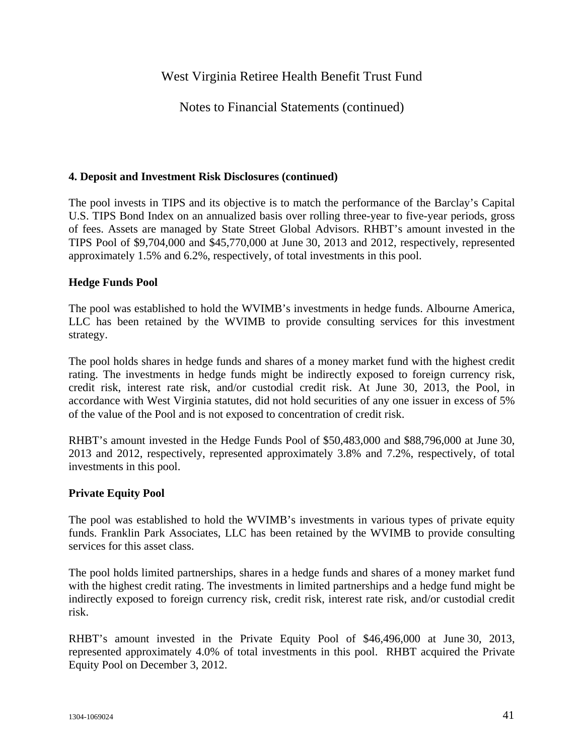# West Virginia Retiree Health Benefit Trust Fund

## Notes to Financial Statements (continued)

### 4. Deposit and Investment Risk Disclosures (continued)

The pool invests in TIPS and its objective is to match the performance of the Barclay's Capital U.S. TIPS Bond Index on an annualized basis over rolling three-year to five-year periods, gross of fees. Assets are managed by State Street Global Advisors. RHBT's amount invested in the TIPS Pool of $9,704,000 and $45,770,000 at June 30, 2013 and 2012, respectively, represented approximately 1.5% and 6.2%, respectively, of total investments in this pool.

**Hedge Funds Pool**

The pool was established to hold the WVIMB's investments in hedge funds. Albourne America, LLC has been retained by the WVIMB to provide consulting services for this investment strategy.

The pool holds shares in hedge funds and shares of a money market fund with the highest credit rating. The investments in hedge funds might be indirectly exposed to foreign currency risk, credit risk, interest rate risk, and/or custodial credit risk. At June 30, 2013, the Pool, in accordance with West Virginia statutes, did not hold securities of any one issuer in excess of 5% of the value of the Pool and is not exposed to concentration of credit risk.

RHBT's amount invested in the Hedge Funds Pool of $50,483,000 and $88,796,000 at June 30, 2013 and 2012, respectively, represented approximately 3.8% and 7.2%, respectively, of total investments in this pool.

**Private Equity Pool**

The pool was established to hold the WVIMB's investments in various types of private equity funds. Franklin Park Associates, LLC has been retained by the WVIMB to provide consulting services for this asset class.

The pool holds limited partnerships, shares in a hedge funds and shares of a money market fund with the highest credit rating. The investments in limited partnerships and a hedge fund might be indirectly exposed to foreign currency risk, credit risk, interest rate risk, and/or custodial credit risk.

RHBT's amount invested in the Private Equity Pool of $46,496,000 at June 30, 2013, represented approximately 4.0% of total investments in this pool. RHBT acquired the Private Equity Pool on December 3, 2012.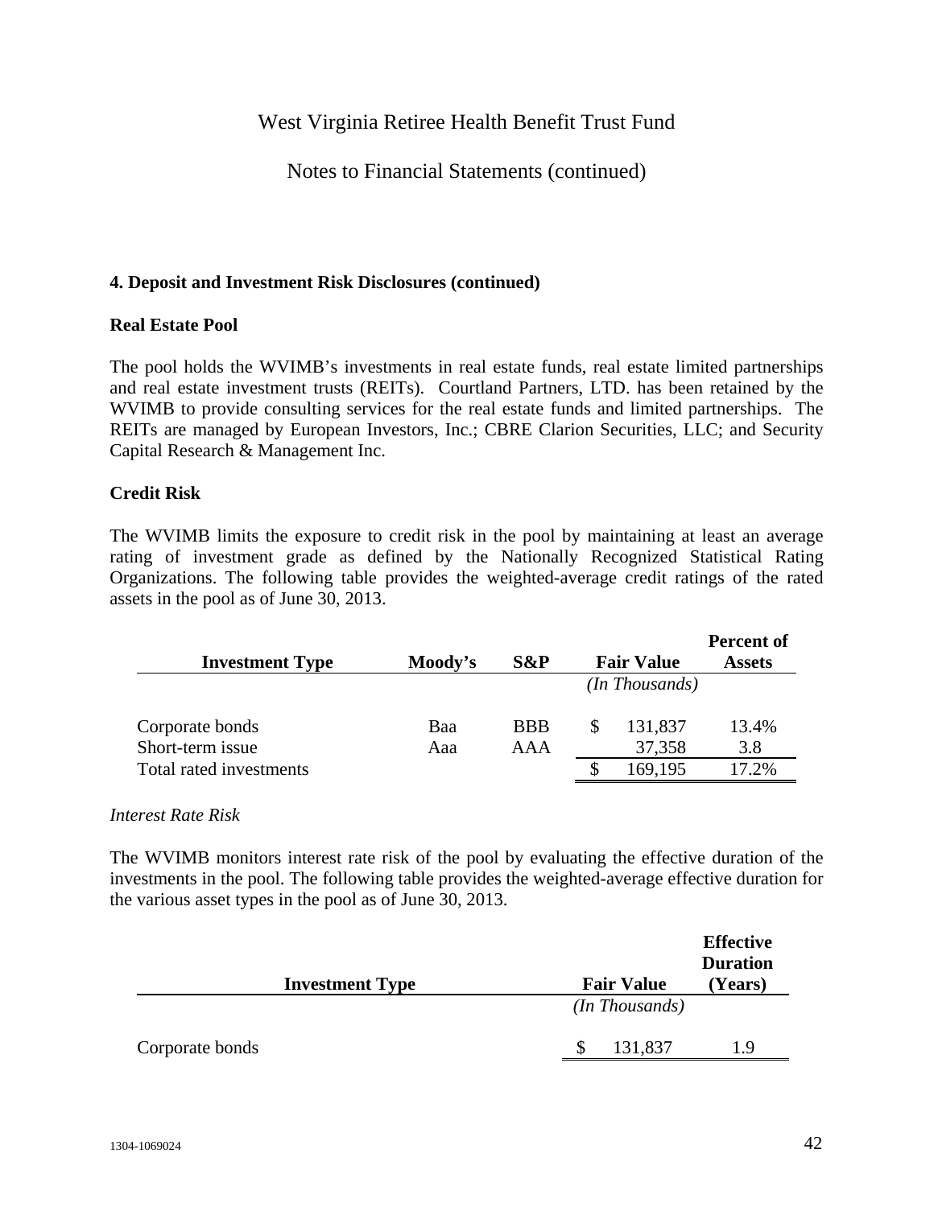West Virginia Retiree Health Benefit Trust Fund

Notes to Financial Statements (continued)

**4. Deposit and Investment Risk Disclosures (continued)**

**Real Estate Pool**

The pool holds the WVIMB's investments in real estate funds, real estate limited partnerships and real estate investment trusts (REITs). Courtland Partners, LTD. has been retained by the WVIMB to provide consulting services for the real estate funds and limited partnerships. The REITs are managed by European Investors, Inc.; CBRE Clarion Securities, LLC; and Security Capital Research & Management Inc.

**Credit Risk**

The WVIMB limits the exposure to credit risk in the pool by maintaining at least an average rating of investment grade as defined by the Nationally Recognized Statistical Rating Organizations. The following table provides the weighted-average credit ratings of the rated assets in the pool as of June 30, 2013.

| Investment Type | Moody's | S&P | Fair Value | Percent of Assets |
|---|---|---|---|---|
| | | | *(In Thousands)* | |
| Corporate bonds | Baa | BBB | $ 131,837 | 13.4% |
| Short-term issue | Aaa | AAA | 37,358 | 3.8 |
| Total rated investments | | | $ 169,195 | 17.2% |

*Interest Rate Risk*

The WVIMB monitors interest rate risk of the pool by evaluating the effective duration of the investments in the pool. The following table provides the weighted-average effective duration for the various asset types in the pool as of June 30, 2013.

| Investment Type | Fair Value | Effective Duration (Years) |
|---|---|---|
| | *(In Thousands)* | |
| Corporate bonds | $ 131,837 | 1.9 |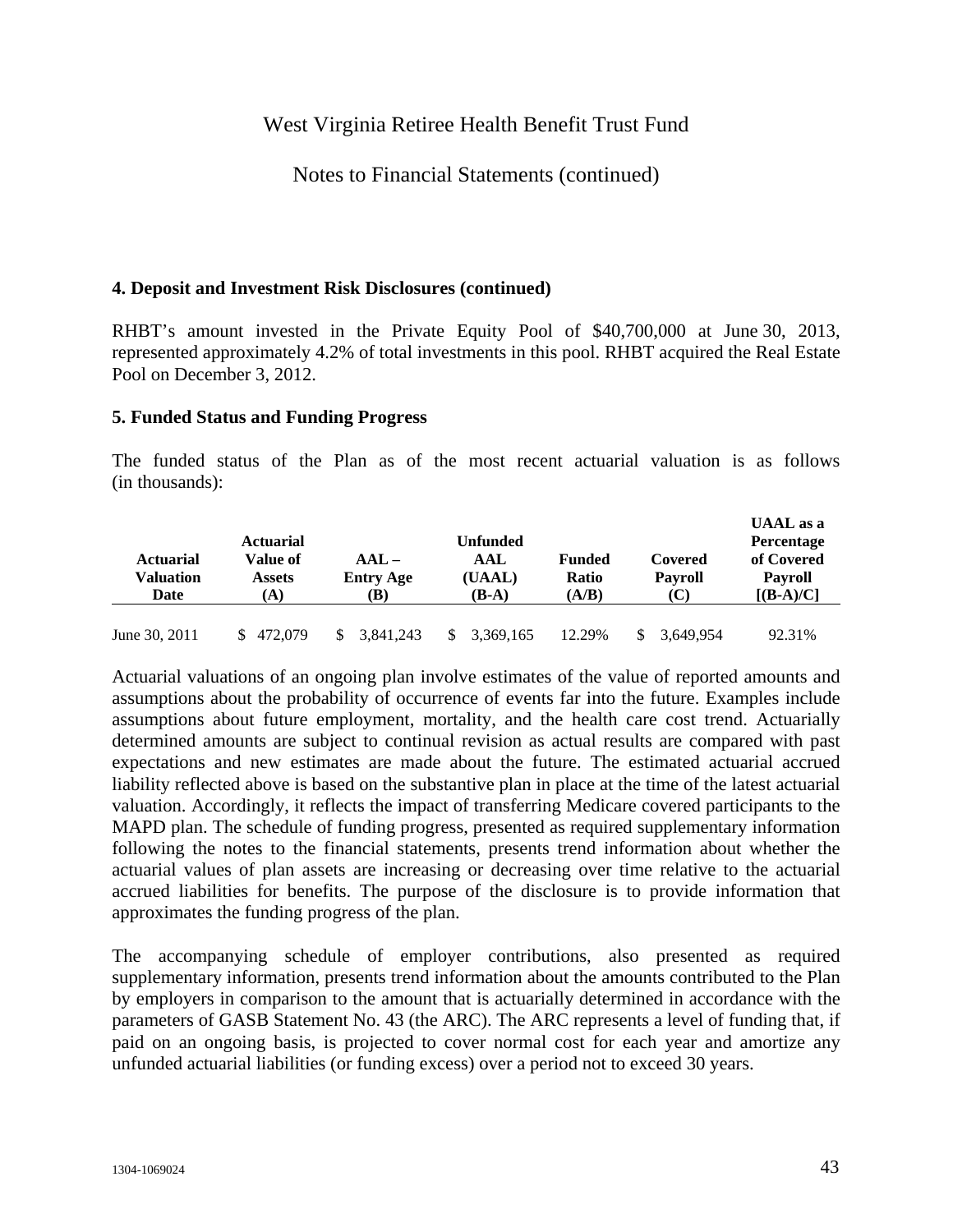# West Virginia Retiree Health Benefit Trust Fund

## Notes to Financial Statements (continued)

### 4. Deposit and Investment Risk Disclosures (continued)

RHBT's amount invested in the Private Equity Pool of $40,700,000 at June 30, 2013, represented approximately 4.2% of total investments in this pool. RHBT acquired the Real Estate Pool on December 3, 2012.

### 5. Funded Status and Funding Progress

The funded status of the Plan as of the most recent actuarial valuation is as follows (in thousands):

| Actuarial Valuation Date | Actuarial Value of Assets (A) | AAL – Entry Age (B) | Unfunded AAL (UAAL) (B-A) | Funded Ratio (A/B) | Covered Payroll (C) | UAAL as a Percentage of Covered Payroll [(B-A)/C] |
|---|---|---|---|---|---|---|
| June 30, 2011 | $ 472,079 | $ 3,841,243 | $ 3,369,165 | 12.29% | $ 3,649,954 | 92.31% |

Actuarial valuations of an ongoing plan involve estimates of the value of reported amounts and assumptions about the probability of occurrence of events far into the future. Examples include assumptions about future employment, mortality, and the health care cost trend. Actuarially determined amounts are subject to continual revision as actual results are compared with past expectations and new estimates are made about the future. The estimated actuarial accrued liability reflected above is based on the substantive plan in place at the time of the latest actuarial valuation. Accordingly, it reflects the impact of transferring Medicare covered participants to the MAPD plan. The schedule of funding progress, presented as required supplementary information following the notes to the financial statements, presents trend information about whether the actuarial values of plan assets are increasing or decreasing over time relative to the actuarial accrued liabilities for benefits. The purpose of the disclosure is to provide information that approximates the funding progress of the plan.

The accompanying schedule of employer contributions, also presented as required supplementary information, presents trend information about the amounts contributed to the Plan by employers in comparison to the amount that is actuarially determined in accordance with the parameters of GASB Statement No. 43 (the ARC). The ARC represents a level of funding that, if paid on an ongoing basis, is projected to cover normal cost for each year and amortize any unfunded actuarial liabilities (or funding excess) over a period not to exceed 30 years.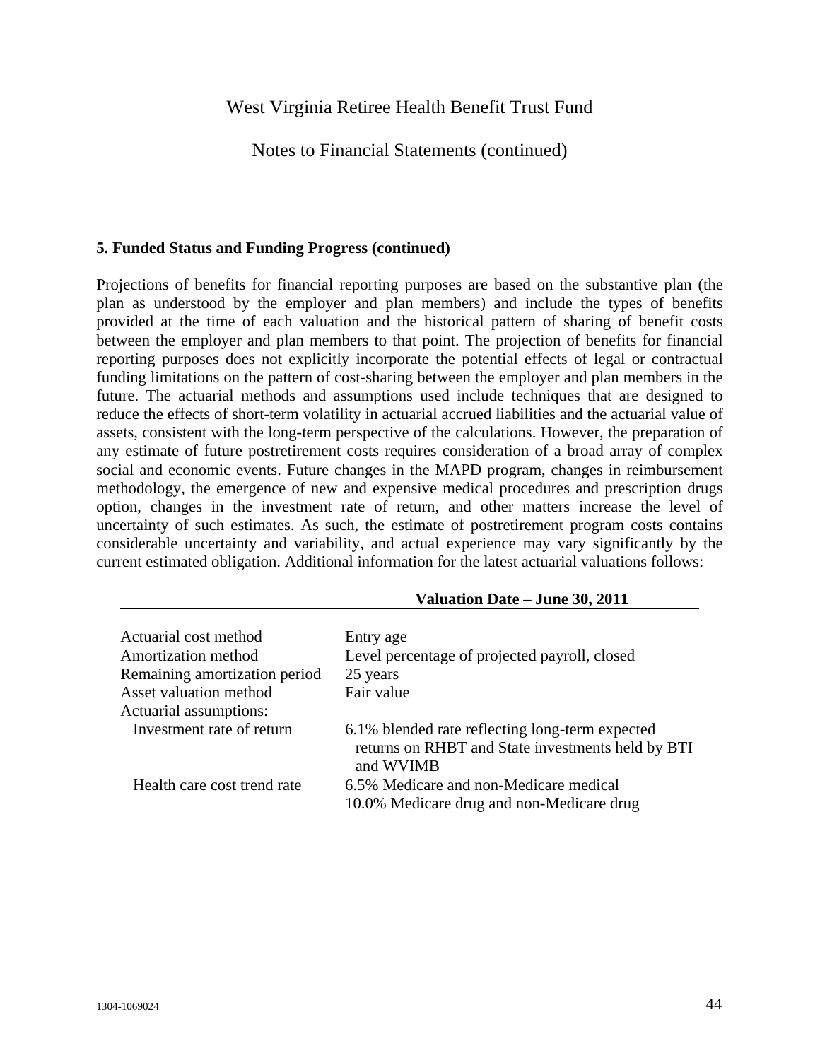West Virginia Retiree Health Benefit Trust Fund

Notes to Financial Statements (continued)

### 5. Funded Status and Funding Progress (continued)

Projections of benefits for financial reporting purposes are based on the substantive plan (the plan as understood by the employer and plan members) and include the types of benefits provided at the time of each valuation and the historical pattern of sharing of benefit costs between the employer and plan members to that point. The projection of benefits for financial reporting purposes does not explicitly incorporate the potential effects of legal or contractual funding limitations on the pattern of cost-sharing between the employer and plan members in the future. The actuarial methods and assumptions used include techniques that are designed to reduce the effects of short-term volatility in actuarial accrued liabilities and the actuarial value of assets, consistent with the long-term perspective of the calculations. However, the preparation of any estimate of future postretirement costs requires consideration of a broad array of complex social and economic events. Future changes in the MAPD program, changes in reimbursement methodology, the emergence of new and expensive medical procedures and prescription drugs option, changes in the investment rate of return, and other matters increase the level of uncertainty of such estimates. As such, the estimate of postretirement program costs contains considerable uncertainty and variability, and actual experience may vary significantly by the current estimated obligation. Additional information for the latest actuarial valuations follows:

| | **Valuation Date – June 30, 2011** |
|---|---|
| Actuarial cost method | Entry age |
| Amortization method | Level percentage of projected payroll, closed |
| Remaining amortization period | 25 years |
| Asset valuation method | Fair value |
| Actuarial assumptions: | |
| Investment rate of return | 6.1% blended rate reflecting long-term expected returns on RHBT and State investments held by BTI and WVIMB |
| Health care cost trend rate | 6.5% Medicare and non-Medicare medical<br>10.0% Medicare drug and non-Medicare drug |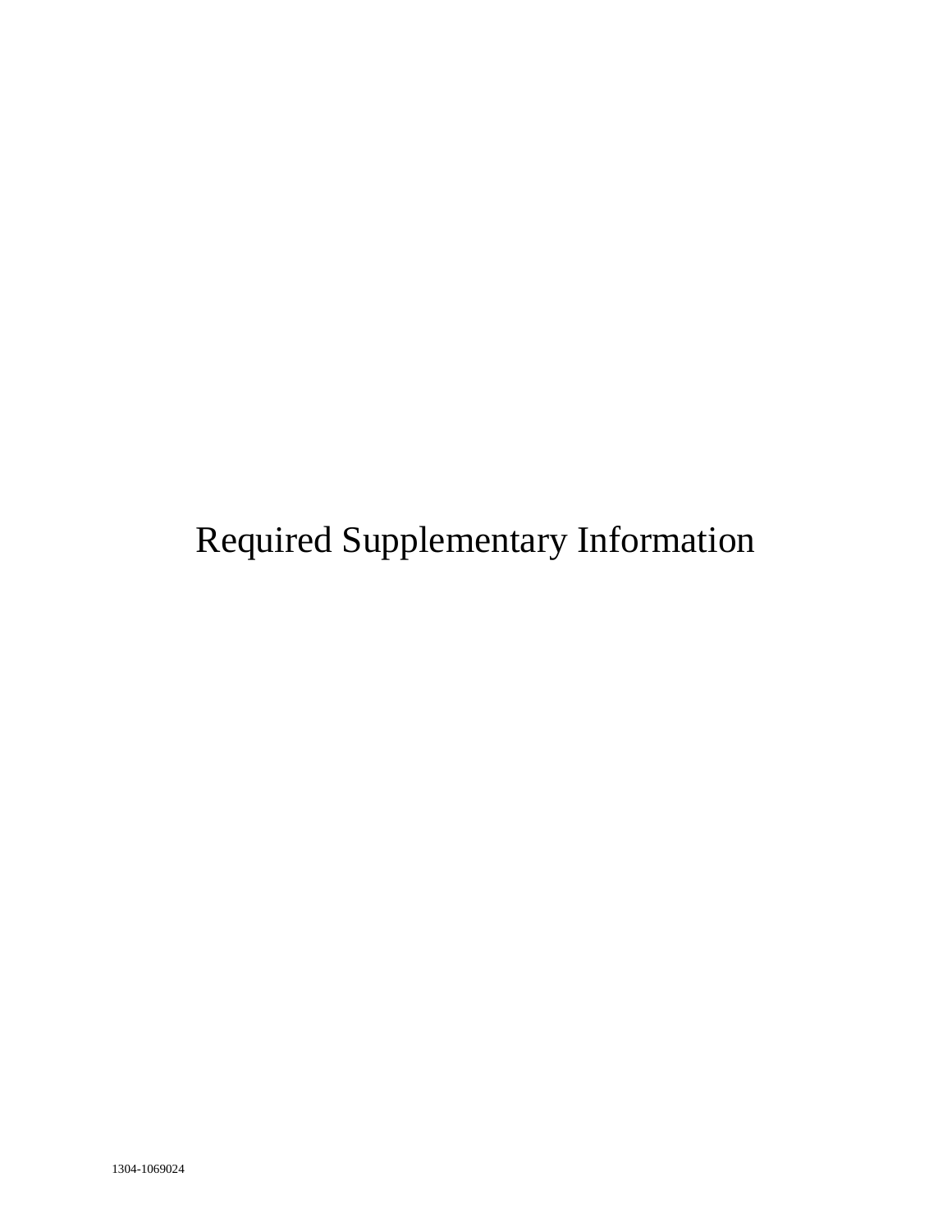# Required Supplementary Information

1304-1069024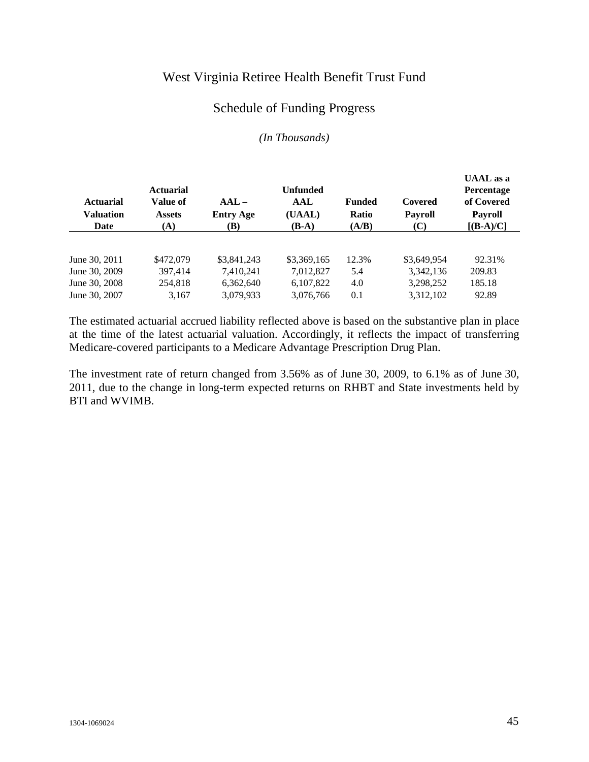# West Virginia Retiree Health Benefit Trust Fund

## Schedule of Funding Progress

*(In Thousands)*

| Actuarial Valuation Date | Actuarial Value of Assets (A) | AAL – Entry Age (B) | Unfunded AAL (UAAL) (B-A) | Funded Ratio (A/B) | Covered Payroll (C) | UAAL as a Percentage of Covered Payroll [(B-A)/C] |
|---|---|---|---|---|---|---|
| June 30, 2011 | $472,079 | $3,841,243 | $3,369,165 | 12.3% | $3,649,954 | 92.31% |
| June 30, 2009 | 397,414 | 7,410,241 | 7,012,827 | 5.4 | 3,342,136 | 209.83 |
| June 30, 2008 | 254,818 | 6,362,640 | 6,107,822 | 4.0 | 3,298,252 | 185.18 |
| June 30, 2007 | 3,167 | 3,079,933 | 3,076,766 | 0.1 | 3,312,102 | 92.89 |

The estimated actuarial accrued liability reflected above is based on the substantive plan in place at the time of the latest actuarial valuation. Accordingly, it reflects the impact of transferring Medicare-covered participants to a Medicare Advantage Prescription Drug Plan.

The investment rate of return changed from 3.56% as of June 30, 2009, to 6.1% as of June 30, 2011, due to the change in long-term expected returns on RHBT and State investments held by BTI and WVIMB.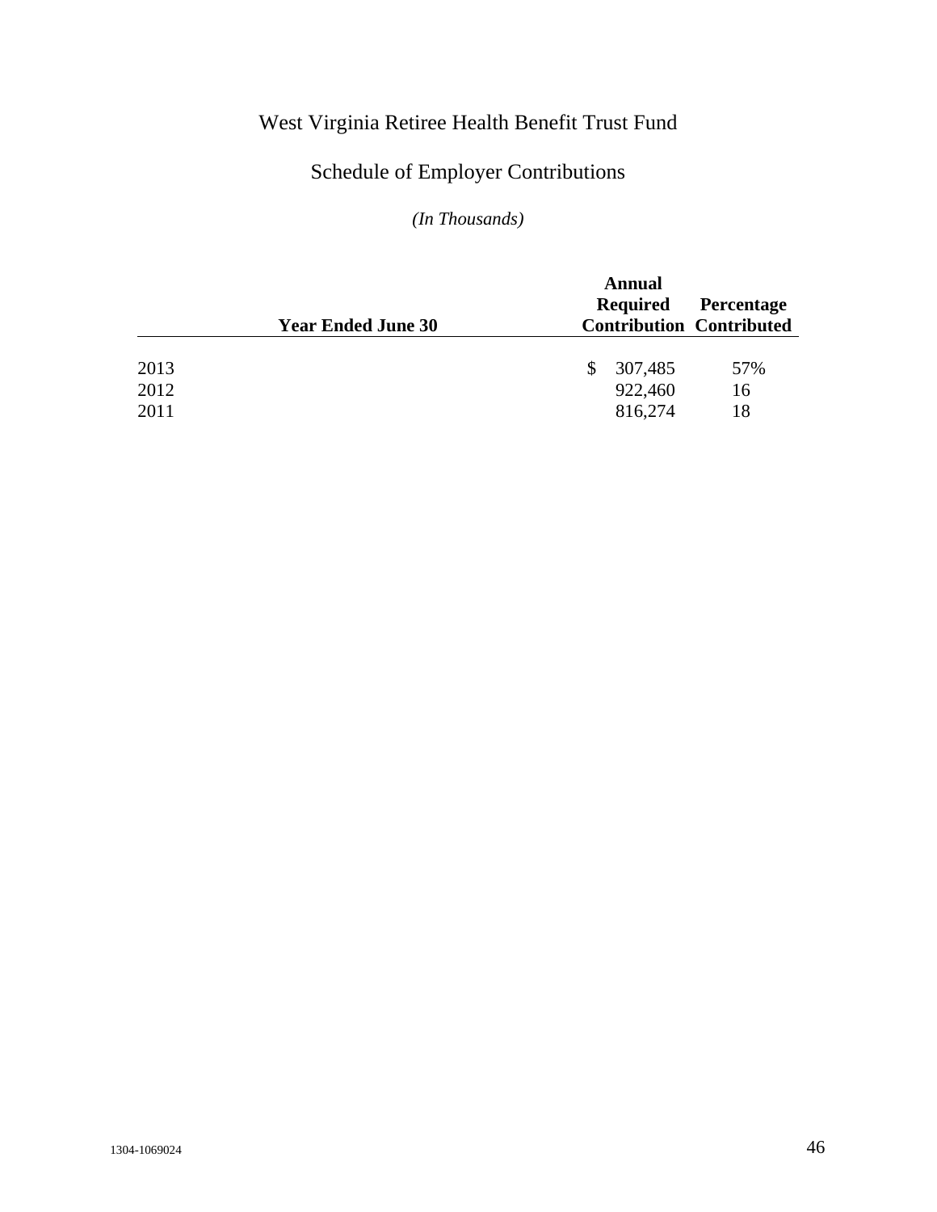# West Virginia Retiree Health Benefit Trust Fund

## Schedule of Employer Contributions

*(In Thousands)*

| Year Ended June 30 | Annual Required Contribution | Percentage Contributed |
|---|---|---|
| 2013 | $ 307,485 | 57% |
| 2012 | 922,460 | 16 |
| 2011 | 816,274 | 18 |

1304-1069024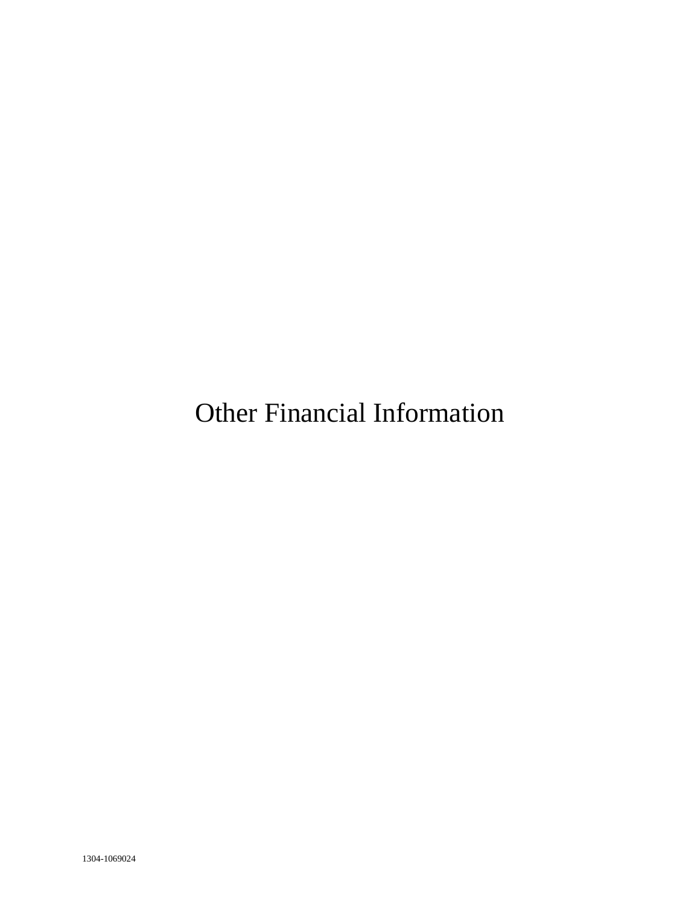# Other Financial Information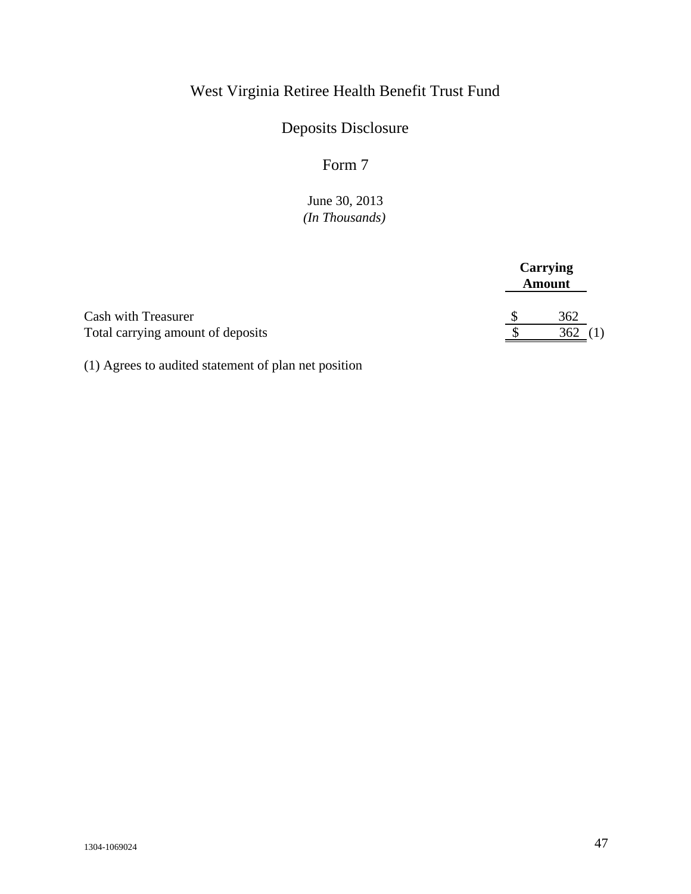# West Virginia Retiree Health Benefit Trust Fund

## Deposits Disclosure

## Form 7

June 30, 2013
*(In Thousands)*

| | Carrying Amount |
|---|---|
| Cash with Treasurer | $ 362 |
| Total carrying amount of deposits | $ 362 (1) |

(1) Agrees to audited statement of plan net position

1304-1069024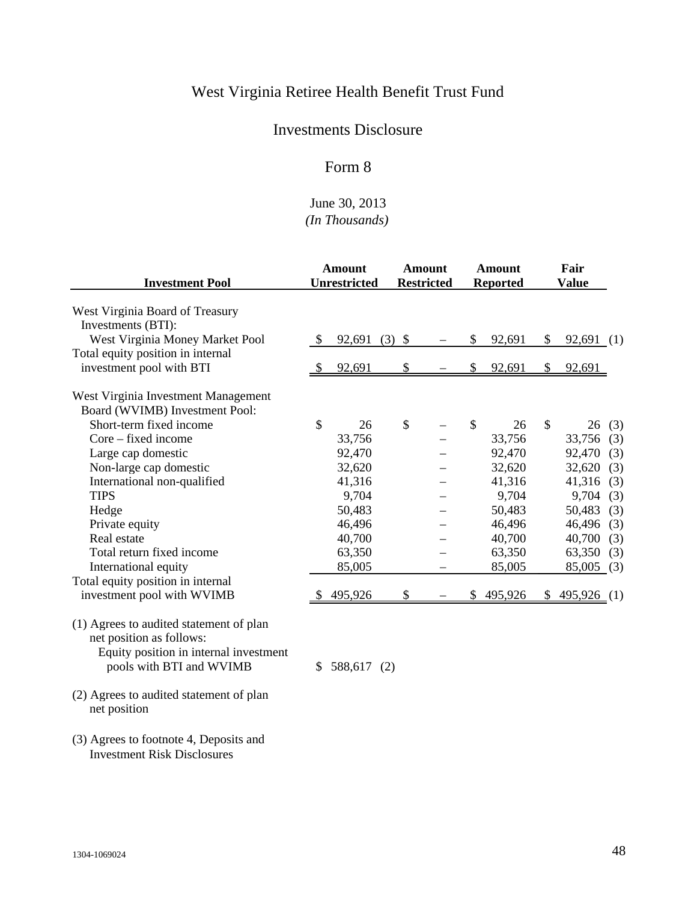# West Virginia Retiree Health Benefit Trust Fund

## Investments Disclosure

## Form 8

June 30, 2013
*(In Thousands)*

| Investment Pool | Amount Unrestricted | Amount Restricted | Amount Reported | Fair Value |
|---|---|---|---|---|
| West Virginia Board of Treasury Investments (BTI): | | | | |
| West Virginia Money Market Pool | $ 92,691 (3) | $ – | $ 92,691 | $ 92,691 (1) |
| Total equity position in internal investment pool with BTI | $ 92,691 | $ – | $ 92,691 | $ 92,691 |
| West Virginia Investment Management Board (WVIMB) Investment Pool: | | | | |
| Short-term fixed income | $ 26 | $ – | $ 26 | $ 26 (3) |
| Core – fixed income | 33,756 | – | 33,756 | 33,756 (3) |
| Large cap domestic | 92,470 | – | 92,470 | 92,470 (3) |
| Non-large cap domestic | 32,620 | – | 32,620 | 32,620 (3) |
| International non-qualified | 41,316 | – | 41,316 | 41,316 (3) |
| TIPS | 9,704 | – | 9,704 | 9,704 (3) |
| Hedge | 50,483 | – | 50,483 | 50,483 (3) |
| Private equity | 46,496 | – | 46,496 | 46,496 (3) |
| Real estate | 40,700 | – | 40,700 | 40,700 (3) |
| Total return fixed income | 63,350 | – | 63,350 | 63,350 (3) |
| International equity | 85,005 | – | 85,005 | 85,005 (3) |
| Total equity position in internal investment pool with WVIMB | $ 495,926 | $ – | $ 495,926 | $ 495,926 (1) |

(1) Agrees to audited statement of plan net position as follows:

| | |
|---|---|
| Equity position in internal investment pools with BTI and WVIMB | $ 588,617 (2) |

(2) Agrees to audited statement of plan net position

(3) Agrees to footnote 4, Deposits and Investment Risk Disclosures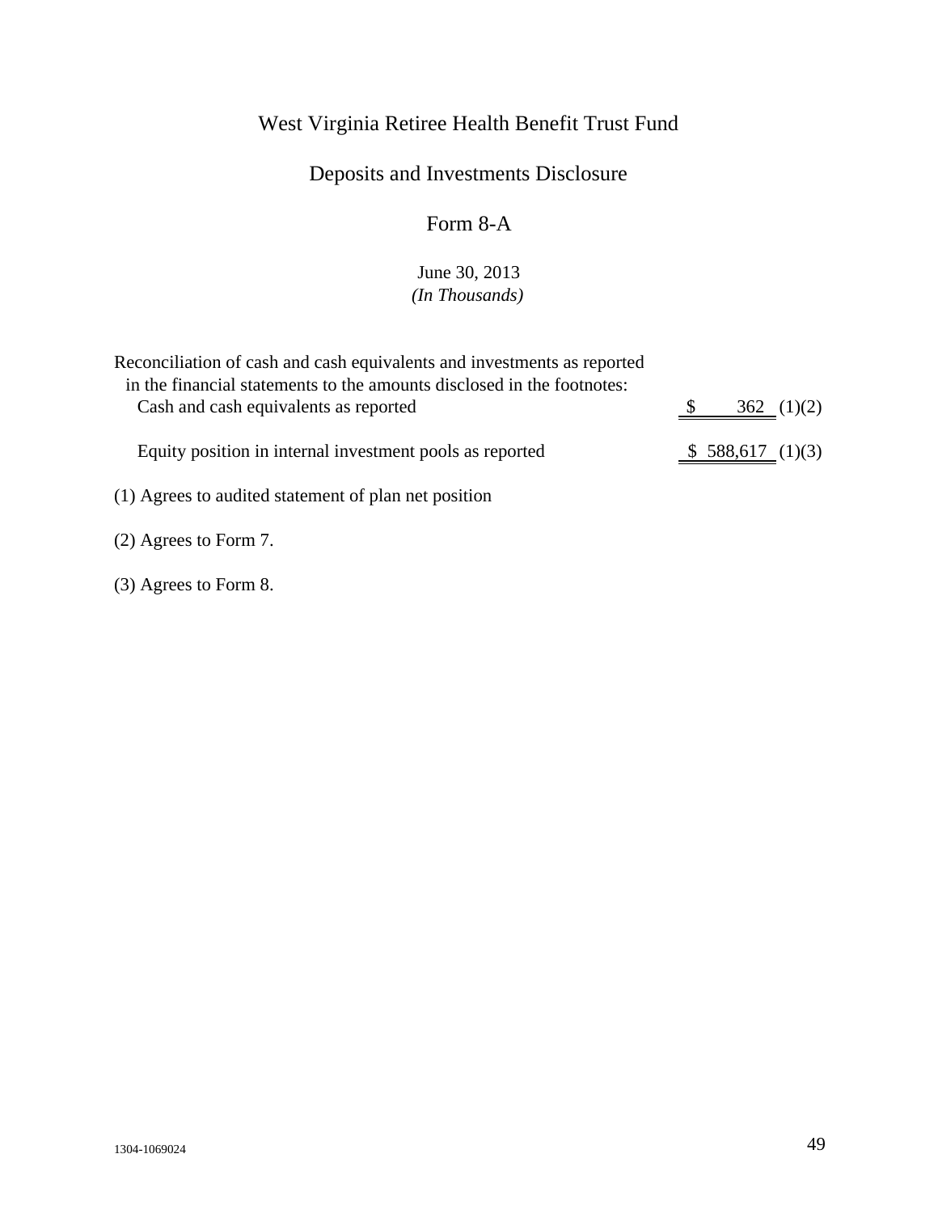# West Virginia Retiree Health Benefit Trust Fund

## Deposits and Investments Disclosure

## Form 8-A

June 30, 2013
*(In Thousands)*

| Reconciliation of cash and cash equivalents and investments as reported in the financial statements to the amounts disclosed in the footnotes: | | |
|---|---|---|
| Cash and cash equivalents as reported | $ 362 | (1)(2) |
| Equity position in internal investment pools as reported | $ 588,617 | (1)(3) |

(1) Agrees to audited statement of plan net position

(2) Agrees to Form 7.

(3) Agrees to Form 8.

1304-1069024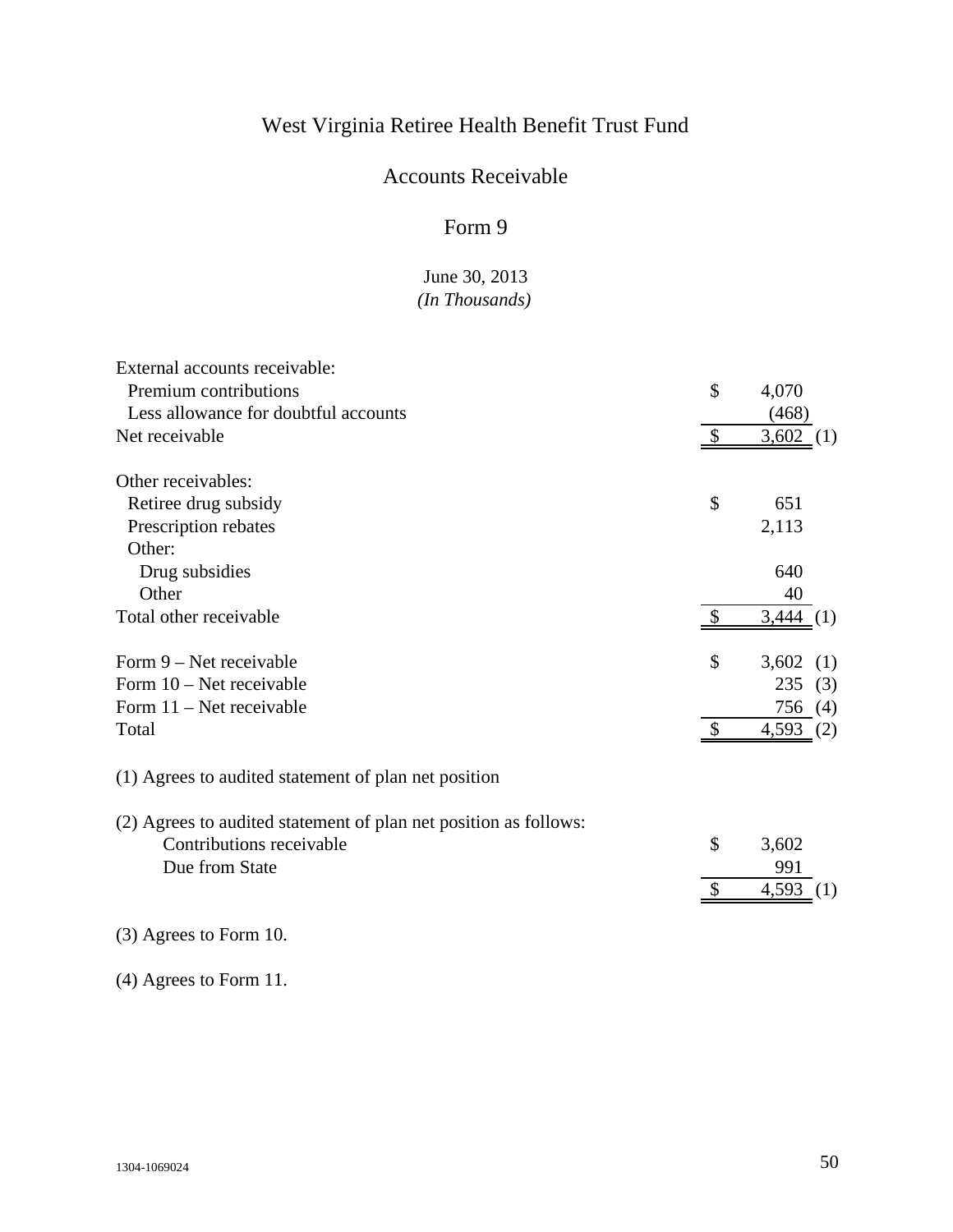# West Virginia Retiree Health Benefit Trust Fund

## Accounts Receivable

## Form 9

June 30, 2013
*(In Thousands)*

| | | | |
|---|---|---|---|
| External accounts receivable: | | | |
| Premium contributions | $ | 4,070 | |
| Less allowance for doubtful accounts | | (468) | |
| Net receivable | $ | 3,602 | (1) |
| | | | |
| Other receivables: | | | |
| Retiree drug subsidy | $ | 651 | |
| Prescription rebates | | 2,113 | |
| Other: | | | |
| Drug subsidies | | 640 | |
| Other | | 40 | |
| Total other receivable | $ | 3,444 | (1) |
| | | | |
| Form 9 – Net receivable | $ | 3,602 | (1) |
| Form 10 – Net receivable | | 235 | (3) |
| Form 11 – Net receivable | | 756 | (4) |
| Total | $ | 4,593 | (2) |

(1) Agrees to audited statement of plan net position

(2) Agrees to audited statement of plan net position as follows:

| | | | |
|---|---|---|---|
| Contributions receivable | $ | 3,602 | |
| Due from State | | 991 | |
| | $ | 4,593 | (1) |

(3) Agrees to Form 10.

(4) Agrees to Form 11.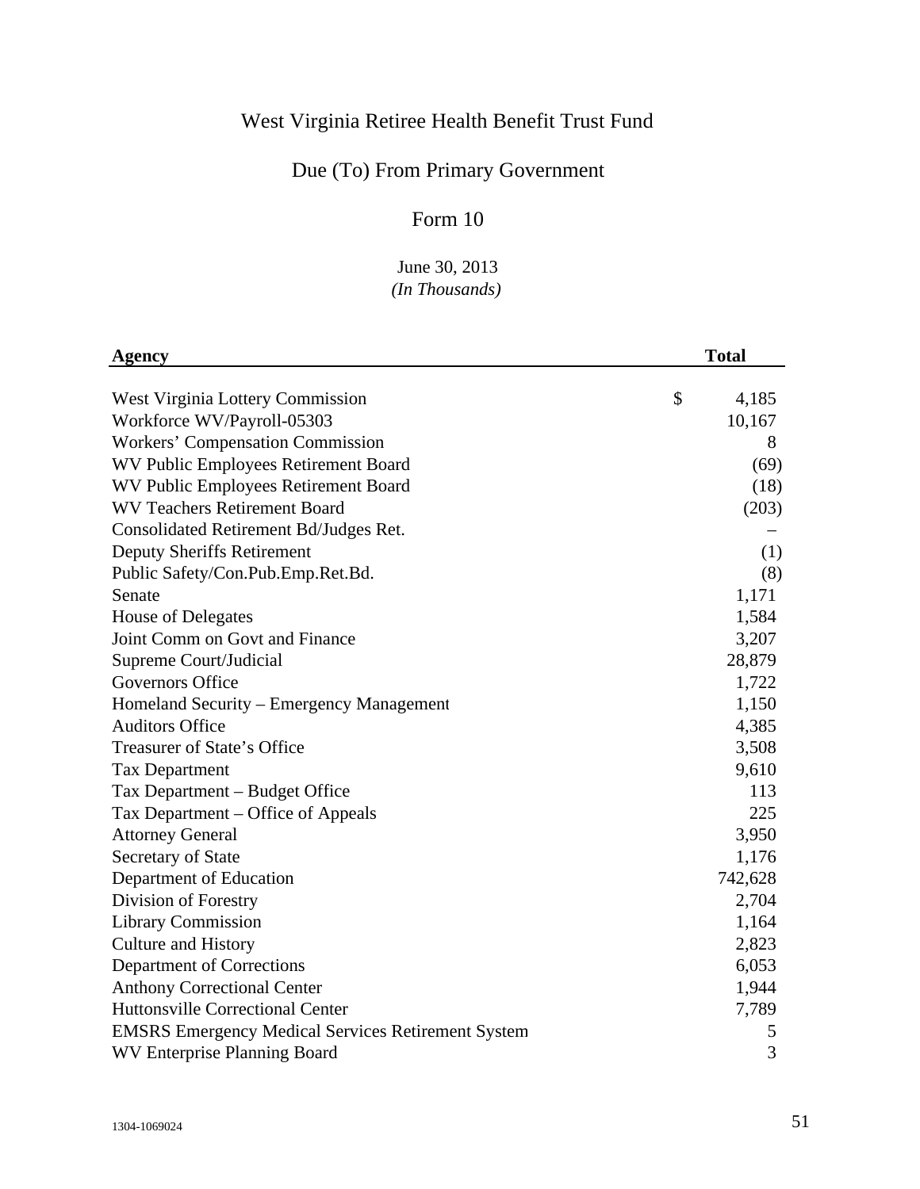# West Virginia Retiree Health Benefit Trust Fund

## Due (To) From Primary Government

## Form 10

June 30, 2013
*(In Thousands)*

| Agency | Total |
|---|---|
| West Virginia Lottery Commission | $ 4,185 |
| Workforce WV/Payroll-05303 | 10,167 |
| Workers' Compensation Commission | 8 |
| WV Public Employees Retirement Board | (69) |
| WV Public Employees Retirement Board | (18) |
| WV Teachers Retirement Board | (203) |
| Consolidated Retirement Bd/Judges Ret. | – |
| Deputy Sheriffs Retirement | (1) |
| Public Safety/Con.Pub.Emp.Ret.Bd. | (8) |
| Senate | 1,171 |
| House of Delegates | 1,584 |
| Joint Comm on Govt and Finance | 3,207 |
| Supreme Court/Judicial | 28,879 |
| Governors Office | 1,722 |
| Homeland Security – Emergency Management | 1,150 |
| Auditors Office | 4,385 |
| Treasurer of State's Office | 3,508 |
| Tax Department | 9,610 |
| Tax Department – Budget Office | 113 |
| Tax Department – Office of Appeals | 225 |
| Attorney General | 3,950 |
| Secretary of State | 1,176 |
| Department of Education | 742,628 |
| Division of Forestry | 2,704 |
| Library Commission | 1,164 |
| Culture and History | 2,823 |
| Department of Corrections | 6,053 |
| Anthony Correctional Center | 1,944 |
| Huttonsville Correctional Center | 7,789 |
| EMSRS Emergency Medical Services Retirement System | 5 |
| WV Enterprise Planning Board | 3 |

1304-1069024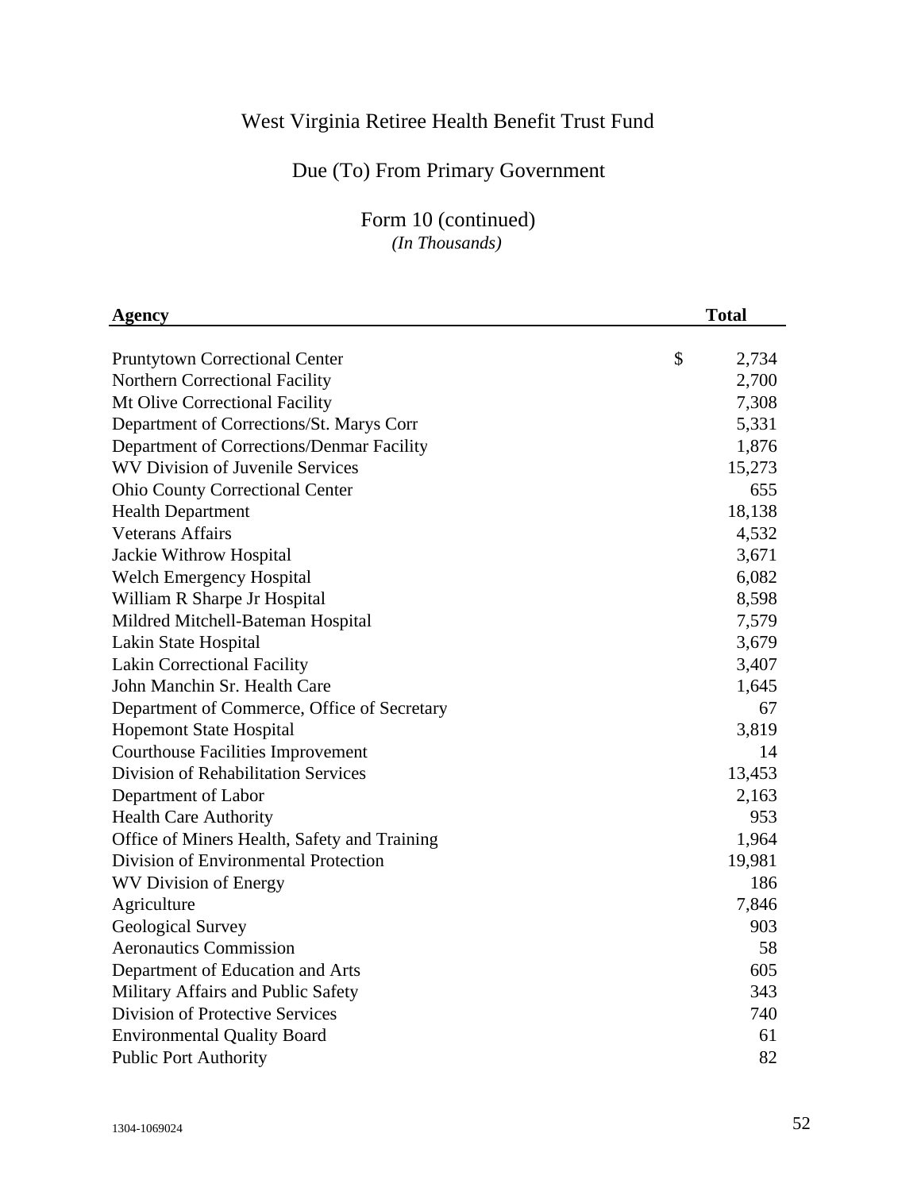# West Virginia Retiree Health Benefit Trust Fund

## Due (To) From Primary Government

### Form 10 (continued)
*(In Thousands)*

| Agency | Total |
|---|---|
| Pruntytown Correctional Center | $ 2,734 |
| Northern Correctional Facility | 2,700 |
| Mt Olive Correctional Facility | 7,308 |
| Department of Corrections/St. Marys Corr | 5,331 |
| Department of Corrections/Denmar Facility | 1,876 |
| WV Division of Juvenile Services | 15,273 |
| Ohio County Correctional Center | 655 |
| Health Department | 18,138 |
| Veterans Affairs | 4,532 |
| Jackie Withrow Hospital | 3,671 |
| Welch Emergency Hospital | 6,082 |
| William R Sharpe Jr Hospital | 8,598 |
| Mildred Mitchell-Bateman Hospital | 7,579 |
| Lakin State Hospital | 3,679 |
| Lakin Correctional Facility | 3,407 |
| John Manchin Sr. Health Care | 1,645 |
| Department of Commerce, Office of Secretary | 67 |
| Hopemont State Hospital | 3,819 |
| Courthouse Facilities Improvement | 14 |
| Division of Rehabilitation Services | 13,453 |
| Department of Labor | 2,163 |
| Health Care Authority | 953 |
| Office of Miners Health, Safety and Training | 1,964 |
| Division of Environmental Protection | 19,981 |
| WV Division of Energy | 186 |
| Agriculture | 7,846 |
| Geological Survey | 903 |
| Aeronautics Commission | 58 |
| Department of Education and Arts | 605 |
| Military Affairs and Public Safety | 343 |
| Division of Protective Services | 740 |
| Environmental Quality Board | 61 |
| Public Port Authority | 82 |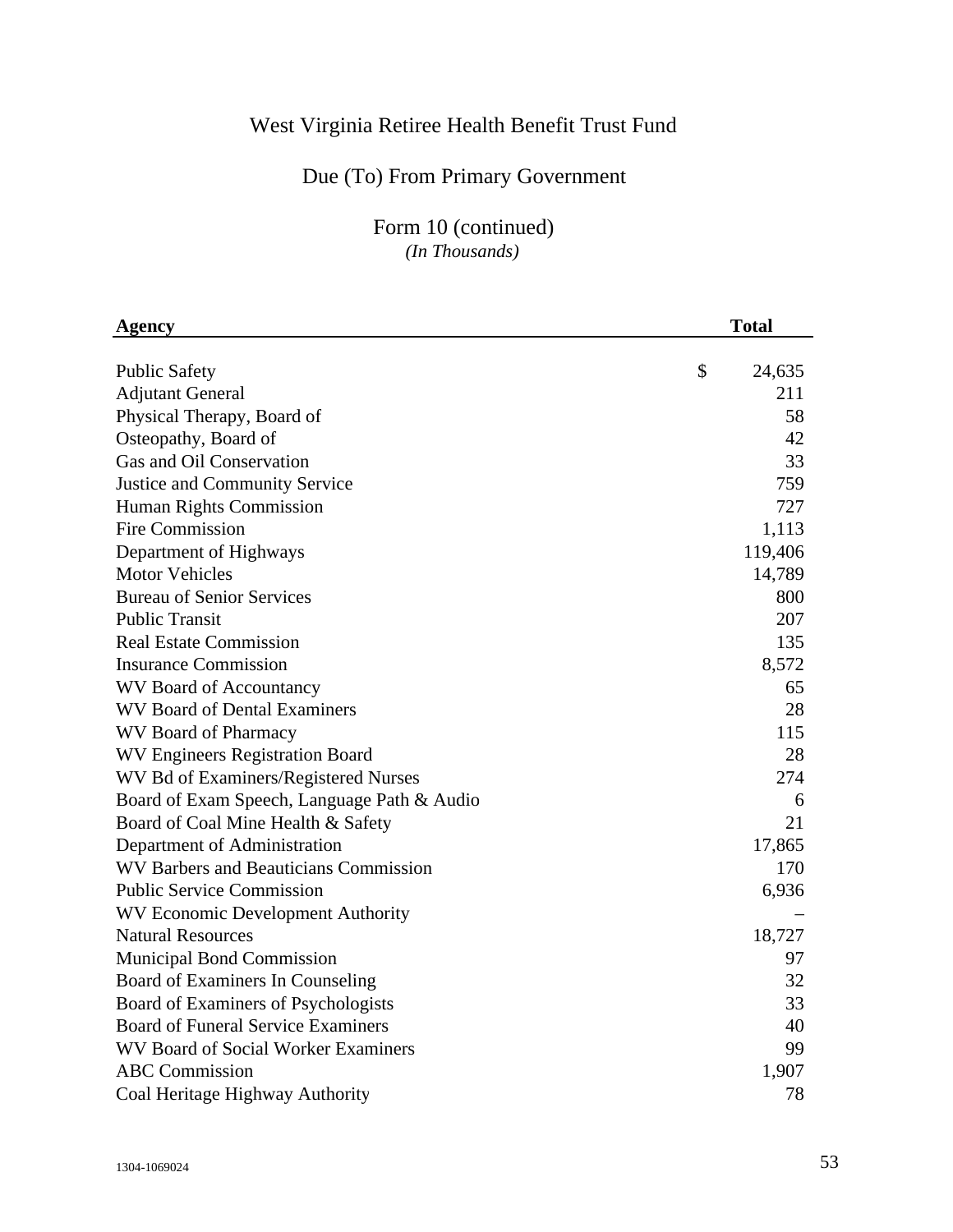# West Virginia Retiree Health Benefit Trust Fund

## Due (To) From Primary Government

### Form 10 (continued)

*(In Thousands)*

| Agency | Total |
|---|---|
| Public Safety | $ 24,635 |
| Adjutant General | 211 |
| Physical Therapy, Board of | 58 |
| Osteopathy, Board of | 42 |
| Gas and Oil Conservation | 33 |
| Justice and Community Service | 759 |
| Human Rights Commission | 727 |
| Fire Commission | 1,113 |
| Department of Highways | 119,406 |
| Motor Vehicles | 14,789 |
| Bureau of Senior Services | 800 |
| Public Transit | 207 |
| Real Estate Commission | 135 |
| Insurance Commission | 8,572 |
| WV Board of Accountancy | 65 |
| WV Board of Dental Examiners | 28 |
| WV Board of Pharmacy | 115 |
| WV Engineers Registration Board | 28 |
| WV Bd of Examiners/Registered Nurses | 274 |
| Board of Exam Speech, Language Path & Audio | 6 |
| Board of Coal Mine Health & Safety | 21 |
| Department of Administration | 17,865 |
| WV Barbers and Beauticians Commission | 170 |
| Public Service Commission | 6,936 |
| WV Economic Development Authority | – |
| Natural Resources | 18,727 |
| Municipal Bond Commission | 97 |
| Board of Examiners In Counseling | 32 |
| Board of Examiners of Psychologists | 33 |
| Board of Funeral Service Examiners | 40 |
| WV Board of Social Worker Examiners | 99 |
| ABC Commission | 1,907 |
| Coal Heritage Highway Authority | 78 |

1304-1069024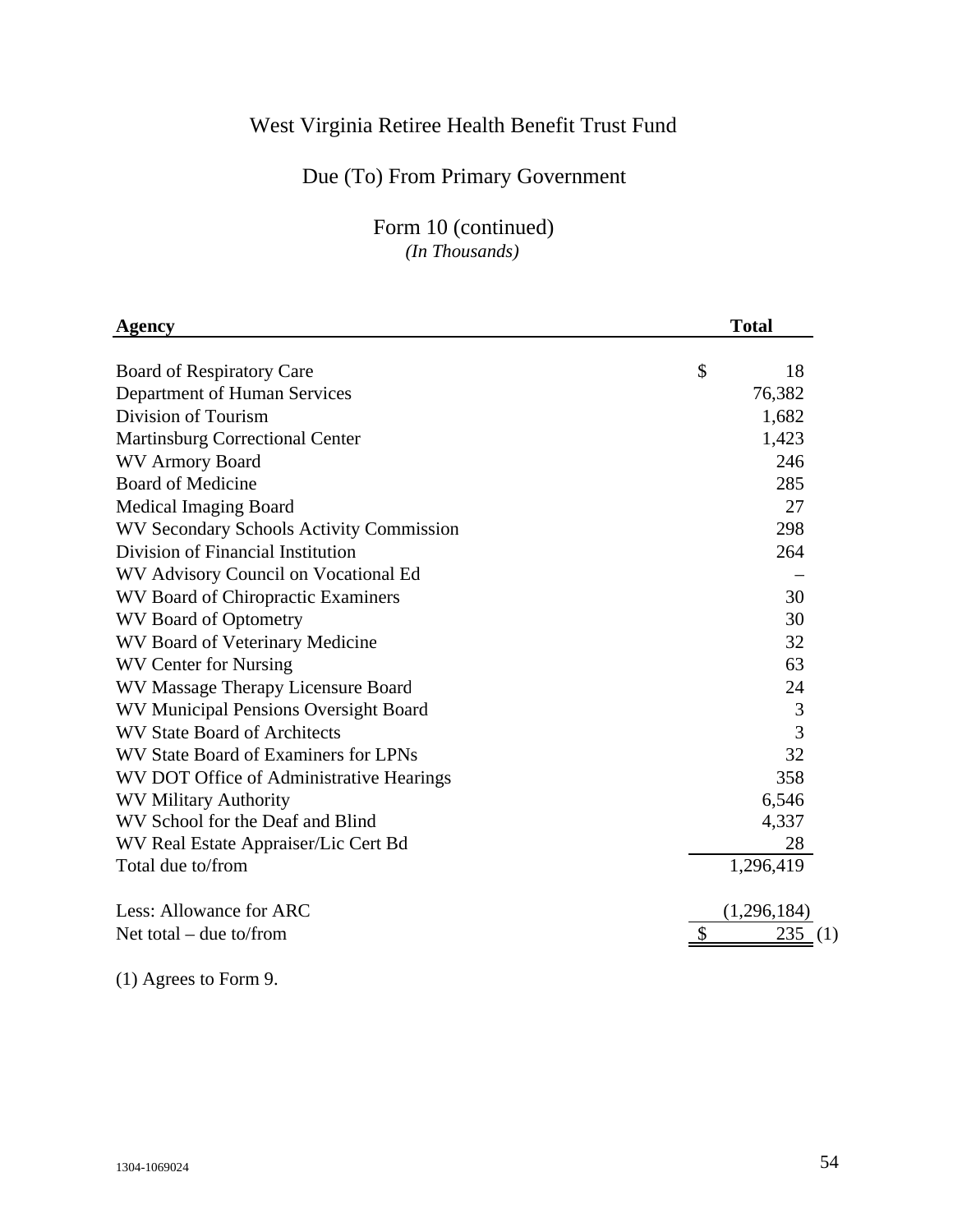# West Virginia Retiree Health Benefit Trust Fund

## Due (To) From Primary Government

### Form 10 (continued)

*(In Thousands)*

| Agency | Total |
|---|---|
| Board of Respiratory Care | $ 18 |
| Department of Human Services | 76,382 |
| Division of Tourism | 1,682 |
| Martinsburg Correctional Center | 1,423 |
| WV Armory Board | 246 |
| Board of Medicine | 285 |
| Medical Imaging Board | 27 |
| WV Secondary Schools Activity Commission | 298 |
| Division of Financial Institution | 264 |
| WV Advisory Council on Vocational Ed | – |
| WV Board of Chiropractic Examiners | 30 |
| WV Board of Optometry | 30 |
| WV Board of Veterinary Medicine | 32 |
| WV Center for Nursing | 63 |
| WV Massage Therapy Licensure Board | 24 |
| WV Municipal Pensions Oversight Board | 3 |
| WV State Board of Architects | 3 |
| WV State Board of Examiners for LPNs | 32 |
| WV DOT Office of Administrative Hearings | 358 |
| WV Military Authority | 6,546 |
| WV School for the Deaf and Blind | 4,337 |
| WV Real Estate Appraiser/Lic Cert Bd | 28 |
| Total due to/from | 1,296,419 |
| Less: Allowance for ARC | (1,296,184) |
| Net total – due to/from | $ 235 (1) |

(1) Agrees to Form 9.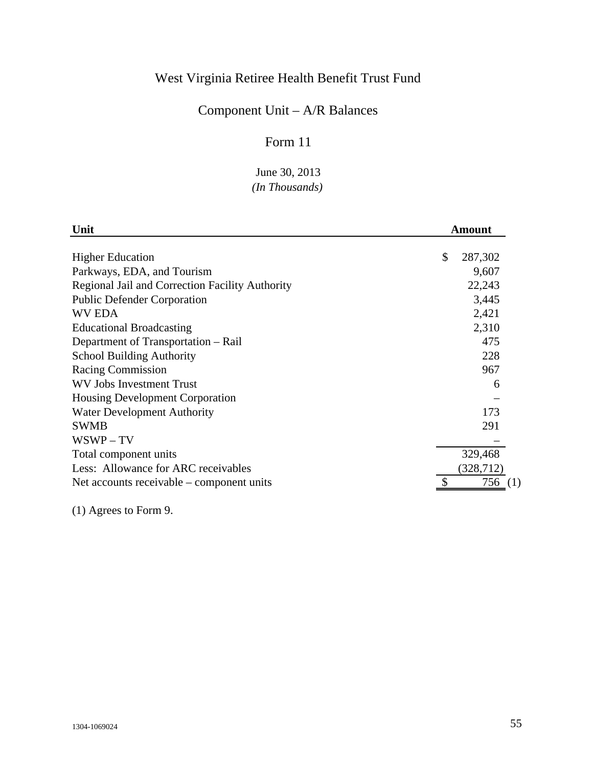# West Virginia Retiree Health Benefit Trust Fund

## Component Unit – A/R Balances

## Form 11

June 30, 2013
*(In Thousands)*

| Unit | Amount |
|---|---|
| Higher Education | $ 287,302 |
| Parkways, EDA, and Tourism | 9,607 |
| Regional Jail and Correction Facility Authority | 22,243 |
| Public Defender Corporation | 3,445 |
| WV EDA | 2,421 |
| Educational Broadcasting | 2,310 |
| Department of Transportation – Rail | 475 |
| School Building Authority | 228 |
| Racing Commission | 967 |
| WV Jobs Investment Trust | 6 |
| Housing Development Corporation | – |
| Water Development Authority | 173 |
| SWMB | 291 |
| WSWP – TV | – |
| Total component units | 329,468 |
| Less: Allowance for ARC receivables | (328,712) |
| Net accounts receivable – component units | $ 756 (1) |

(1) Agrees to Form 9.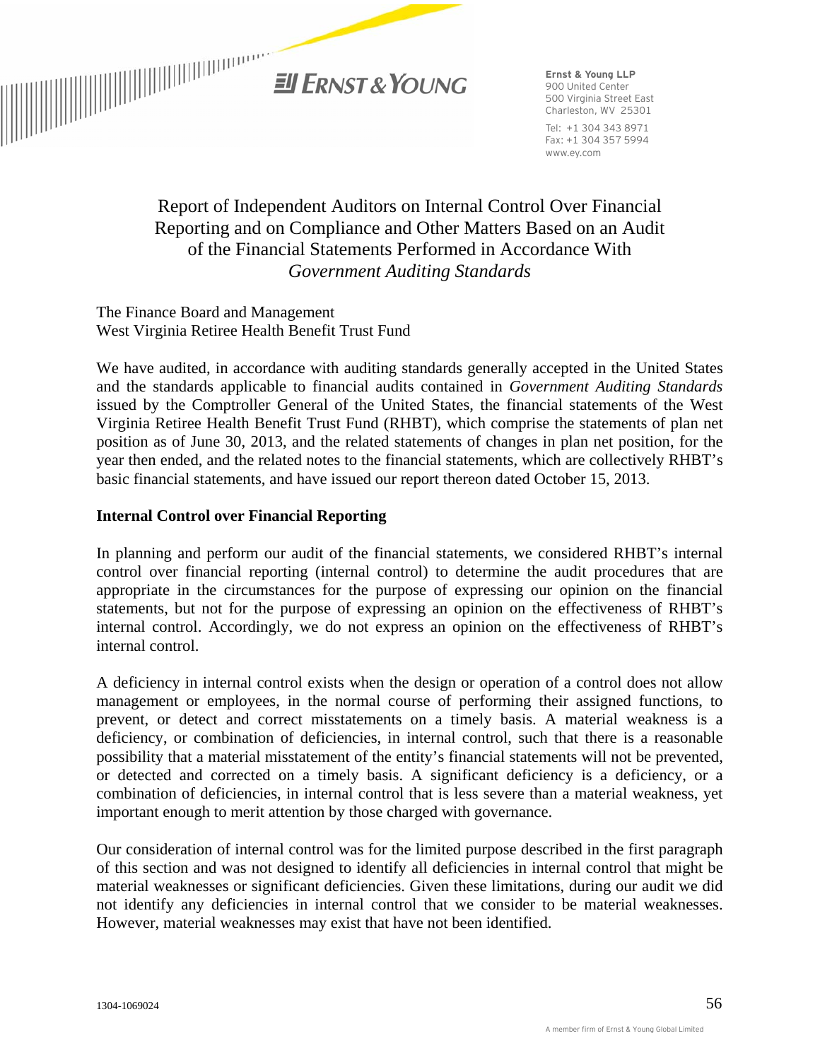Ernst & Young LLP
900 United Center
500 Virginia Street East
Charleston, WV 25301

Tel: +1 304 343 8971
Fax: +1 304 357 5994
www.ey.com

# Report of Independent Auditors on Internal Control Over Financial Reporting and on Compliance and Other Matters Based on an Audit of the Financial Statements Performed in Accordance With *Government Auditing Standards*

The Finance Board and Management
West Virginia Retiree Health Benefit Trust Fund

We have audited, in accordance with auditing standards generally accepted in the United States and the standards applicable to financial audits contained in *Government Auditing Standards* issued by the Comptroller General of the United States, the financial statements of the West Virginia Retiree Health Benefit Trust Fund (RHBT), which comprise the statements of plan net position as of June 30, 2013, and the related statements of changes in plan net position, for the year then ended, and the related notes to the financial statements, which are collectively RHBT's basic financial statements, and have issued our report thereon dated October 15, 2013.

## Internal Control over Financial Reporting

In planning and perform our audit of the financial statements, we considered RHBT's internal control over financial reporting (internal control) to determine the audit procedures that are appropriate in the circumstances for the purpose of expressing our opinion on the financial statements, but not for the purpose of expressing an opinion on the effectiveness of RHBT's internal control. Accordingly, we do not express an opinion on the effectiveness of RHBT's internal control.

A deficiency in internal control exists when the design or operation of a control does not allow management or employees, in the normal course of performing their assigned functions, to prevent, or detect and correct misstatements on a timely basis. A material weakness is a deficiency, or combination of deficiencies, in internal control, such that there is a reasonable possibility that a material misstatement of the entity's financial statements will not be prevented, or detected and corrected on a timely basis. A significant deficiency is a deficiency, or a combination of deficiencies, in internal control that is less severe than a material weakness, yet important enough to merit attention by those charged with governance.

Our consideration of internal control was for the limited purpose described in the first paragraph of this section and was not designed to identify all deficiencies in internal control that might be material weaknesses or significant deficiencies. Given these limitations, during our audit we did not identify any deficiencies in internal control that we consider to be material weaknesses. However, material weaknesses may exist that have not been identified.

1304-1069024

A member firm of Ernst & Young Global Limited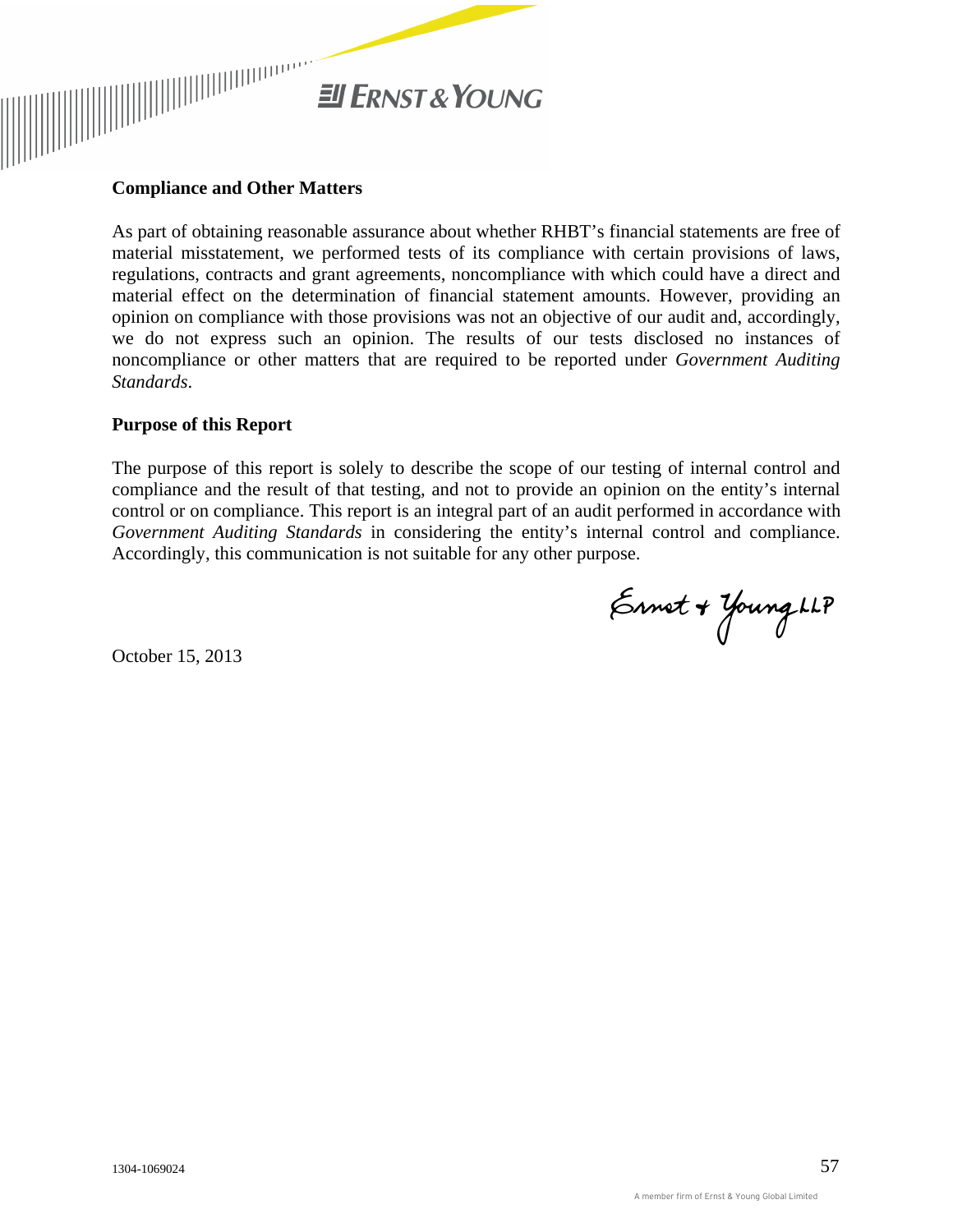## Compliance and Other Matters

As part of obtaining reasonable assurance about whether RHBT's financial statements are free of material misstatement, we performed tests of its compliance with certain provisions of laws, regulations, contracts and grant agreements, noncompliance with which could have a direct and material effect on the determination of financial statement amounts. However, providing an opinion on compliance with those provisions was not an objective of our audit and, accordingly, we do not express such an opinion. The results of our tests disclosed no instances of noncompliance or other matters that are required to be reported under *Government Auditing Standards*.

## Purpose of this Report

The purpose of this report is solely to describe the scope of our testing of internal control and compliance and the result of that testing, and not to provide an opinion on the entity's internal control or on compliance. This report is an integral part of an audit performed in accordance with *Government Auditing Standards* in considering the entity's internal control and compliance. Accordingly, this communication is not suitable for any other purpose.

Ernst + Young LLP

October 15, 2013

1304-1069024

A member firm of Ernst & Young Global Limited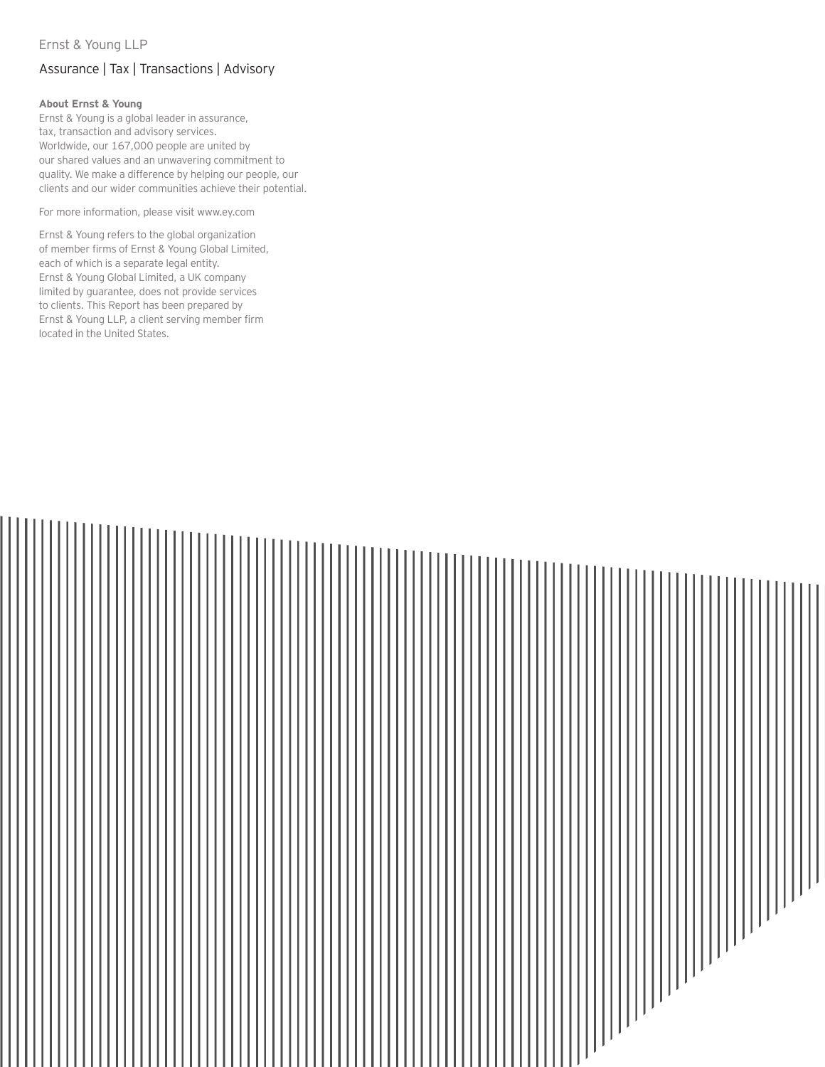Ernst & Young LLP

Assurance | Tax | Transactions | Advisory

**About Ernst & Young**

Ernst & Young is a global leader in assurance, tax, transaction and advisory services. Worldwide, our 167,000 people are united by our shared values and an unwavering commitment to quality. We make a difference by helping our people, our clients and our wider communities achieve their potential.

For more information, please visit www.ey.com

Ernst & Young refers to the global organization of member firms of Ernst & Young Global Limited, each of which is a separate legal entity. Ernst & Young Global Limited, a UK company limited by guarantee, does not provide services to clients. This Report has been prepared by Ernst & Young LLP, a client serving member firm located in the United States.